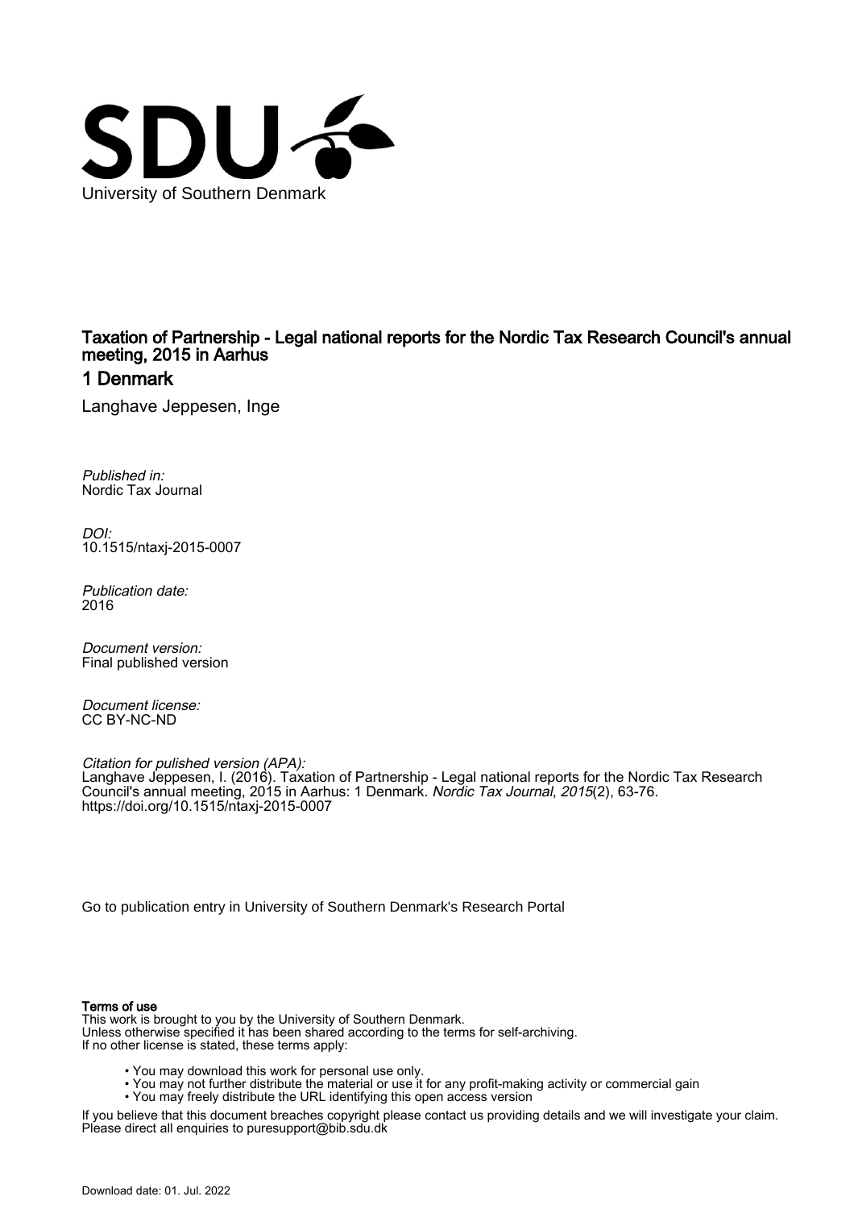University of Southern Denmark

# Taxation of Partnership - Legal national reports for the Nordic Tax Research Council's annual meeting, 2015 in Aarhus

## 1 Denmark

Langhave Jeppesen, Inge

*Published in:*
Nordic Tax Journal

*DOI:*
10.1515/ntaxj-2015-0007

*Publication date:*
2016

*Document version:*
Final published version

*Document license:*
CC BY-NC-ND

*Citation for pulished version (APA):*
Langhave Jeppesen, I. (2016). Taxation of Partnership - Legal national reports for the Nordic Tax Research Council's annual meeting, 2015 in Aarhus: 1 Denmark. *Nordic Tax Journal*, *2015*(2), 63-76. https://doi.org/10.1515/ntaxj-2015-0007

Go to publication entry in University of Southern Denmark's Research Portal

**Terms of use**

This work is brought to you by the University of Southern Denmark.
Unless otherwise specified it has been shared according to the terms for self-archiving.
If no other license is stated, these terms apply:

- You may download this work for personal use only.
- You may not further distribute the material or use it for any profit-making activity or commercial gain
- You may freely distribute the URL identifying this open access version

If you believe that this document breaches copyright please contact us providing details and we will investigate your claim.
Please direct all enquiries to puresupport@bib.sdu.dk

Download date: 01. Jul. 2022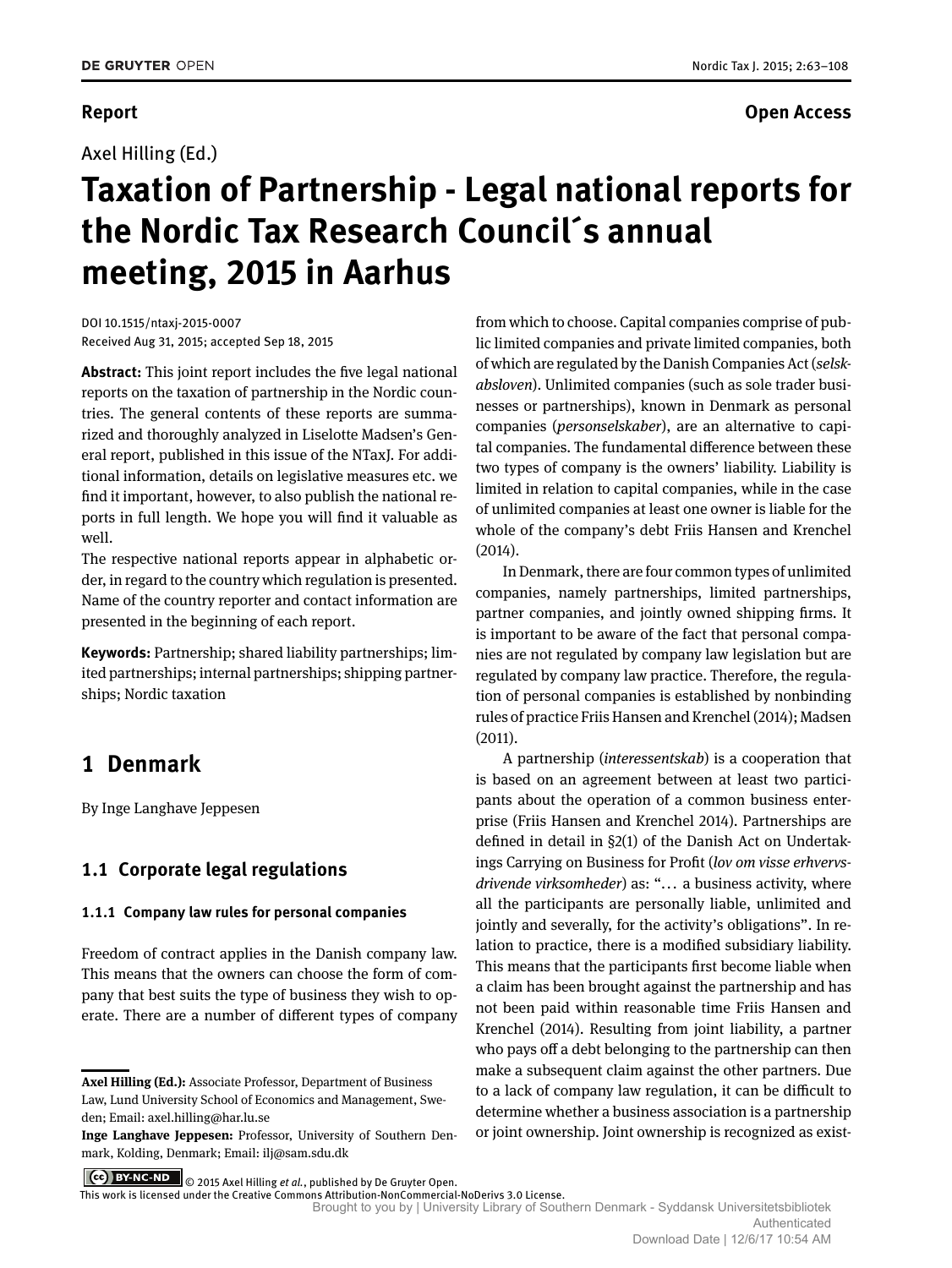Report

Open Access

Axel Hilling (Ed.)

# Taxation of Partnership - Legal national reports for the Nordic Tax Research Council´s annual meeting, 2015 in Aarhus

DOI 10.1515/ntaxj-2015-0007
Received Aug 31, 2015; accepted Sep 18, 2015

**Abstract:** This joint report includes the five legal national reports on the taxation of partnership in the Nordic countries. The general contents of these reports are summarized and thoroughly analyzed in Liselotte Madsen's General report, published in this issue of the NTaxJ. For additional information, details on legislative measures etc. we find it important, however, to also publish the national reports in full length. We hope you will find it valuable as well.
The respective national reports appear in alphabetic order, in regard to the country which regulation is presented. Name of the country reporter and contact information are presented in the beginning of each report.

**Keywords:** Partnership; shared liability partnerships; limited partnerships; internal partnerships; shipping partnerships; Nordic taxation

## 1 Denmark

By Inge Langhave Jeppesen

### 1.1 Corporate legal regulations

#### 1.1.1 Company law rules for personal companies

Freedom of contract applies in the Danish company law. This means that the owners can choose the form of company that best suits the type of business they wish to operate. There are a number of different types of company from which to choose. Capital companies comprise of public limited companies and private limited companies, both of which are regulated by the Danish Companies Act (*selskabsloven*). Unlimited companies (such as sole trader businesses or partnerships), known in Denmark as personal companies (*personselskaber*), are an alternative to capital companies. The fundamental difference between these two types of company is the owners' liability. Liability is limited in relation to capital companies, while in the case of unlimited companies at least one owner is liable for the whole of the company's debt Friis Hansen and Krenchel (2014).

In Denmark, there are four common types of unlimited companies, namely partnerships, limited partnerships, partner companies, and jointly owned shipping firms. It is important to be aware of the fact that personal companies are not regulated by company law legislation but are regulated by company law practice. Therefore, the regulation of personal companies is established by nonbinding rules of practice Friis Hansen and Krenchel (2014); Madsen (2011).

A partnership (*interessentskab*) is a cooperation that is based on an agreement between at least two participants about the operation of a common business enterprise (Friis Hansen and Krenchel 2014). Partnerships are defined in detail in §2(1) of the Danish Act on Undertakings Carrying on Business for Profit (*lov om visse erhvervsdrivende virksomheder*) as: "... a business activity, where all the participants are personally liable, unlimited and jointly and severally, for the activity's obligations". In relation to practice, there is a modified subsidiary liability. This means that the participants first become liable when a claim has been brought against the partnership and has not been paid within reasonable time Friis Hansen and Krenchel (2014). Resulting from joint liability, a partner who pays off a debt belonging to the partnership can then make a subsequent claim against the other partners. Due to a lack of company law regulation, it can be difficult to determine whether a business association is a partnership or joint ownership. Joint ownership is recognized as exist-

---

**Axel Hilling (Ed.):** Associate Professor, Department of Business Law, Lund University School of Economics and Management, Sweden; Email: axel.hilling@har.lu.se
**Inge Langhave Jeppesen:** Professor, University of Southern Denmark, Kolding, Denmark; Email: ilj@sam.sdu.dk

© 2015 Axel Hilling *et al.*, published by De Gruyter Open.
This work is licensed under the Creative Commons Attribution-NonCommercial-NoDerivs 3.0 License.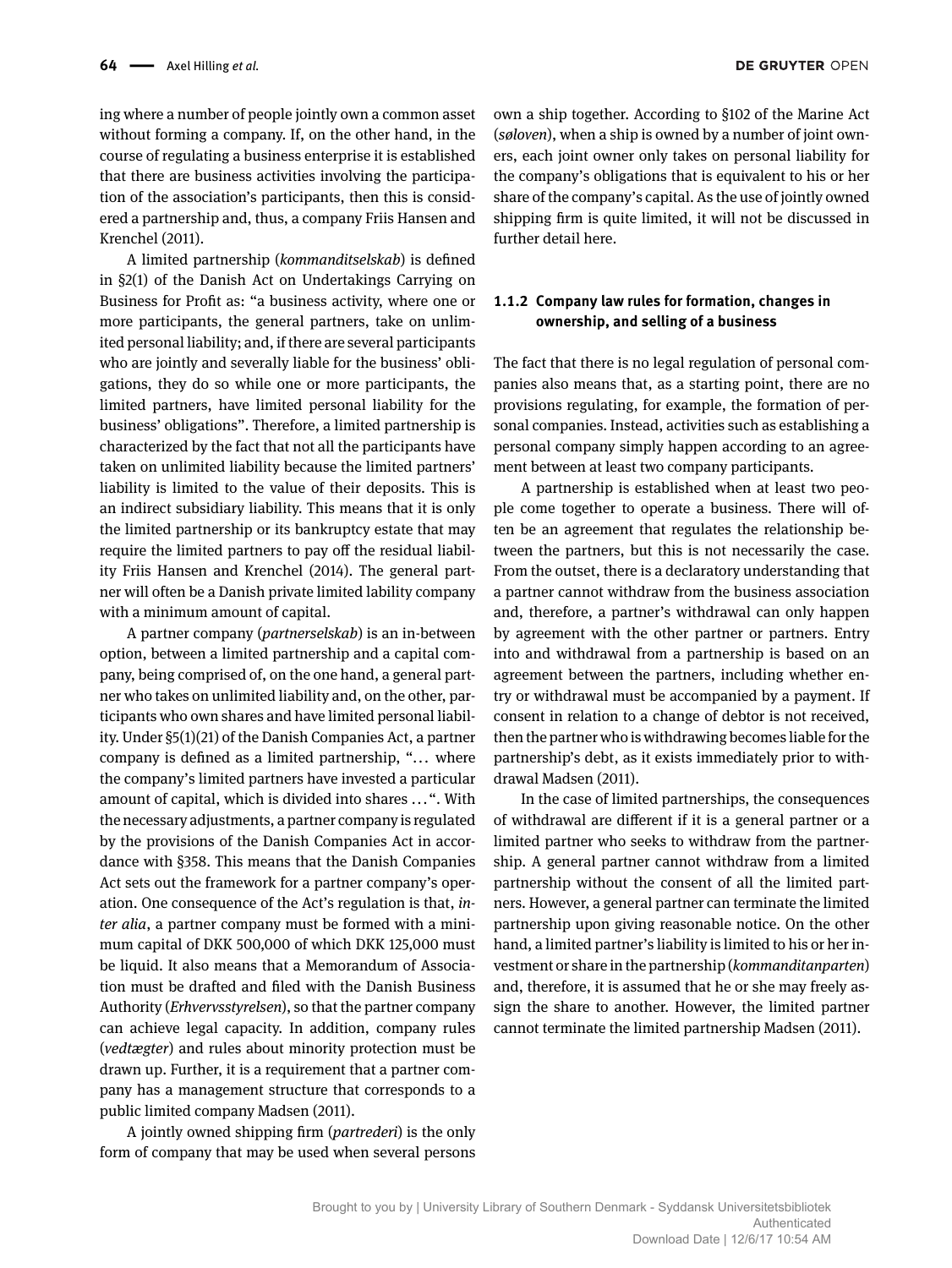ing where a number of people jointly own a common asset without forming a company. If, on the other hand, in the course of regulating a business enterprise it is established that there are business activities involving the participation of the association's participants, then this is considered a partnership and, thus, a company Friis Hansen and Krenchel (2011).

A limited partnership (*kommanditselskab*) is defined in §2(1) of the Danish Act on Undertakings Carrying on Business for Profit as: "a business activity, where one or more participants, the general partners, take on unlimited personal liability; and, if there are several participants who are jointly and severally liable for the business' obligations, they do so while one or more participants, the limited partners, have limited personal liability for the business' obligations". Therefore, a limited partnership is characterized by the fact that not all the participants have taken on unlimited liability because the limited partners' liability is limited to the value of their deposits. This is an indirect subsidiary liability. This means that it is only the limited partnership or its bankruptcy estate that may require the limited partners to pay off the residual liability Friis Hansen and Krenchel (2014). The general partner will often be a Danish private limited lability company with a minimum amount of capital.

A partner company (*partnerselskab*) is an in-between option, between a limited partnership and a capital company, being comprised of, on the one hand, a general partner who takes on unlimited liability and, on the other, participants who own shares and have limited personal liability. Under §5(1)(21) of the Danish Companies Act, a partner company is defined as a limited partnership, "… where the company's limited partners have invested a particular amount of capital, which is divided into shares …". With the necessary adjustments, a partner company is regulated by the provisions of the Danish Companies Act in accordance with §358. This means that the Danish Companies Act sets out the framework for a partner company's operation. One consequence of the Act's regulation is that, *inter alia*, a partner company must be formed with a minimum capital of DKK 500,000 of which DKK 125,000 must be liquid. It also means that a Memorandum of Association must be drafted and filed with the Danish Business Authority (*Erhvervsstyrelsen*), so that the partner company can achieve legal capacity. In addition, company rules (*vedtægter*) and rules about minority protection must be drawn up. Further, it is a requirement that a partner company has a management structure that corresponds to a public limited company Madsen (2011).

A jointly owned shipping firm (*partrederi*) is the only form of company that may be used when several persons own a ship together. According to §102 of the Marine Act (*søloven*), when a ship is owned by a number of joint owners, each joint owner only takes on personal liability for the company's obligations that is equivalent to his or her share of the company's capital. As the use of jointly owned shipping firm is quite limited, it will not be discussed in further detail here.

### 1.1.2 Company law rules for formation, changes in ownership, and selling of a business

The fact that there is no legal regulation of personal companies also means that, as a starting point, there are no provisions regulating, for example, the formation of personal companies. Instead, activities such as establishing a personal company simply happen according to an agreement between at least two company participants.

A partnership is established when at least two people come together to operate a business. There will often be an agreement that regulates the relationship between the partners, but this is not necessarily the case. From the outset, there is a declaratory understanding that a partner cannot withdraw from the business association and, therefore, a partner's withdrawal can only happen by agreement with the other partner or partners. Entry into and withdrawal from a partnership is based on an agreement between the partners, including whether entry or withdrawal must be accompanied by a payment. If consent in relation to a change of debtor is not received, then the partner who is withdrawing becomes liable for the partnership's debt, as it exists immediately prior to withdrawal Madsen (2011).

In the case of limited partnerships, the consequences of withdrawal are different if it is a general partner or a limited partner who seeks to withdraw from the partnership. A general partner cannot withdraw from a limited partnership without the consent of all the limited partners. However, a general partner can terminate the limited partnership upon giving reasonable notice. On the other hand, a limited partner's liability is limited to his or her investment or share in the partnership (*kommanditanparten*) and, therefore, it is assumed that he or she may freely assign the share to another. However, the limited partner cannot terminate the limited partnership Madsen (2011).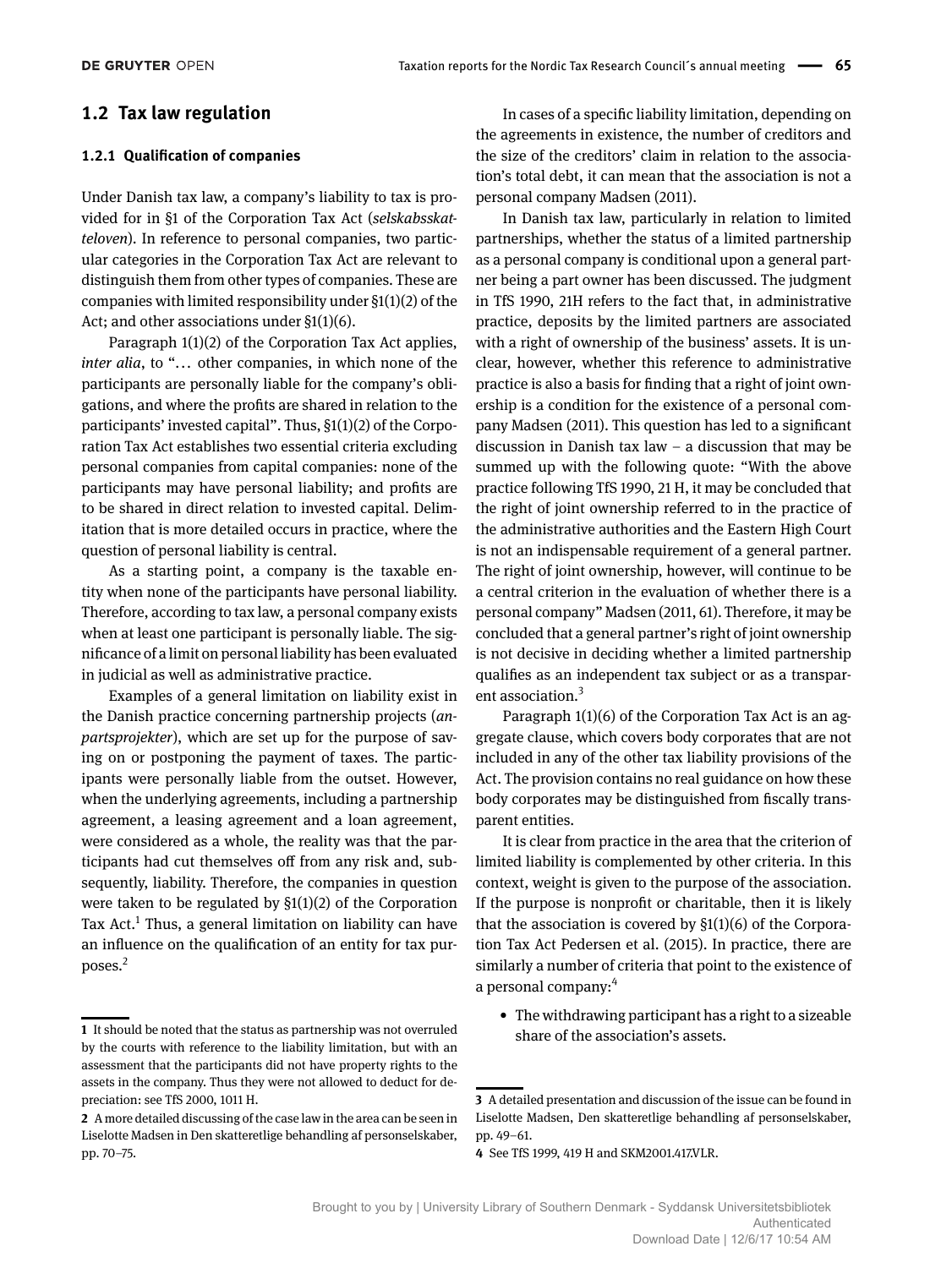## 1.2 Tax law regulation

### 1.2.1 Qualification of companies

Under Danish tax law, a company's liability to tax is provided for in §1 of the Corporation Tax Act (*selskabsskatteloven*). In reference to personal companies, two particular categories in the Corporation Tax Act are relevant to distinguish them from other types of companies. These are companies with limited responsibility under §1(1)(2) of the Act; and other associations under §1(1)(6).

Paragraph 1(1)(2) of the Corporation Tax Act applies, *inter alia*, to "… other companies, in which none of the participants are personally liable for the company's obligations, and where the profits are shared in relation to the participants' invested capital". Thus, §1(1)(2) of the Corporation Tax Act establishes two essential criteria excluding personal companies from capital companies: none of the participants may have personal liability; and profits are to be shared in direct relation to invested capital. Delimitation that is more detailed occurs in practice, where the question of personal liability is central.

As a starting point, a company is the taxable entity when none of the participants have personal liability. Therefore, according to tax law, a personal company exists when at least one participant is personally liable. The significance of a limit on personal liability has been evaluated in judicial as well as administrative practice.

Examples of a general limitation on liability exist in the Danish practice concerning partnership projects (*anpartsprojekter*), which are set up for the purpose of saving on or postponing the payment of taxes. The participants were personally liable from the outset. However, when the underlying agreements, including a partnership agreement, a leasing agreement and a loan agreement, were considered as a whole, the reality was that the participants had cut themselves off from any risk and, subsequently, liability. Therefore, the companies in question were taken to be regulated by §1(1)(2) of the Corporation Tax Act.[1] Thus, a general limitation on liability can have an influence on the qualification of an entity for tax purposes.[2]

In cases of a specific liability limitation, depending on the agreements in existence, the number of creditors and the size of the creditors' claim in relation to the association's total debt, it can mean that the association is not a personal company Madsen (2011).

In Danish tax law, particularly in relation to limited partnerships, whether the status of a limited partnership as a personal company is conditional upon a general partner being a part owner has been discussed. The judgment in TfS 1990, 21H refers to the fact that, in administrative practice, deposits by the limited partners are associated with a right of ownership of the business' assets. It is unclear, however, whether this reference to administrative practice is also a basis for finding that a right of joint ownership is a condition for the existence of a personal company Madsen (2011). This question has led to a significant discussion in Danish tax law – a discussion that may be summed up with the following quote: "With the above practice following TfS 1990, 21 H, it may be concluded that the right of joint ownership referred to in the practice of the administrative authorities and the Eastern High Court is not an indispensable requirement of a general partner. The right of joint ownership, however, will continue to be a central criterion in the evaluation of whether there is a personal company" Madsen (2011, 61). Therefore, it may be concluded that a general partner's right of joint ownership is not decisive in deciding whether a limited partnership qualifies as an independent tax subject or as a transparent association.[3]

Paragraph 1(1)(6) of the Corporation Tax Act is an aggregate clause, which covers body corporates that are not included in any of the other tax liability provisions of the Act. The provision contains no real guidance on how these body corporates may be distinguished from fiscally transparent entities.

It is clear from practice in the area that the criterion of limited liability is complemented by other criteria. In this context, weight is given to the purpose of the association. If the purpose is nonprofit or charitable, then it is likely that the association is covered by §1(1)(6) of the Corporation Tax Act Pedersen et al. (2015). In practice, there are similarly a number of criteria that point to the existence of a personal company:[4]

- The withdrawing participant has a right to a sizeable share of the association's assets.

---

1 It should be noted that the status as partnership was not overruled by the courts with reference to the liability limitation, but with an assessment that the participants did not have property rights to the assets in the company. Thus they were not allowed to deduct for depreciation: see TfS 2000, 1011 H.

2 A more detailed discussing of the case law in the area can be seen in Liselotte Madsen in Den skatteretlige behandling af personselskaber, pp. 70–75.

3 A detailed presentation and discussion of the issue can be found in Liselotte Madsen, Den skatteretlige behandling af personselskaber, pp. 49–61.

4 See TfS 1999, 419 H and SKM2001.417.VLR.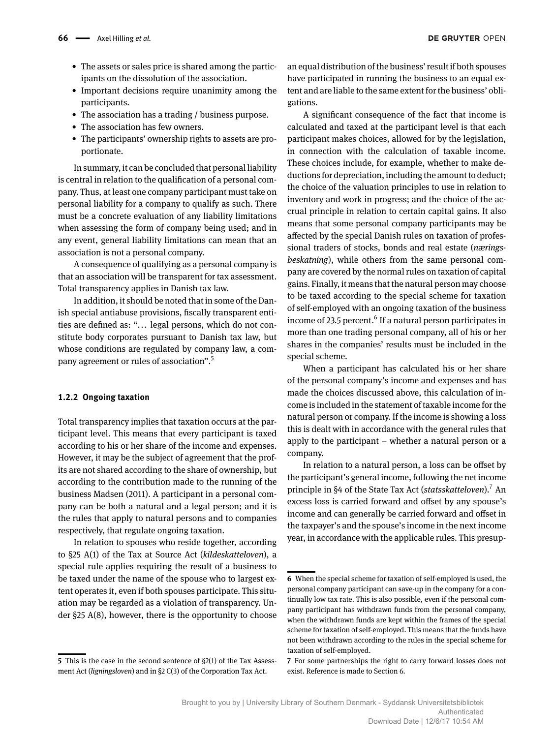- The assets or sales price is shared among the participants on the dissolution of the association.
- Important decisions require unanimity among the participants.
- The association has a trading / business purpose.
- The association has few owners.
- The participants' ownership rights to assets are proportionate.

In summary, it can be concluded that personal liability is central in relation to the qualification of a personal company. Thus, at least one company participant must take on personal liability for a company to qualify as such. There must be a concrete evaluation of any liability limitations when assessing the form of company being used; and in any event, general liability limitations can mean that an association is not a personal company.

A consequence of qualifying as a personal company is that an association will be transparent for tax assessment. Total transparency applies in Danish tax law.

In addition, it should be noted that in some of the Danish special antiabuse provisions, fiscally transparent entities are defined as: "… legal persons, which do not constitute body corporates pursuant to Danish tax law, but whose conditions are regulated by company law, a company agreement or rules of association".[5]

### 1.2.2 Ongoing taxation

Total transparency implies that taxation occurs at the participant level. This means that every participant is taxed according to his or her share of the income and expenses. However, it may be the subject of agreement that the profits are not shared according to the share of ownership, but according to the contribution made to the running of the business Madsen (2011). A participant in a personal company can be both a natural and a legal person; and it is the rules that apply to natural persons and to companies respectively, that regulate ongoing taxation.

In relation to spouses who reside together, according to §25 A(1) of the Tax at Source Act (*kildeskatteloven*), a special rule applies requiring the result of a business to be taxed under the name of the spouse who to largest extent operates it, even if both spouses participate. This situation may be regarded as a violation of transparency. Under §25 A(8), however, there is the opportunity to choose an equal distribution of the business' result if both spouses have participated in running the business to an equal extent and are liable to the same extent for the business' obligations.

A significant consequence of the fact that income is calculated and taxed at the participant level is that each participant makes choices, allowed for by the legislation, in connection with the calculation of taxable income. These choices include, for example, whether to make deductions for depreciation, including the amount to deduct; the choice of the valuation principles to use in relation to inventory and work in progress; and the choice of the accrual principle in relation to certain capital gains. It also means that some personal company participants may be affected by the special Danish rules on taxation of professional traders of stocks, bonds and real estate (*næringsbeskatning*), while others from the same personal company are covered by the normal rules on taxation of capital gains. Finally, it means that the natural person may choose to be taxed according to the special scheme for taxation of self-employed with an ongoing taxation of the business income of 23.5 percent.[6] If a natural person participates in more than one trading personal company, all of his or her shares in the companies' results must be included in the special scheme.

When a participant has calculated his or her share of the personal company's income and expenses and has made the choices discussed above, this calculation of income is included in the statement of taxable income for the natural person or company. If the income is showing a loss this is dealt with in accordance with the general rules that apply to the participant – whether a natural person or a company.

In relation to a natural person, a loss can be offset by the participant's general income, following the net income principle in §4 of the State Tax Act (*statsskatteloven*).[7] An excess loss is carried forward and offset by any spouse's income and can generally be carried forward and offset in the taxpayer's and the spouse's income in the next income year, in accordance with the applicable rules. This presup-

---

5 This is the case in the second sentence of §2(1) of the Tax Assessment Act (*ligningsloven*) and in §2 C(3) of the Corporation Tax Act.

6 When the special scheme for taxation of self-employed is used, the personal company participant can save-up in the company for a continually low tax rate. This is also possible, even if the personal company participant has withdrawn funds from the personal company, when the withdrawn funds are kept within the frames of the special scheme for taxation of self-employed. This means that the funds have not been withdrawn according to the rules in the special scheme for taxation of self-employed.

7 For some partnerships the right to carry forward losses does not exist. Reference is made to Section 6.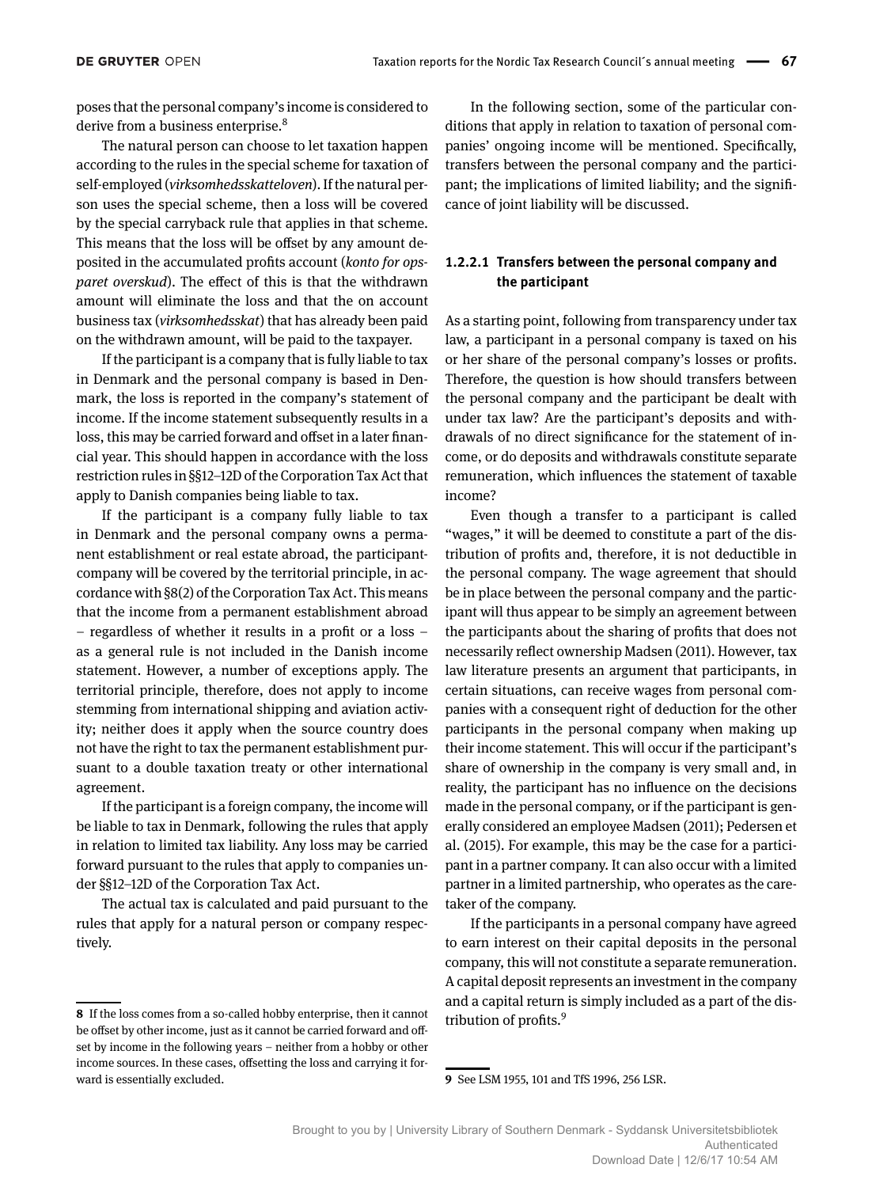poses that the personal company's income is considered to derive from a business enterprise.[8]

The natural person can choose to let taxation happen according to the rules in the special scheme for taxation of self-employed (*virksomhedsskatteloven*). If the natural person uses the special scheme, then a loss will be covered by the special carryback rule that applies in that scheme. This means that the loss will be offset by any amount deposited in the accumulated profits account (*konto for opsparet overskud*). The effect of this is that the withdrawn amount will eliminate the loss and that the on account business tax (*virksomhedsskat*) that has already been paid on the withdrawn amount, will be paid to the taxpayer.

If the participant is a company that is fully liable to tax in Denmark and the personal company is based in Denmark, the loss is reported in the company's statement of income. If the income statement subsequently results in a loss, this may be carried forward and offset in a later financial year. This should happen in accordance with the loss restriction rules in §§12–12D of the Corporation Tax Act that apply to Danish companies being liable to tax.

If the participant is a company fully liable to tax in Denmark and the personal company owns a permanent establishment or real estate abroad, the participant-company will be covered by the territorial principle, in accordance with §8(2) of the Corporation Tax Act. This means that the income from a permanent establishment abroad – regardless of whether it results in a profit or a loss – as a general rule is not included in the Danish income statement. However, a number of exceptions apply. The territorial principle, therefore, does not apply to income stemming from international shipping and aviation activity; neither does it apply when the source country does not have the right to tax the permanent establishment pursuant to a double taxation treaty or other international agreement.

If the participant is a foreign company, the income will be liable to tax in Denmark, following the rules that apply in relation to limited tax liability. Any loss may be carried forward pursuant to the rules that apply to companies under §§12–12D of the Corporation Tax Act.

The actual tax is calculated and paid pursuant to the rules that apply for a natural person or company respectively.

In the following section, some of the particular conditions that apply in relation to taxation of personal companies' ongoing income will be mentioned. Specifically, transfers between the personal company and the participant; the implications of limited liability; and the significance of joint liability will be discussed.

#### 1.2.2.1 Transfers between the personal company and the participant

As a starting point, following from transparency under tax law, a participant in a personal company is taxed on his or her share of the personal company's losses or profits. Therefore, the question is how should transfers between the personal company and the participant be dealt with under tax law? Are the participant's deposits and withdrawals of no direct significance for the statement of income, or do deposits and withdrawals constitute separate remuneration, which influences the statement of taxable income?

Even though a transfer to a participant is called "wages," it will be deemed to constitute a part of the distribution of profits and, therefore, it is not deductible in the personal company. The wage agreement that should be in place between the personal company and the participant will thus appear to be simply an agreement between the participants about the sharing of profits that does not necessarily reflect ownership Madsen (2011). However, tax law literature presents an argument that participants, in certain situations, can receive wages from personal companies with a consequent right of deduction for the other participants in the personal company when making up their income statement. This will occur if the participant's share of ownership in the company is very small and, in reality, the participant has no influence on the decisions made in the personal company, or if the participant is generally considered an employee Madsen (2011); Pedersen et al. (2015). For example, this may be the case for a participant in a partner company. It can also occur with a limited partner in a limited partnership, who operates as the caretaker of the company.

If the participants in a personal company have agreed to earn interest on their capital deposits in the personal company, this will not constitute a separate remuneration. A capital deposit represents an investment in the company and a capital return is simply included as a part of the distribution of profits.[9]

---

[8] If the loss comes from a so-called hobby enterprise, then it cannot be offset by other income, just as it cannot be carried forward and offset by income in the following years – neither from a hobby or other income sources. In these cases, offsetting the loss and carrying it forward is essentially excluded.

[9] See LSM 1955, 101 and TfS 1996, 256 LSR.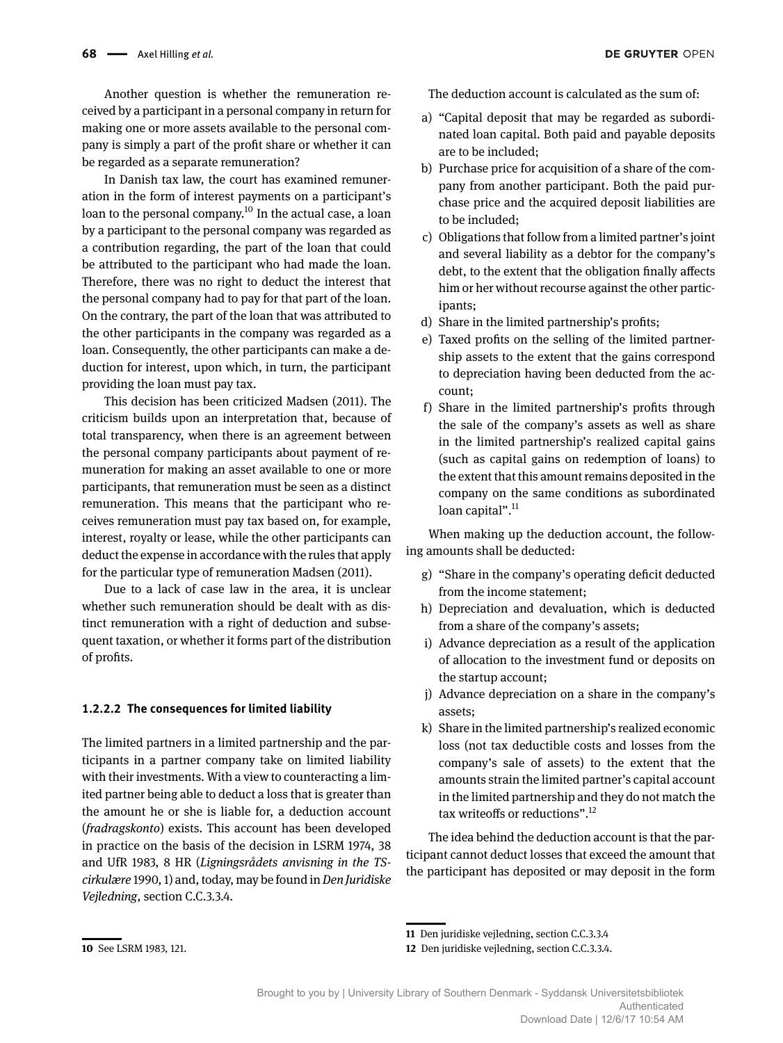Another question is whether the remuneration received by a participant in a personal company in return for making one or more assets available to the personal company is simply a part of the profit share or whether it can be regarded as a separate remuneration?

In Danish tax law, the court has examined remuneration in the form of interest payments on a participant's loan to the personal company.[10] In the actual case, a loan by a participant to the personal company was regarded as a contribution regarding, the part of the loan that could be attributed to the participant who had made the loan. Therefore, there was no right to deduct the interest that the personal company had to pay for that part of the loan. On the contrary, the part of the loan that was attributed to the other participants in the company was regarded as a loan. Consequently, the other participants can make a deduction for interest, upon which, in turn, the participant providing the loan must pay tax.

This decision has been criticized Madsen (2011). The criticism builds upon an interpretation that, because of total transparency, when there is an agreement between the personal company participants about payment of remuneration for making an asset available to one or more participants, that remuneration must be seen as a distinct remuneration. This means that the participant who receives remuneration must pay tax based on, for example, interest, royalty or lease, while the other participants can deduct the expense in accordance with the rules that apply for the particular type of remuneration Madsen (2011).

Due to a lack of case law in the area, it is unclear whether such remuneration should be dealt with as distinct remuneration with a right of deduction and subsequent taxation, or whether it forms part of the distribution of profits.

#### 1.2.2.2 The consequences for limited liability

The limited partners in a limited partnership and the participants in a partner company take on limited liability with their investments. With a view to counteracting a limited partner being able to deduct a loss that is greater than the amount he or she is liable for, a deduction account (*fradragskonto*) exists. This account has been developed in practice on the basis of the decision in LSRM 1974, 38 and UfR 1983, 8 HR (*Ligningsrådets anvisning in the TS-cirkulære* 1990, 1) and, today, may be found in *Den Juridiske Vejledning*, section C.C.3.3.4.

The deduction account is calculated as the sum of:

a) "Capital deposit that may be regarded as subordinated loan capital. Both paid and payable deposits are to be included;
b) Purchase price for acquisition of a share of the company from another participant. Both the paid purchase price and the acquired deposit liabilities are to be included;
c) Obligations that follow from a limited partner's joint and several liability as a debtor for the company's debt, to the extent that the obligation finally affects him or her without recourse against the other participants;
d) Share in the limited partnership's profits;
e) Taxed profits on the selling of the limited partnership assets to the extent that the gains correspond to depreciation having been deducted from the account;
f) Share in the limited partnership's profits through the sale of the company's assets as well as share in the limited partnership's realized capital gains (such as capital gains on redemption of loans) to the extent that this amount remains deposited in the company on the same conditions as subordinated loan capital".[11]

When making up the deduction account, the following amounts shall be deducted:

g) "Share in the company's operating deficit deducted from the income statement;
h) Depreciation and devaluation, which is deducted from a share of the company's assets;
i) Advance depreciation as a result of the application of allocation to the investment fund or deposits on the startup account;
j) Advance depreciation on a share in the company's assets;
k) Share in the limited partnership's realized economic loss (not tax deductible costs and losses from the company's sale of assets) to the extent that the amounts strain the limited partner's capital account in the limited partnership and they do not match the tax writeoffs or reductions".[12]

The idea behind the deduction account is that the participant cannot deduct losses that exceed the amount that the participant has deposited or may deposit in the form

---

10 See LSRM 1983, 121.

11 Den juridiske vejledning, section C.C.3.3.4

12 Den juridiske vejledning, section C.C.3.3.4.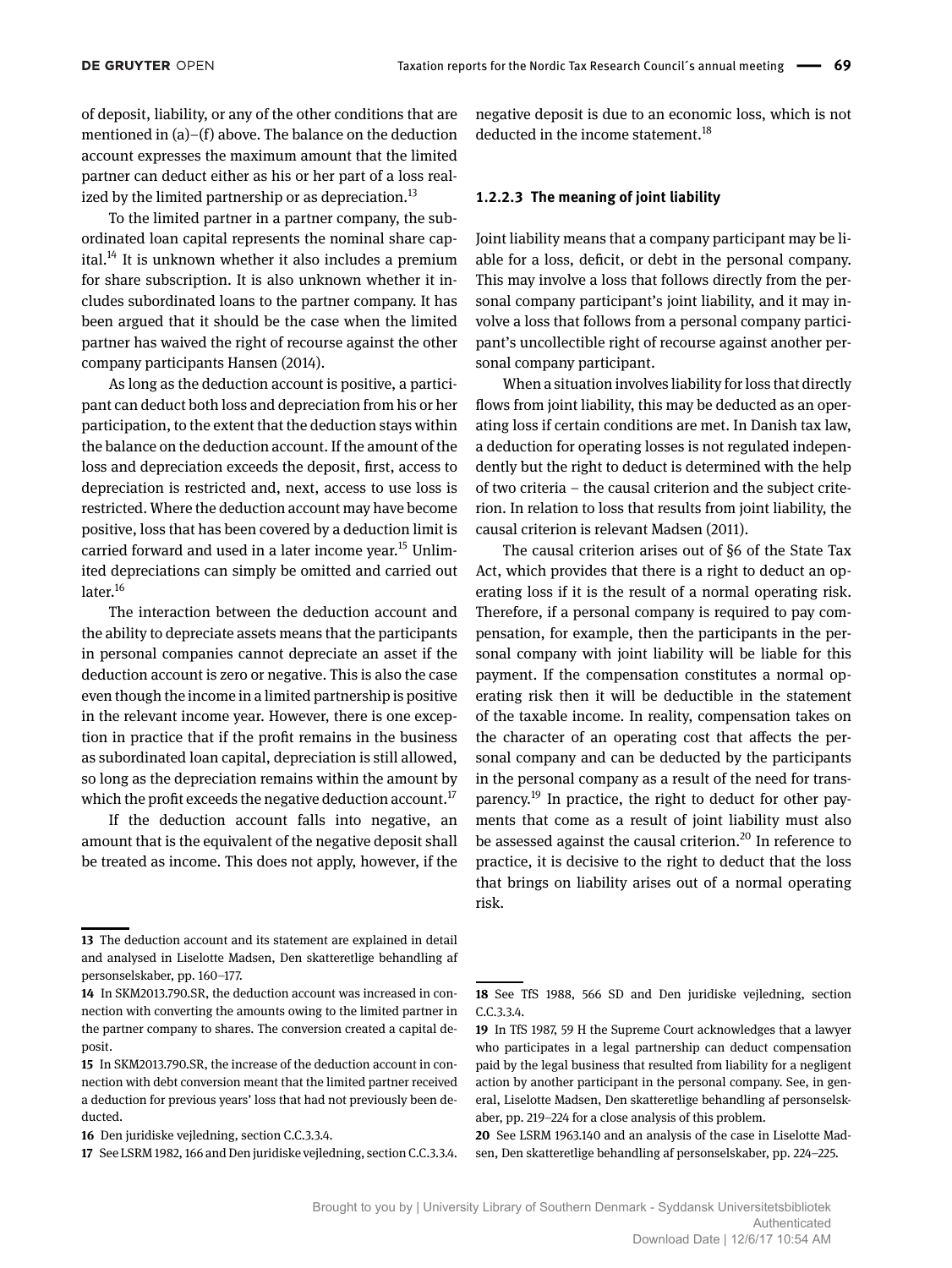of deposit, liability, or any of the other conditions that are mentioned in (a)–(f) above. The balance on the deduction account expresses the maximum amount that the limited partner can deduct either as his or her part of a loss realized by the limited partnership or as depreciation.[13]

To the limited partner in a partner company, the subordinated loan capital represents the nominal share capital.[14] It is unknown whether it also includes a premium for share subscription. It is also unknown whether it includes subordinated loans to the partner company. It has been argued that it should be the case when the limited partner has waived the right of recourse against the other company participants Hansen (2014).

As long as the deduction account is positive, a participant can deduct both loss and depreciation from his or her participation, to the extent that the deduction stays within the balance on the deduction account. If the amount of the loss and depreciation exceeds the deposit, first, access to depreciation is restricted and, next, access to use loss is restricted. Where the deduction account may have become positive, loss that has been covered by a deduction limit is carried forward and used in a later income year.[15] Unlimited depreciations can simply be omitted and carried out later.[16]

The interaction between the deduction account and the ability to depreciate assets means that the participants in personal companies cannot depreciate an asset if the deduction account is zero or negative. This is also the case even though the income in a limited partnership is positive in the relevant income year. However, there is one exception in practice that if the profit remains in the business as subordinated loan capital, depreciation is still allowed, so long as the depreciation remains within the amount by which the profit exceeds the negative deduction account.[17]

If the deduction account falls into negative, an amount that is the equivalent of the negative deposit shall be treated as income. This does not apply, however, if the negative deposit is due to an economic loss, which is not deducted in the income statement.[18]

#### 1.2.2.3 The meaning of joint liability

Joint liability means that a company participant may be liable for a loss, deficit, or debt in the personal company. This may involve a loss that follows directly from the personal company participant's joint liability, and it may involve a loss that follows from a personal company participant's uncollectible right of recourse against another personal company participant.

When a situation involves liability for loss that directly flows from joint liability, this may be deducted as an operating loss if certain conditions are met. In Danish tax law, a deduction for operating losses is not regulated independently but the right to deduct is determined with the help of two criteria – the causal criterion and the subject criterion. In relation to loss that results from joint liability, the causal criterion is relevant Madsen (2011).

The causal criterion arises out of §6 of the State Tax Act, which provides that there is a right to deduct an operating loss if it is the result of a normal operating risk. Therefore, if a personal company is required to pay compensation, for example, then the participants in the personal company with joint liability will be liable for this payment. If the compensation constitutes a normal operating risk then it will be deductible in the statement of the taxable income. In reality, compensation takes on the character of an operating cost that affects the personal company and can be deducted by the participants in the personal company as a result of the need for transparency.[19] In practice, the right to deduct for other payments that come as a result of joint liability must also be assessed against the causal criterion.[20] In reference to practice, it is decisive to the right to deduct that the loss that brings on liability arises out of a normal operating risk.

---

**13** The deduction account and its statement are explained in detail and analysed in Liselotte Madsen, Den skatteretlige behandling af personselskaber, pp. 160–177.

**14** In SKM2013.790.SR, the deduction account was increased in connection with converting the amounts owing to the limited partner in the partner company to shares. The conversion created a capital deposit.

**15** In SKM2013.790.SR, the increase of the deduction account in connection with debt conversion meant that the limited partner received a deduction for previous years' loss that had not previously been deducted.

**16** Den juridiske vejledning, section C.C.3.3.4.

**17** See LSRM 1982, 166 and Den juridiske vejledning, section C.C.3.3.4.

**18** See TfS 1988, 566 SD and Den juridiske vejledning, section C.C.3.3.4.

**19** In TfS 1987, 59 H the Supreme Court acknowledges that a lawyer who participates in a legal partnership can deduct compensation paid by the legal business that resulted from liability for a negligent action by another participant in the personal company. See, in general, Liselotte Madsen, Den skatteretlige behandling af personselskaber, pp. 219–224 for a close analysis of this problem.

**20** See LSRM 1963.140 and an analysis of the case in Liselotte Madsen, Den skatteretlige behandling af personselskaber, pp. 224–225.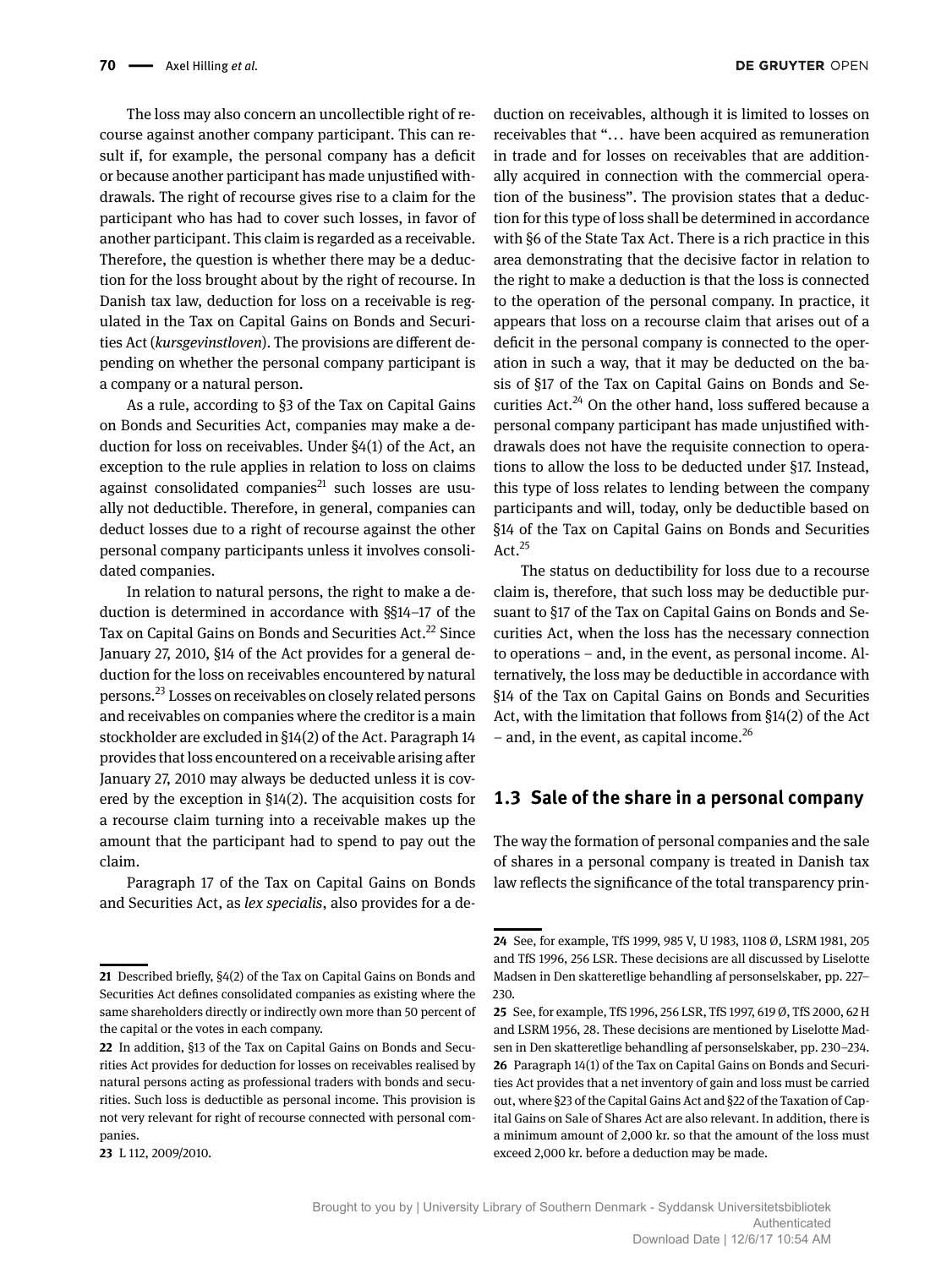The loss may also concern an uncollectible right of recourse against another company participant. This can result if, for example, the personal company has a deficit or because another participant has made unjustified withdrawals. The right of recourse gives rise to a claim for the participant who has had to cover such losses, in favor of another participant. This claim is regarded as a receivable. Therefore, the question is whether there may be a deduction for the loss brought about by the right of recourse. In Danish tax law, deduction for loss on a receivable is regulated in the Tax on Capital Gains on Bonds and Securities Act (*kursgevinstloven*). The provisions are different depending on whether the personal company participant is a company or a natural person.

As a rule, according to §3 of the Tax on Capital Gains on Bonds and Securities Act, companies may make a deduction for loss on receivables. Under §4(1) of the Act, an exception to the rule applies in relation to loss on claims against consolidated companies[21] such losses are usually not deductible. Therefore, in general, companies can deduct losses due to a right of recourse against the other personal company participants unless it involves consolidated companies.

In relation to natural persons, the right to make a deduction is determined in accordance with §§14–17 of the Tax on Capital Gains on Bonds and Securities Act.[22] Since January 27, 2010, §14 of the Act provides for a general deduction for the loss on receivables encountered by natural persons.[23] Losses on receivables on closely related persons and receivables on companies where the creditor is a main stockholder are excluded in §14(2) of the Act. Paragraph 14 provides that loss encountered on a receivable arising after January 27, 2010 may always be deducted unless it is covered by the exception in §14(2). The acquisition costs for a recourse claim turning into a receivable makes up the amount that the participant had to spend to pay out the claim.

Paragraph 17 of the Tax on Capital Gains on Bonds and Securities Act, as *lex specialis*, also provides for a deduction on receivables, although it is limited to losses on receivables that "... have been acquired as remuneration in trade and for losses on receivables that are additionally acquired in connection with the commercial operation of the business". The provision states that a deduction for this type of loss shall be determined in accordance with §6 of the State Tax Act. There is a rich practice in this area demonstrating that the decisive factor in relation to the right to make a deduction is that the loss is connected to the operation of the personal company. In practice, it appears that loss on a recourse claim that arises out of a deficit in the personal company is connected to the operation in such a way, that it may be deducted on the basis of §17 of the Tax on Capital Gains on Bonds and Securities Act.[24] On the other hand, loss suffered because a personal company participant has made unjustified withdrawals does not have the requisite connection to operations to allow the loss to be deducted under §17. Instead, this type of loss relates to lending between the company participants and will, today, only be deductible based on §14 of the Tax on Capital Gains on Bonds and Securities Act.[25]

The status on deductibility for loss due to a recourse claim is, therefore, that such loss may be deductible pursuant to §17 of the Tax on Capital Gains on Bonds and Securities Act, when the loss has the necessary connection to operations – and, in the event, as personal income. Alternatively, the loss may be deductible in accordance with §14 of the Tax on Capital Gains on Bonds and Securities Act, with the limitation that follows from §14(2) of the Act – and, in the event, as capital income.[26]

## 1.3 Sale of the share in a personal company

The way the formation of personal companies and the sale of shares in a personal company is treated in Danish tax law reflects the significance of the total transparency prin-

---

21 Described briefly, §4(2) of the Tax on Capital Gains on Bonds and Securities Act defines consolidated companies as existing where the same shareholders directly or indirectly own more than 50 percent of the capital or the votes in each company.

22 In addition, §13 of the Tax on Capital Gains on Bonds and Securities Act provides for deduction for losses on receivables realised by natural persons acting as professional traders with bonds and securities. Such loss is deductible as personal income. This provision is not very relevant for right of recourse connected with personal companies.

23 L 112, 2009/2010.

24 See, for example, TfS 1999, 985 V, U 1983, 1108 Ø, LSRM 1981, 205 and TfS 1996, 256 LSR. These decisions are all discussed by Liselotte Madsen in Den skatteretlige behandling af personselskaber, pp. 227–230.

25 See, for example, TfS 1996, 256 LSR, TfS 1997, 619 Ø, TfS 2000, 62 H and LSRM 1956, 28. These decisions are mentioned by Liselotte Madsen in Den skatteretlige behandling af personselskaber, pp. 230–234.

26 Paragraph 14(1) of the Tax on Capital Gains on Bonds and Securities Act provides that a net inventory of gain and loss must be carried out, where §23 of the Capital Gains Act and §22 of the Taxation of Capital Gains on Sale of Shares Act are also relevant. In addition, there is a minimum amount of 2,000 kr. so that the amount of the loss must exceed 2,000 kr. before a deduction may be made.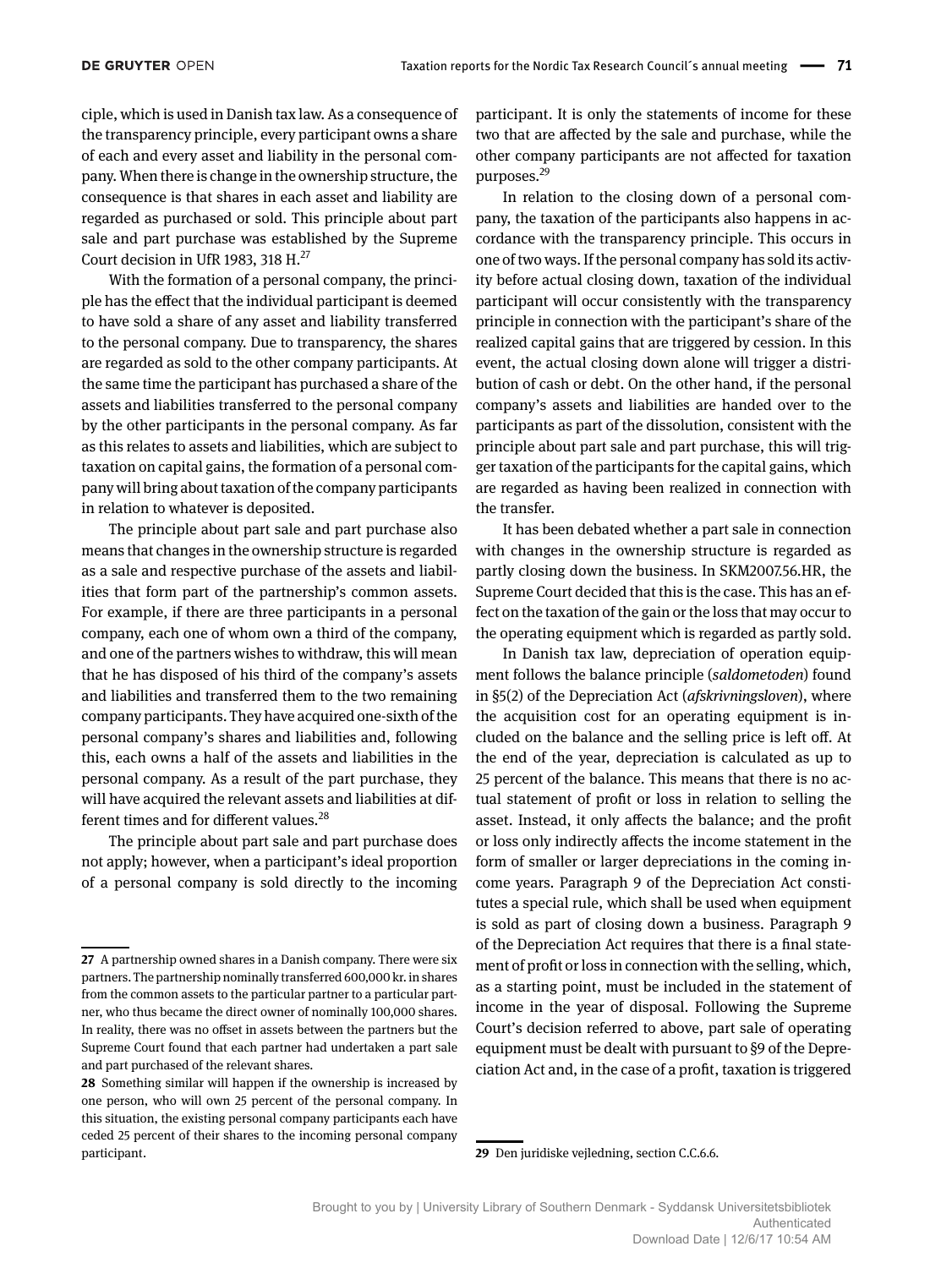ciple, which is used in Danish tax law. As a consequence of the transparency principle, every participant owns a share of each and every asset and liability in the personal company. When there is change in the ownership structure, the consequence is that shares in each asset and liability are regarded as purchased or sold. This principle about part sale and part purchase was established by the Supreme Court decision in UfR 1983, 318 H.[27]

With the formation of a personal company, the principle has the effect that the individual participant is deemed to have sold a share of any asset and liability transferred to the personal company. Due to transparency, the shares are regarded as sold to the other company participants. At the same time the participant has purchased a share of the assets and liabilities transferred to the personal company by the other participants in the personal company. As far as this relates to assets and liabilities, which are subject to taxation on capital gains, the formation of a personal company will bring about taxation of the company participants in relation to whatever is deposited.

The principle about part sale and part purchase also means that changes in the ownership structure is regarded as a sale and respective purchase of the assets and liabilities that form part of the partnership's common assets. For example, if there are three participants in a personal company, each one of whom own a third of the company, and one of the partners wishes to withdraw, this will mean that he has disposed of his third of the company's assets and liabilities and transferred them to the two remaining company participants. They have acquired one-sixth of the personal company's shares and liabilities and, following this, each owns a half of the assets and liabilities in the personal company. As a result of the part purchase, they will have acquired the relevant assets and liabilities at different times and for different values.[28]

The principle about part sale and part purchase does not apply; however, when a participant's ideal proportion of a personal company is sold directly to the incoming participant. It is only the statements of income for these two that are affected by the sale and purchase, while the other company participants are not affected for taxation purposes.[29]

In relation to the closing down of a personal company, the taxation of the participants also happens in accordance with the transparency principle. This occurs in one of two ways. If the personal company has sold its activity before actual closing down, taxation of the individual participant will occur consistently with the transparency principle in connection with the participant's share of the realized capital gains that are triggered by cession. In this event, the actual closing down alone will trigger a distribution of cash or debt. On the other hand, if the personal company's assets and liabilities are handed over to the participants as part of the dissolution, consistent with the principle about part sale and part purchase, this will trigger taxation of the participants for the capital gains, which are regarded as having been realized in connection with the transfer.

It has been debated whether a part sale in connection with changes in the ownership structure is regarded as partly closing down the business. In SKM2007.56.HR, the Supreme Court decided that this is the case. This has an effect on the taxation of the gain or the loss that may occur to the operating equipment which is regarded as partly sold.

In Danish tax law, depreciation of operation equipment follows the balance principle (*saldometoden*) found in §5(2) of the Depreciation Act (*afskrivningsloven*), where the acquisition cost for an operating equipment is included on the balance and the selling price is left off. At the end of the year, depreciation is calculated as up to 25 percent of the balance. This means that there is no actual statement of profit or loss in relation to selling the asset. Instead, it only affects the balance; and the profit or loss only indirectly affects the income statement in the form of smaller or larger depreciations in the coming income years. Paragraph 9 of the Depreciation Act constitutes a special rule, which shall be used when equipment is sold as part of closing down a business. Paragraph 9 of the Depreciation Act requires that there is a final statement of profit or loss in connection with the selling, which, as a starting point, must be included in the statement of income in the year of disposal. Following the Supreme Court's decision referred to above, part sale of operating equipment must be dealt with pursuant to §9 of the Depreciation Act and, in the case of a profit, taxation is triggered

---

27 A partnership owned shares in a Danish company. There were six partners. The partnership nominally transferred 600,000 kr. in shares from the common assets to the particular partner to a particular partner, who thus became the direct owner of nominally 100,000 shares. In reality, there was no offset in assets between the partners but the Supreme Court found that each partner had undertaken a part sale and part purchased of the relevant shares.

28 Something similar will happen if the ownership is increased by one person, who will own 25 percent of the personal company. In this situation, the existing personal company participants each have ceded 25 percent of their shares to the incoming personal company participant.

29 Den juridiske vejledning, section C.C.6.6.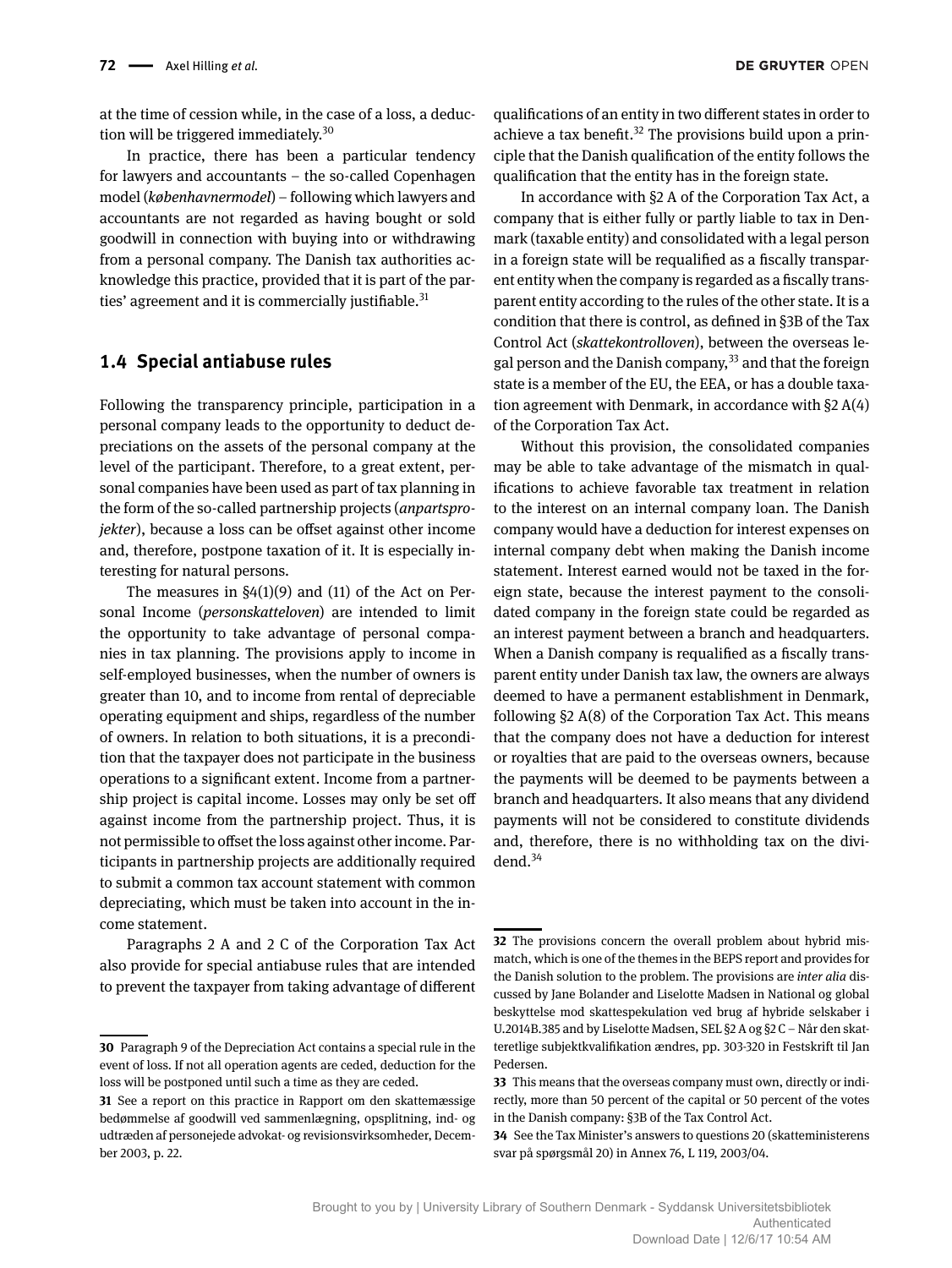at the time of cession while, in the case of a loss, a deduction will be triggered immediately.[30]

In practice, there has been a particular tendency for lawyers and accountants – the so-called Copenhagen model (*københavnermodel*) – following which lawyers and accountants are not regarded as having bought or sold goodwill in connection with buying into or withdrawing from a personal company. The Danish tax authorities acknowledge this practice, provided that it is part of the parties' agreement and it is commercially justifiable.[31]

## 1.4 Special antiabuse rules

Following the transparency principle, participation in a personal company leads to the opportunity to deduct depreciations on the assets of the personal company at the level of the participant. Therefore, to a great extent, personal companies have been used as part of tax planning in the form of the so-called partnership projects (*anpartsprojekter*), because a loss can be offset against other income and, therefore, postpone taxation of it. It is especially interesting for natural persons.

The measures in §4(1)(9) and (11) of the Act on Personal Income (*personskatteloven*) are intended to limit the opportunity to take advantage of personal companies in tax planning. The provisions apply to income in self-employed businesses, when the number of owners is greater than 10, and to income from rental of depreciable operating equipment and ships, regardless of the number of owners. In relation to both situations, it is a precondition that the taxpayer does not participate in the business operations to a significant extent. Income from a partnership project is capital income. Losses may only be set off against income from the partnership project. Thus, it is not permissible to offset the loss against other income. Participants in partnership projects are additionally required to submit a common tax account statement with common depreciating, which must be taken into account in the income statement.

Paragraphs 2 A and 2 C of the Corporation Tax Act also provide for special antiabuse rules that are intended to prevent the taxpayer from taking advantage of different qualifications of an entity in two different states in order to achieve a tax benefit.[32] The provisions build upon a principle that the Danish qualification of the entity follows the qualification that the entity has in the foreign state.

In accordance with §2 A of the Corporation Tax Act, a company that is either fully or partly liable to tax in Denmark (taxable entity) and consolidated with a legal person in a foreign state will be requalified as a fiscally transparent entity when the company is regarded as a fiscally transparent entity according to the rules of the other state. It is a condition that there is control, as defined in §3B of the Tax Control Act (*skattekontrolloven*), between the overseas legal person and the Danish company,[33] and that the foreign state is a member of the EU, the EEA, or has a double taxation agreement with Denmark, in accordance with §2 A(4) of the Corporation Tax Act.

Without this provision, the consolidated companies may be able to take advantage of the mismatch in qualifications to achieve favorable tax treatment in relation to the interest on an internal company loan. The Danish company would have a deduction for interest expenses on internal company debt when making the Danish income statement. Interest earned would not be taxed in the foreign state, because the interest payment to the consolidated company in the foreign state could be regarded as an interest payment between a branch and headquarters. When a Danish company is requalified as a fiscally transparent entity under Danish tax law, the owners are always deemed to have a permanent establishment in Denmark, following §2 A(8) of the Corporation Tax Act. This means that the company does not have a deduction for interest or royalties that are paid to the overseas owners, because the payments will be deemed to be payments between a branch and headquarters. It also means that any dividend payments will not be considered to constitute dividends and, therefore, there is no withholding tax on the dividend.[34]

---

30 Paragraph 9 of the Depreciation Act contains a special rule in the event of loss. If not all operation agents are ceded, deduction for the loss will be postponed until such a time as they are ceded.

31 See a report on this practice in Rapport om den skattemæssige bedømmelse af goodwill ved sammenlægning, opsplitning, ind- og udtræden af personejede advokat- og revisionsvirksomheder, December 2003, p. 22.

32 The provisions concern the overall problem about hybrid mismatch, which is one of the themes in the BEPS report and provides for the Danish solution to the problem. The provisions are *inter alia* discussed by Jane Bolander and Liselotte Madsen in National og global beskyttelse mod skattespekulation ved brug af hybride selskaber i U.2014B.385 and by Liselotte Madsen, SEL §2 A og §2 C – Når den skatteretlige subjektkvalifikation ændres, pp. 303-320 in Festskrift til Jan Pedersen.

33 This means that the overseas company must own, directly or indirectly, more than 50 percent of the capital or 50 percent of the votes in the Danish company: §3B of the Tax Control Act.

34 See the Tax Minister's answers to questions 20 (skatteministerens svar på spørgsmål 20) in Annex 76, L 119, 2003/04.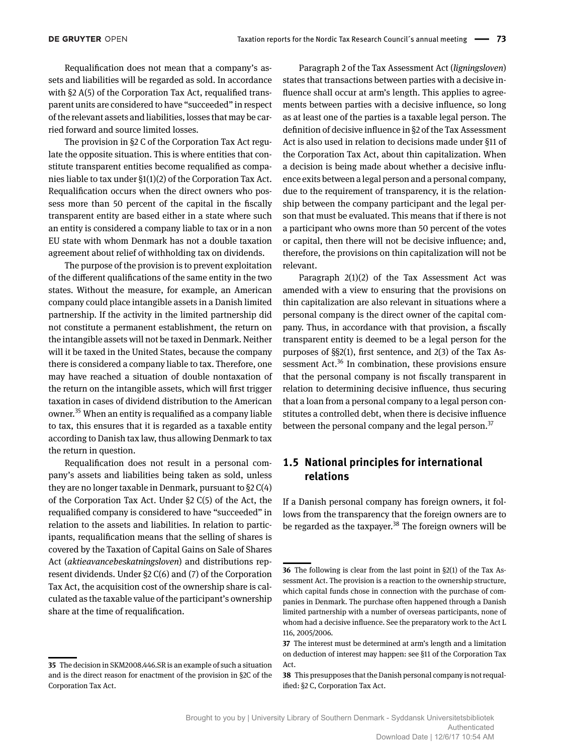Requalification does not mean that a company's assets and liabilities will be regarded as sold. In accordance with §2 A(5) of the Corporation Tax Act, requalified transparent units are considered to have "succeeded" in respect of the relevant assets and liabilities, losses that may be carried forward and source limited losses.

The provision in §2 C of the Corporation Tax Act regulate the opposite situation. This is where entities that constitute transparent entities become requalified as companies liable to tax under §1(1)(2) of the Corporation Tax Act. Requalification occurs when the direct owners who possess more than 50 percent of the capital in the fiscally transparent entity are based either in a state where such an entity is considered a company liable to tax or in a non EU state with whom Denmark has not a double taxation agreement about relief of withholding tax on dividends.

The purpose of the provision is to prevent exploitation of the different qualifications of the same entity in the two states. Without the measure, for example, an American company could place intangible assets in a Danish limited partnership. If the activity in the limited partnership did not constitute a permanent establishment, the return on the intangible assets will not be taxed in Denmark. Neither will it be taxed in the United States, because the company there is considered a company liable to tax. Therefore, one may have reached a situation of double nontaxation of the return on the intangible assets, which will first trigger taxation in cases of dividend distribution to the American owner.[35] When an entity is requalified as a company liable to tax, this ensures that it is regarded as a taxable entity according to Danish tax law, thus allowing Denmark to tax the return in question.

Requalification does not result in a personal company's assets and liabilities being taken as sold, unless they are no longer taxable in Denmark, pursuant to §2 C(4) of the Corporation Tax Act. Under §2 C(5) of the Act, the requalified company is considered to have "succeeded" in relation to the assets and liabilities. In relation to participants, requalification means that the selling of shares is covered by the Taxation of Capital Gains on Sale of Shares Act (*aktieavancebeskatningsloven*) and distributions represent dividends. Under §2 C(6) and (7) of the Corporation Tax Act, the acquisition cost of the ownership share is calculated as the taxable value of the participant's ownership share at the time of requalification.

Paragraph 2 of the Tax Assessment Act (*ligningsloven*) states that transactions between parties with a decisive influence shall occur at arm's length. This applies to agreements between parties with a decisive influence, so long as at least one of the parties is a taxable legal person. The definition of decisive influence in §2 of the Tax Assessment Act is also used in relation to decisions made under §11 of the Corporation Tax Act, about thin capitalization. When a decision is being made about whether a decisive influence exits between a legal person and a personal company, due to the requirement of transparency, it is the relationship between the company participant and the legal person that must be evaluated. This means that if there is not a participant who owns more than 50 percent of the votes or capital, then there will not be decisive influence; and, therefore, the provisions on thin capitalization will not be relevant.

Paragraph 2(1)(2) of the Tax Assessment Act was amended with a view to ensuring that the provisions on thin capitalization are also relevant in situations where a personal company is the direct owner of the capital company. Thus, in accordance with that provision, a fiscally transparent entity is deemed to be a legal person for the purposes of §§2(1), first sentence, and 2(3) of the Tax Assessment Act.[36] In combination, these provisions ensure that the personal company is not fiscally transparent in relation to determining decisive influence, thus securing that a loan from a personal company to a legal person constitutes a controlled debt, when there is decisive influence between the personal company and the legal person.[37]

## 1.5 National principles for international relations

If a Danish personal company has foreign owners, it follows from the transparency that the foreign owners are to be regarded as the taxpayer.[38] The foreign owners will be

---

35 The decision in SKM2008.446.SR is an example of such a situation and is the direct reason for enactment of the provision in §2C of the Corporation Tax Act.

36 The following is clear from the last point in §2(1) of the Tax Assessment Act. The provision is a reaction to the ownership structure, which capital funds chose in connection with the purchase of companies in Denmark. The purchase often happened through a Danish limited partnership with a number of overseas participants, none of whom had a decisive influence. See the preparatory work to the Act L 116, 2005/2006.

37 The interest must be determined at arm's length and a limitation on deduction of interest may happen: see §11 of the Corporation Tax Act.

38 This presupposes that the Danish personal company is not requalified: §2 C, Corporation Tax Act.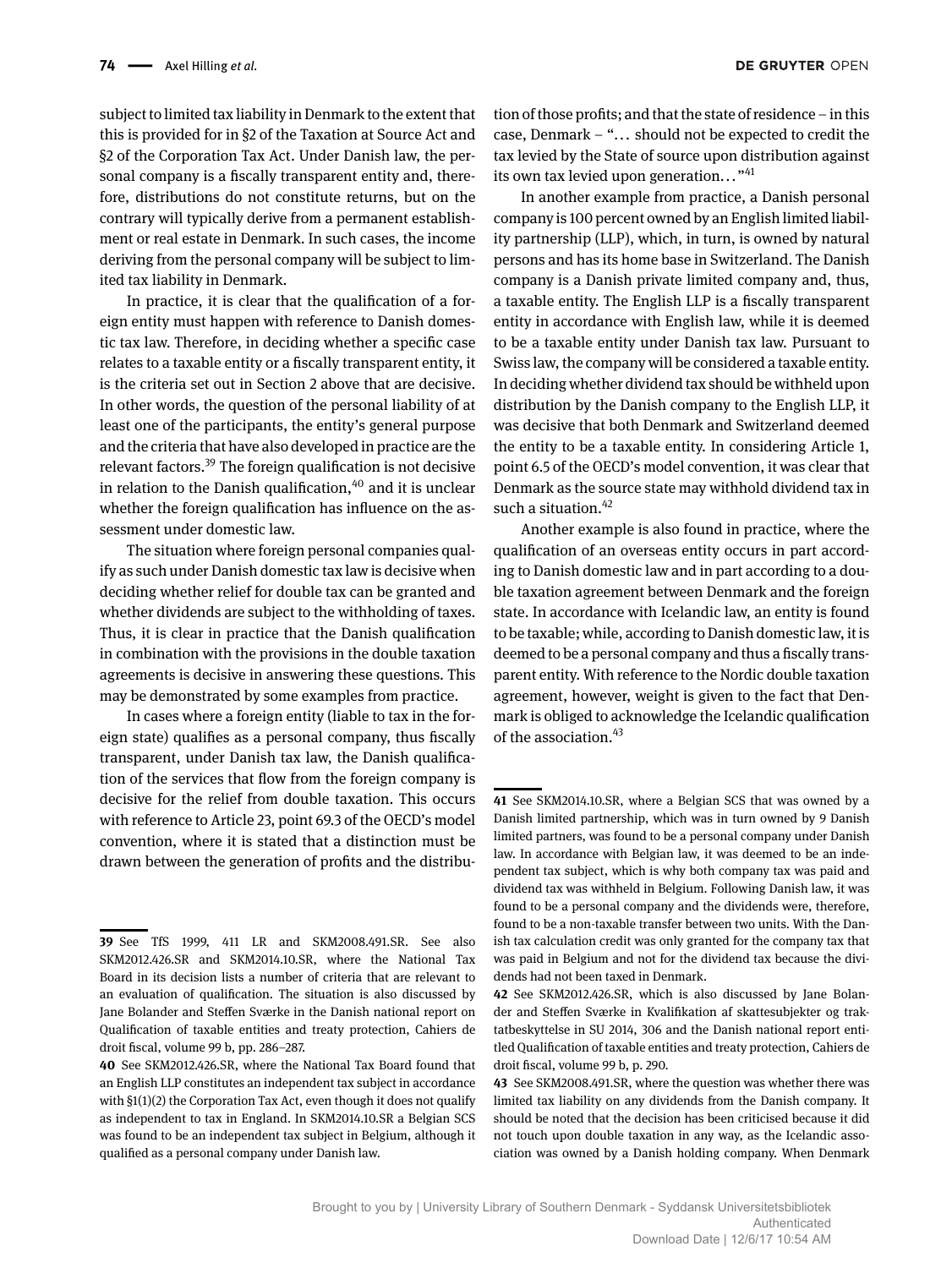subject to limited tax liability in Denmark to the extent that this is provided for in §2 of the Taxation at Source Act and §2 of the Corporation Tax Act. Under Danish law, the personal company is a fiscally transparent entity and, therefore, distributions do not constitute returns, but on the contrary will typically derive from a permanent establishment or real estate in Denmark. In such cases, the income deriving from the personal company will be subject to limited tax liability in Denmark.

In practice, it is clear that the qualification of a foreign entity must happen with reference to Danish domestic tax law. Therefore, in deciding whether a specific case relates to a taxable entity or a fiscally transparent entity, it is the criteria set out in Section 2 above that are decisive. In other words, the question of the personal liability of at least one of the participants, the entity's general purpose and the criteria that have also developed in practice are the relevant factors.[39] The foreign qualification is not decisive in relation to the Danish qualification,[40] and it is unclear whether the foreign qualification has influence on the assessment under domestic law.

The situation where foreign personal companies qualify as such under Danish domestic tax law is decisive when deciding whether relief for double tax can be granted and whether dividends are subject to the withholding of taxes. Thus, it is clear in practice that the Danish qualification in combination with the provisions in the double taxation agreements is decisive in answering these questions. This may be demonstrated by some examples from practice.

In cases where a foreign entity (liable to tax in the foreign state) qualifies as a personal company, thus fiscally transparent, under Danish tax law, the Danish qualification of the services that flow from the foreign company is decisive for the relief from double taxation. This occurs with reference to Article 23, point 69.3 of the OECD's model convention, where it is stated that a distinction must be drawn between the generation of profits and the distribution of those profits; and that the state of residence – in this case, Denmark – "... should not be expected to credit the tax levied by the State of source upon distribution against its own tax levied upon generation..."[41]

In another example from practice, a Danish personal company is 100 percent owned by an English limited liability partnership (LLP), which, in turn, is owned by natural persons and has its home base in Switzerland. The Danish company is a Danish private limited company and, thus, a taxable entity. The English LLP is a fiscally transparent entity in accordance with English law, while it is deemed to be a taxable entity under Danish tax law. Pursuant to Swiss law, the company will be considered a taxable entity. In deciding whether dividend tax should be withheld upon distribution by the Danish company to the English LLP, it was decisive that both Denmark and Switzerland deemed the entity to be a taxable entity. In considering Article 1, point 6.5 of the OECD's model convention, it was clear that Denmark as the source state may withhold dividend tax in such a situation.[42]

Another example is also found in practice, where the qualification of an overseas entity occurs in part according to Danish domestic law and in part according to a double taxation agreement between Denmark and the foreign state. In accordance with Icelandic law, an entity is found to be taxable; while, according to Danish domestic law, it is deemed to be a personal company and thus a fiscally transparent entity. With reference to the Nordic double taxation agreement, however, weight is given to the fact that Denmark is obliged to acknowledge the Icelandic qualification of the association.[43]

---

**39** See TfS 1999, 411 LR and SKM2008.491.SR. See also SKM2012.426.SR and SKM2014.10.SR, where the National Tax Board in its decision lists a number of criteria that are relevant to an evaluation of qualification. The situation is also discussed by Jane Bolander and Steffen Sværke in the Danish national report on Qualification of taxable entities and treaty protection, Cahiers de droit fiscal, volume 99 b, pp. 286–287.

**40** See SKM2012.426.SR, where the National Tax Board found that an English LLP constitutes an independent tax subject in accordance with §1(1)(2) the Corporation Tax Act, even though it does not qualify as independent to tax in England. In SKM2014.10.SR a Belgian SCS was found to be an independent tax subject in Belgium, although it qualified as a personal company under Danish law.

**41** See SKM2014.10.SR, where a Belgian SCS that was owned by a Danish limited partnership, which was in turn owned by 9 Danish limited partners, was found to be a personal company under Danish law. In accordance with Belgian law, it was deemed to be an independent tax subject, which is why both company tax was paid and dividend tax was withheld in Belgium. Following Danish law, it was found to be a personal company and the dividends were, therefore, found to be a non-taxable transfer between two units. With the Danish tax calculation credit was only granted for the company tax that was paid in Belgium and not for the dividend tax because the dividends had not been taxed in Denmark.

**42** See SKM2012.426.SR, which is also discussed by Jane Bolander and Steffen Sværke in Kvalifikation af skattesubjekter og traktatbeskyttelse in SU 2014, 306 and the Danish national report entitled Qualification of taxable entities and treaty protection, Cahiers de droit fiscal, volume 99 b, p. 290.

**43** See SKM2008.491.SR, where the question was whether there was limited tax liability on any dividends from the Danish company. It should be noted that the decision has been criticised because it did not touch upon double taxation in any way, as the Icelandic association was owned by a Danish holding company. When Denmark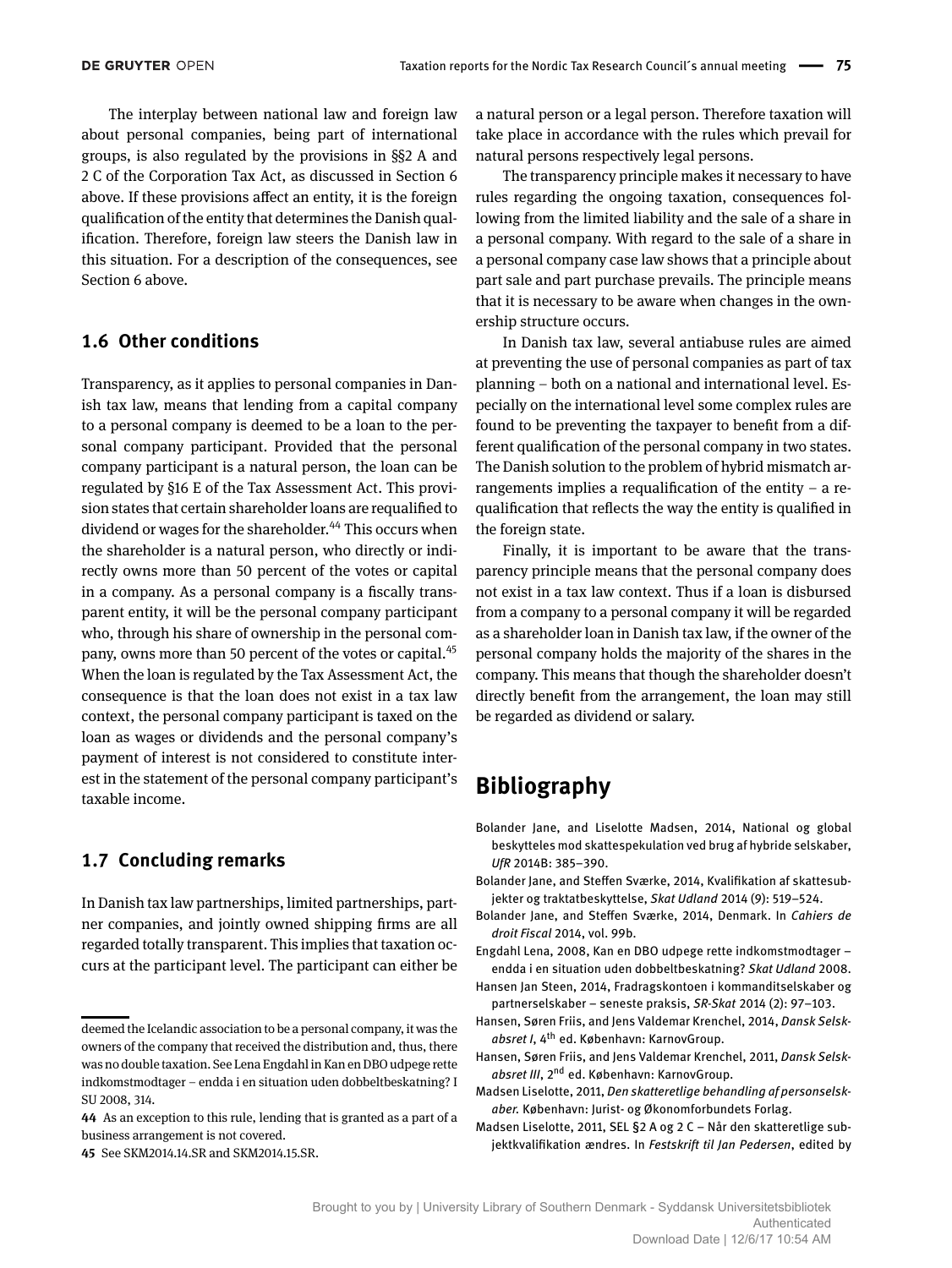The interplay between national law and foreign law about personal companies, being part of international groups, is also regulated by the provisions in §§2 A and 2 C of the Corporation Tax Act, as discussed in Section 6 above. If these provisions affect an entity, it is the foreign qualification of the entity that determines the Danish qualification. Therefore, foreign law steers the Danish law in this situation. For a description of the consequences, see Section 6 above.

### 1.6 Other conditions

Transparency, as it applies to personal companies in Danish tax law, means that lending from a capital company to a personal company is deemed to be a loan to the personal company participant. Provided that the personal company participant is a natural person, the loan can be regulated by §16 E of the Tax Assessment Act. This provision states that certain shareholder loans are requalified to dividend or wages for the shareholder.[44] This occurs when the shareholder is a natural person, who directly or indirectly owns more than 50 percent of the votes or capital in a company. As a personal company is a fiscally transparent entity, it will be the personal company participant who, through his share of ownership in the personal company, owns more than 50 percent of the votes or capital.[45] When the loan is regulated by the Tax Assessment Act, the consequence is that the loan does not exist in a tax law context, the personal company participant is taxed on the loan as wages or dividends and the personal company's payment of interest is not considered to constitute interest in the statement of the personal company participant's taxable income.

### 1.7 Concluding remarks

In Danish tax law partnerships, limited partnerships, partner companies, and jointly owned shipping firms are all regarded totally transparent. This implies that taxation occurs at the participant level. The participant can either be a natural person or a legal person. Therefore taxation will take place in accordance with the rules which prevail for natural persons respectively legal persons.

The transparency principle makes it necessary to have rules regarding the ongoing taxation, consequences following from the limited liability and the sale of a share in a personal company. With regard to the sale of a share in a personal company case law shows that a principle about part sale and part purchase prevails. The principle means that it is necessary to be aware when changes in the ownership structure occurs.

In Danish tax law, several antiabuse rules are aimed at preventing the use of personal companies as part of tax planning – both on a national and international level. Especially on the international level some complex rules are found to be preventing the taxpayer to benefit from a different qualification of the personal company in two states. The Danish solution to the problem of hybrid mismatch arrangements implies a requalification of the entity – a requalification that reflects the way the entity is qualified in the foreign state.

Finally, it is important to be aware that the transparency principle means that the personal company does not exist in a tax law context. Thus if a loan is disbursed from a company to a personal company it will be regarded as a shareholder loan in Danish tax law, if the owner of the personal company holds the majority of the shares in the company. This means that though the shareholder doesn't directly benefit from the arrangement, the loan may still be regarded as dividend or salary.

## Bibliography

Bolander Jane, and Liselotte Madsen, 2014, National og global beskytteles mod skattespekulation ved brug af hybride selskaber, *UfR* 2014B: 385–390.

Bolander Jane, and Steffen Sværke, 2014, Kvalifikation af skattesubjekter og traktatbeskyttelse, *Skat Udland* 2014 (9): 519–524.

Bolander Jane, and Steffen Sværke, 2014, Denmark. In *Cahiers de droit Fiscal* 2014, vol. 99b.

Engdahl Lena, 2008, Kan en DBO udpege rette indkomstmodtager – endda i en situation uden dobbeltbeskatning? *Skat Udland* 2008.

Hansen Jan Steen, 2014, Fradragskontoen i kommanditselskaber og partnerselskaber – seneste praksis, *SR-Skat* 2014 (2): 97–103.

Hansen, Søren Friis, and Jens Valdemar Krenchel, 2014, *Dansk Selskabsret I*, 4th ed. København: KarnovGroup.

Hansen, Søren Friis, and Jens Valdemar Krenchel, 2011, *Dansk Selskabsret III*, 2nd ed. København: KarnovGroup.

Madsen Liselotte, 2011, *Den skatteretlige behandling af personselskaber.* København: Jurist- og Økonomforbundets Forlag.

Madsen Liselotte, 2011, SEL §2 A og 2 C – Når den skatteretlige subjektkvalifikation ændres. In *Festskrift til Jan Pedersen*, edited by

---

deemed the Icelandic association to be a personal company, it was the owners of the company that received the distribution and, thus, there was no double taxation. See Lena Engdahl in Kan en DBO udpege rette indkomstmodtager – endda i en situation uden dobbeltbeskatning? I SU 2008, 314.

44 As an exception to this rule, lending that is granted as a part of a business arrangement is not covered.

45 See SKM2014.14.SR and SKM2014.15.SR.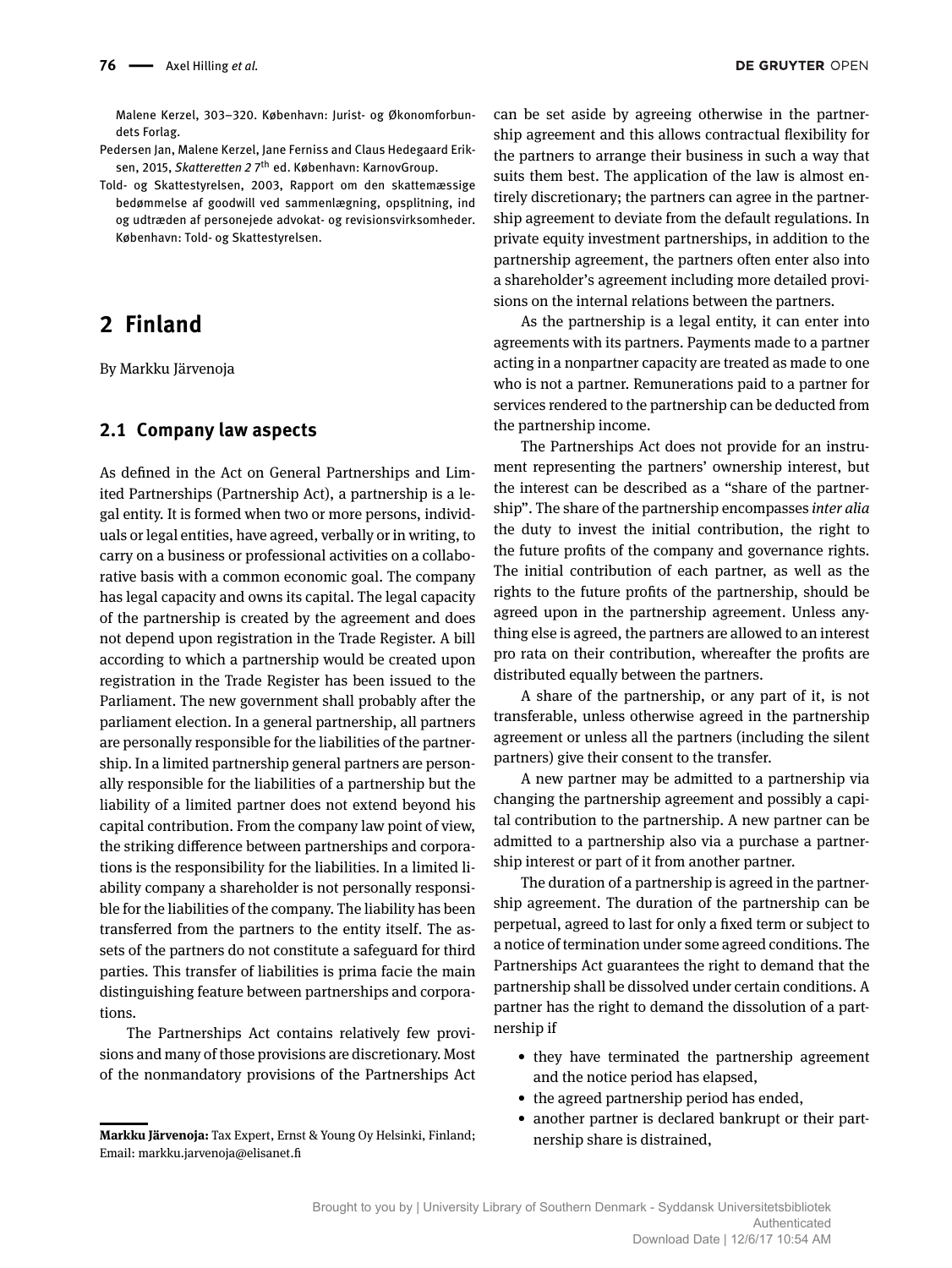Malene Kerzel, 303–320. København: Jurist- og Økonomforbundets Forlag.

Pedersen Jan, Malene Kerzel, Jane Ferniss and Claus Hedegaard Eriksen, 2015, *Skatteretten 2* 7th ed. København: KarnovGroup.

Told- og Skattestyrelsen, 2003, Rapport om den skattemæssige bedømmelse af goodwill ved sammenlægning, opsplitning, ind og udtræden af personejede advokat- og revisionsvirksomheder. København: Told- og Skattestyrelsen.

# 2 Finland

By Markku Järvenoja

## 2.1 Company law aspects

As defined in the Act on General Partnerships and Limited Partnerships (Partnership Act), a partnership is a legal entity. It is formed when two or more persons, individuals or legal entities, have agreed, verbally or in writing, to carry on a business or professional activities on a collaborative basis with a common economic goal. The company has legal capacity and owns its capital. The legal capacity of the partnership is created by the agreement and does not depend upon registration in the Trade Register. A bill according to which a partnership would be created upon registration in the Trade Register has been issued to the Parliament. The new government shall probably after the parliament election. In a general partnership, all partners are personally responsible for the liabilities of the partnership. In a limited partnership general partners are personally responsible for the liabilities of a partnership but the liability of a limited partner does not extend beyond his capital contribution. From the company law point of view, the striking difference between partnerships and corporations is the responsibility for the liabilities. In a limited liability company a shareholder is not personally responsible for the liabilities of the company. The liability has been transferred from the partners to the entity itself. The assets of the partners do not constitute a safeguard for third parties. This transfer of liabilities is prima facie the main distinguishing feature between partnerships and corporations.

The Partnerships Act contains relatively few provisions and many of those provisions are discretionary. Most of the nonmandatory provisions of the Partnerships Act can be set aside by agreeing otherwise in the partnership agreement and this allows contractual flexibility for the partners to arrange their business in such a way that suits them best. The application of the law is almost entirely discretionary; the partners can agree in the partnership agreement to deviate from the default regulations. In private equity investment partnerships, in addition to the partnership agreement, the partners often enter also into a shareholder's agreement including more detailed provisions on the internal relations between the partners.

As the partnership is a legal entity, it can enter into agreements with its partners. Payments made to a partner acting in a nonpartner capacity are treated as made to one who is not a partner. Remunerations paid to a partner for services rendered to the partnership can be deducted from the partnership income.

The Partnerships Act does not provide for an instrument representing the partners' ownership interest, but the interest can be described as a "share of the partnership". The share of the partnership encompasses *inter alia* the duty to invest the initial contribution, the right to the future profits of the company and governance rights. The initial contribution of each partner, as well as the rights to the future profits of the partnership, should be agreed upon in the partnership agreement. Unless anything else is agreed, the partners are allowed to an interest pro rata on their contribution, whereafter the profits are distributed equally between the partners.

A share of the partnership, or any part of it, is not transferable, unless otherwise agreed in the partnership agreement or unless all the partners (including the silent partners) give their consent to the transfer.

A new partner may be admitted to a partnership via changing the partnership agreement and possibly a capital contribution to the partnership. A new partner can be admitted to a partnership also via a purchase a partnership interest or part of it from another partner.

The duration of a partnership is agreed in the partnership agreement. The duration of the partnership can be perpetual, agreed to last for only a fixed term or subject to a notice of termination under some agreed conditions. The Partnerships Act guarantees the right to demand that the partnership shall be dissolved under certain conditions. A partner has the right to demand the dissolution of a partnership if

- they have terminated the partnership agreement and the notice period has elapsed,
- the agreed partnership period has ended,
- another partner is declared bankrupt or their partnership share is distrained,

**Markku Järvenoja:** Tax Expert, Ernst & Young Oy Helsinki, Finland; Email: markku.jarvenoja@elisanet.fi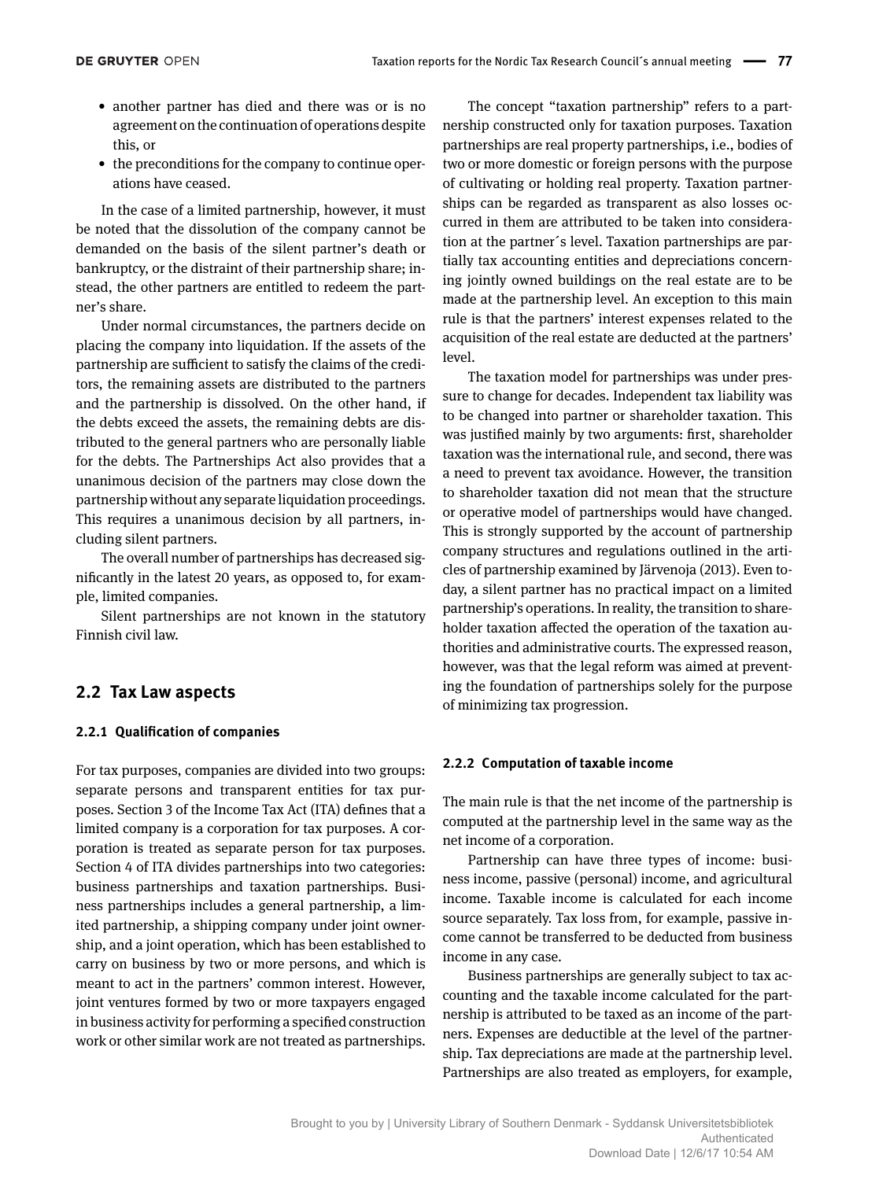- another partner has died and there was or is no agreement on the continuation of operations despite this, or
- the preconditions for the company to continue operations have ceased.

In the case of a limited partnership, however, it must be noted that the dissolution of the company cannot be demanded on the basis of the silent partner's death or bankruptcy, or the distraint of their partnership share; instead, the other partners are entitled to redeem the partner's share.

Under normal circumstances, the partners decide on placing the company into liquidation. If the assets of the partnership are sufficient to satisfy the claims of the creditors, the remaining assets are distributed to the partners and the partnership is dissolved. On the other hand, if the debts exceed the assets, the remaining debts are distributed to the general partners who are personally liable for the debts. The Partnerships Act also provides that a unanimous decision of the partners may close down the partnership without any separate liquidation proceedings. This requires a unanimous decision by all partners, including silent partners.

The overall number of partnerships has decreased significantly in the latest 20 years, as opposed to, for example, limited companies.

Silent partnerships are not known in the statutory Finnish civil law.

## 2.2 Tax Law aspects

### 2.2.1 Qualification of companies

For tax purposes, companies are divided into two groups: separate persons and transparent entities for tax purposes. Section 3 of the Income Tax Act (ITA) defines that a limited company is a corporation for tax purposes. A corporation is treated as separate person for tax purposes. Section 4 of ITA divides partnerships into two categories: business partnerships and taxation partnerships. Business partnerships includes a general partnership, a limited partnership, a shipping company under joint ownership, and a joint operation, which has been established to carry on business by two or more persons, and which is meant to act in the partners' common interest. However, joint ventures formed by two or more taxpayers engaged in business activity for performing a specified construction work or other similar work are not treated as partnerships.

The concept "taxation partnership" refers to a partnership constructed only for taxation purposes. Taxation partnerships are real property partnerships, i.e., bodies of two or more domestic or foreign persons with the purpose of cultivating or holding real property. Taxation partnerships can be regarded as transparent as also losses occurred in them are attributed to be taken into consideration at the partner´s level. Taxation partnerships are partially tax accounting entities and depreciations concerning jointly owned buildings on the real estate are to be made at the partnership level. An exception to this main rule is that the partners' interest expenses related to the acquisition of the real estate are deducted at the partners' level.

The taxation model for partnerships was under pressure to change for decades. Independent tax liability was to be changed into partner or shareholder taxation. This was justified mainly by two arguments: first, shareholder taxation was the international rule, and second, there was a need to prevent tax avoidance. However, the transition to shareholder taxation did not mean that the structure or operative model of partnerships would have changed. This is strongly supported by the account of partnership company structures and regulations outlined in the articles of partnership examined by Järvenoja (2013). Even today, a silent partner has no practical impact on a limited partnership's operations. In reality, the transition to shareholder taxation affected the operation of the taxation authorities and administrative courts. The expressed reason, however, was that the legal reform was aimed at preventing the foundation of partnerships solely for the purpose of minimizing tax progression.

### 2.2.2 Computation of taxable income

The main rule is that the net income of the partnership is computed at the partnership level in the same way as the net income of a corporation.

Partnership can have three types of income: business income, passive (personal) income, and agricultural income. Taxable income is calculated for each income source separately. Tax loss from, for example, passive income cannot be transferred to be deducted from business income in any case.

Business partnerships are generally subject to tax accounting and the taxable income calculated for the partnership is attributed to be taxed as an income of the partners. Expenses are deductible at the level of the partnership. Tax depreciations are made at the partnership level. Partnerships are also treated as employers, for example,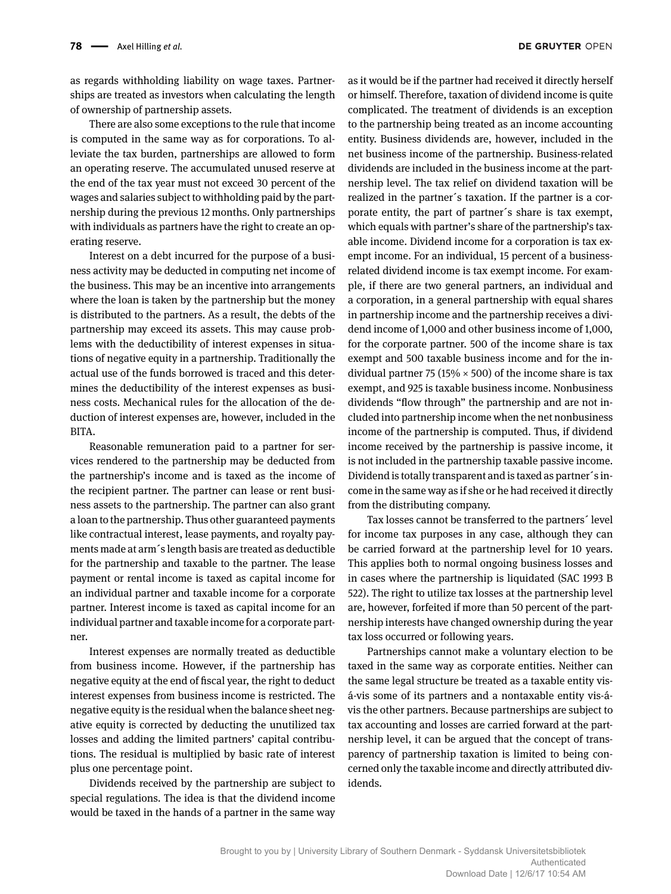as regards withholding liability on wage taxes. Partnerships are treated as investors when calculating the length of ownership of partnership assets.

There are also some exceptions to the rule that income is computed in the same way as for corporations. To alleviate the tax burden, partnerships are allowed to form an operating reserve. The accumulated unused reserve at the end of the tax year must not exceed 30 percent of the wages and salaries subject to withholding paid by the partnership during the previous 12 months. Only partnerships with individuals as partners have the right to create an operating reserve.

Interest on a debt incurred for the purpose of a business activity may be deducted in computing net income of the business. This may be an incentive into arrangements where the loan is taken by the partnership but the money is distributed to the partners. As a result, the debts of the partnership may exceed its assets. This may cause problems with the deductibility of interest expenses in situations of negative equity in a partnership. Traditionally the actual use of the funds borrowed is traced and this determines the deductibility of the interest expenses as business costs. Mechanical rules for the allocation of the deduction of interest expenses are, however, included in the BITA.

Reasonable remuneration paid to a partner for services rendered to the partnership may be deducted from the partnership's income and is taxed as the income of the recipient partner. The partner can lease or rent business assets to the partnership. The partner can also grant a loan to the partnership. Thus other guaranteed payments like contractual interest, lease payments, and royalty payments made at arm´s length basis are treated as deductible for the partnership and taxable to the partner. The lease payment or rental income is taxed as capital income for an individual partner and taxable income for a corporate partner. Interest income is taxed as capital income for an individual partner and taxable income for a corporate partner.

Interest expenses are normally treated as deductible from business income. However, if the partnership has negative equity at the end of fiscal year, the right to deduct interest expenses from business income is restricted. The negative equity is the residual when the balance sheet negative equity is corrected by deducting the unutilized tax losses and adding the limited partners' capital contributions. The residual is multiplied by basic rate of interest plus one percentage point.

Dividends received by the partnership are subject to special regulations. The idea is that the dividend income would be taxed in the hands of a partner in the same way as it would be if the partner had received it directly herself or himself. Therefore, taxation of dividend income is quite complicated. The treatment of dividends is an exception to the partnership being treated as an income accounting entity. Business dividends are, however, included in the net business income of the partnership. Business-related dividends are included in the business income at the partnership level. The tax relief on dividend taxation will be realized in the partner´s taxation. If the partner is a corporate entity, the part of partner´s share is tax exempt, which equals with partner's share of the partnership's taxable income. Dividend income for a corporation is tax exempt income. For an individual, 15 percent of a business-related dividend income is tax exempt income. For example, if there are two general partners, an individual and a corporation, in a general partnership with equal shares in partnership income and the partnership receives a dividend income of 1,000 and other business income of 1,000, for the corporate partner. 500 of the income share is tax exempt and 500 taxable business income and for the individual partner 75 (15% × 500) of the income share is tax exempt, and 925 is taxable business income. Nonbusiness dividends "flow through" the partnership and are not included into partnership income when the net nonbusiness income of the partnership is computed. Thus, if dividend income received by the partnership is passive income, it is not included in the partnership taxable passive income. Dividend is totally transparent and is taxed as partner´s income in the same way as if she or he had received it directly from the distributing company.

Tax losses cannot be transferred to the partners´ level for income tax purposes in any case, although they can be carried forward at the partnership level for 10 years. This applies both to normal ongoing business losses and in cases where the partnership is liquidated (SAC 1993 B 522). The right to utilize tax losses at the partnership level are, however, forfeited if more than 50 percent of the partnership interests have changed ownership during the year tax loss occurred or following years.

Partnerships cannot make a voluntary election to be taxed in the same way as corporate entities. Neither can the same legal structure be treated as a taxable entity vis-á-vis some of its partners and a nontaxable entity vis-á-vis the other partners. Because partnerships are subject to tax accounting and losses are carried forward at the partnership level, it can be argued that the concept of transparency of partnership taxation is limited to being concerned only the taxable income and directly attributed dividends.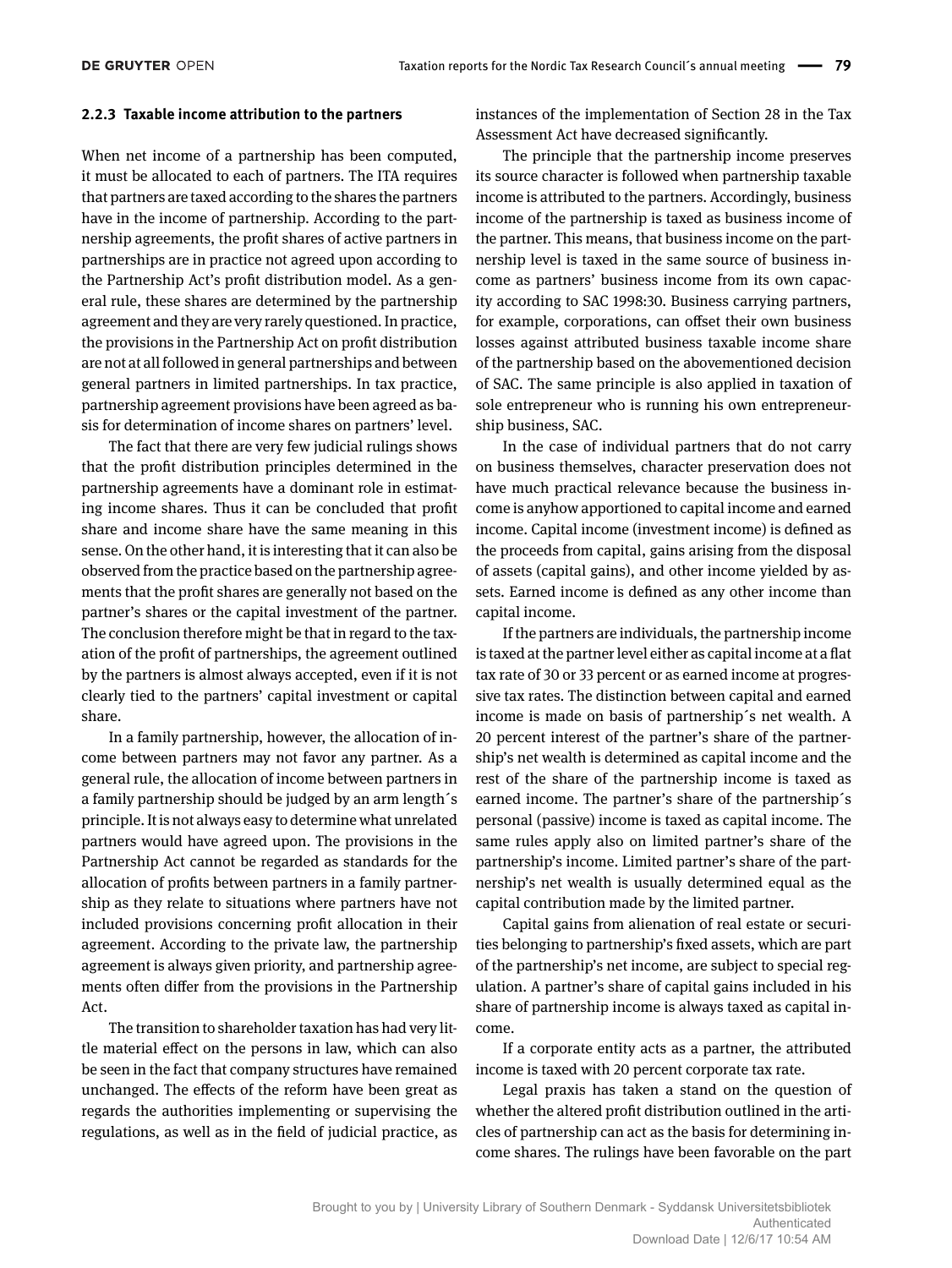### 2.2.3 Taxable income attribution to the partners

When net income of a partnership has been computed, it must be allocated to each of partners. The ITA requires that partners are taxed according to the shares the partners have in the income of partnership. According to the partnership agreements, the profit shares of active partners in partnerships are in practice not agreed upon according to the Partnership Act's profit distribution model. As a general rule, these shares are determined by the partnership agreement and they are very rarely questioned. In practice, the provisions in the Partnership Act on profit distribution are not at all followed in general partnerships and between general partners in limited partnerships. In tax practice, partnership agreement provisions have been agreed as basis for determination of income shares on partners' level.

The fact that there are very few judicial rulings shows that the profit distribution principles determined in the partnership agreements have a dominant role in estimating income shares. Thus it can be concluded that profit share and income share have the same meaning in this sense. On the other hand, it is interesting that it can also be observed from the practice based on the partnership agreements that the profit shares are generally not based on the partner's shares or the capital investment of the partner. The conclusion therefore might be that in regard to the taxation of the profit of partnerships, the agreement outlined by the partners is almost always accepted, even if it is not clearly tied to the partners' capital investment or capital share.

In a family partnership, however, the allocation of income between partners may not favor any partner. As a general rule, the allocation of income between partners in a family partnership should be judged by an arm length´s principle. It is not always easy to determine what unrelated partners would have agreed upon. The provisions in the Partnership Act cannot be regarded as standards for the allocation of profits between partners in a family partnership as they relate to situations where partners have not included provisions concerning profit allocation in their agreement. According to the private law, the partnership agreement is always given priority, and partnership agreements often differ from the provisions in the Partnership Act.

The transition to shareholder taxation has had very little material effect on the persons in law, which can also be seen in the fact that company structures have remained unchanged. The effects of the reform have been great as regards the authorities implementing or supervising the regulations, as well as in the field of judicial practice, as instances of the implementation of Section 28 in the Tax Assessment Act have decreased significantly.

The principle that the partnership income preserves its source character is followed when partnership taxable income is attributed to the partners. Accordingly, business income of the partnership is taxed as business income of the partner. This means, that business income on the partnership level is taxed in the same source of business income as partners' business income from its own capacity according to SAC 1998:30. Business carrying partners, for example, corporations, can offset their own business losses against attributed business taxable income share of the partnership based on the abovementioned decision of SAC. The same principle is also applied in taxation of sole entrepreneur who is running his own entrepreneurship business, SAC.

In the case of individual partners that do not carry on business themselves, character preservation does not have much practical relevance because the business income is anyhow apportioned to capital income and earned income. Capital income (investment income) is defined as the proceeds from capital, gains arising from the disposal of assets (capital gains), and other income yielded by assets. Earned income is defined as any other income than capital income.

If the partners are individuals, the partnership income is taxed at the partner level either as capital income at a flat tax rate of 30 or 33 percent or as earned income at progressive tax rates. The distinction between capital and earned income is made on basis of partnership´s net wealth. A 20 percent interest of the partner's share of the partnership's net wealth is determined as capital income and the rest of the share of the partnership income is taxed as earned income. The partner's share of the partnership´s personal (passive) income is taxed as capital income. The same rules apply also on limited partner's share of the partnership's income. Limited partner's share of the partnership's net wealth is usually determined equal as the capital contribution made by the limited partner.

Capital gains from alienation of real estate or securities belonging to partnership's fixed assets, which are part of the partnership's net income, are subject to special regulation. A partner's share of capital gains included in his share of partnership income is always taxed as capital income.

If a corporate entity acts as a partner, the attributed income is taxed with 20 percent corporate tax rate.

Legal praxis has taken a stand on the question of whether the altered profit distribution outlined in the articles of partnership can act as the basis for determining income shares. The rulings have been favorable on the part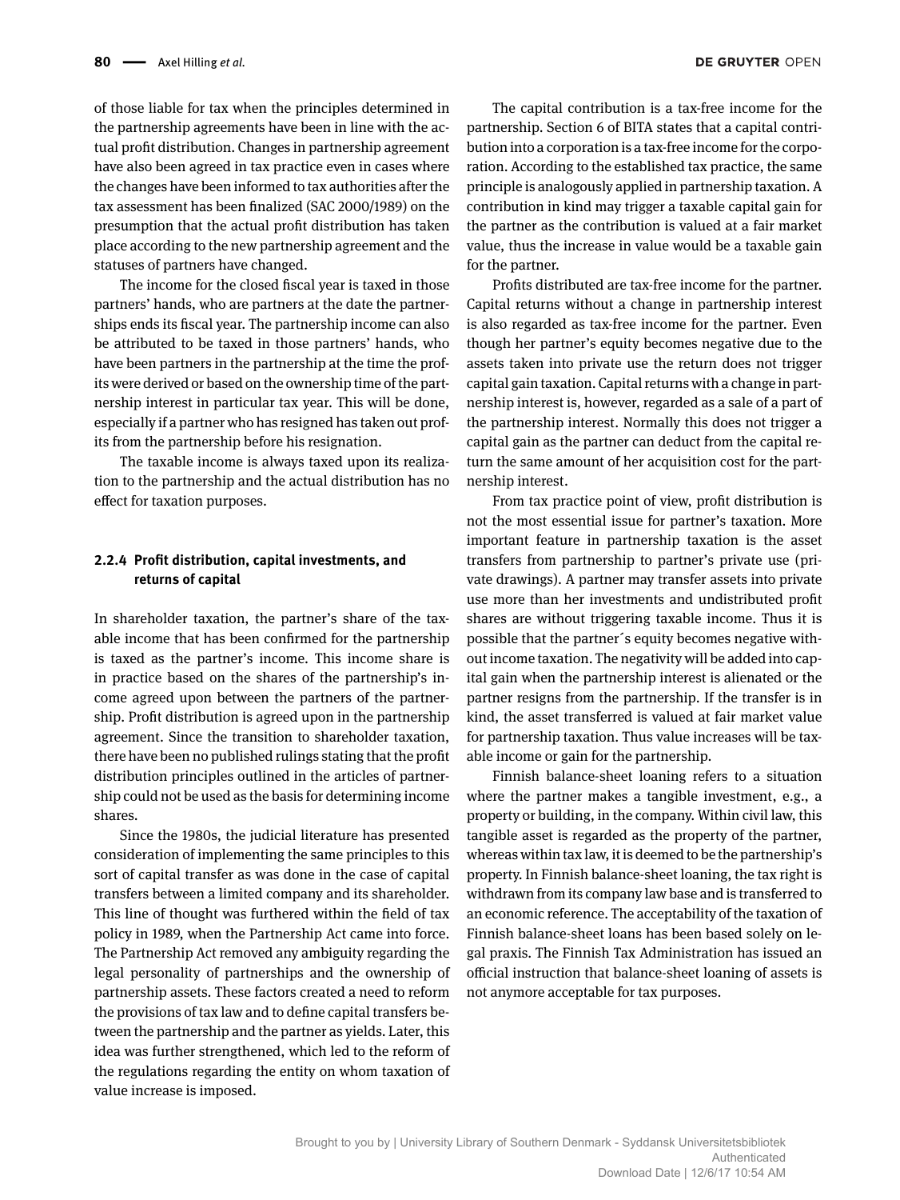of those liable for tax when the principles determined in the partnership agreements have been in line with the actual profit distribution. Changes in partnership agreement have also been agreed in tax practice even in cases where the changes have been informed to tax authorities after the tax assessment has been finalized (SAC 2000/1989) on the presumption that the actual profit distribution has taken place according to the new partnership agreement and the statuses of partners have changed.

The income for the closed fiscal year is taxed in those partners' hands, who are partners at the date the partnerships ends its fiscal year. The partnership income can also be attributed to be taxed in those partners' hands, who have been partners in the partnership at the time the profits were derived or based on the ownership time of the partnership interest in particular tax year. This will be done, especially if a partner who has resigned has taken out profits from the partnership before his resignation.

The taxable income is always taxed upon its realization to the partnership and the actual distribution has no effect for taxation purposes.

### 2.2.4 Profit distribution, capital investments, and returns of capital

In shareholder taxation, the partner's share of the taxable income that has been confirmed for the partnership is taxed as the partner's income. This income share is in practice based on the shares of the partnership's income agreed upon between the partners of the partnership. Profit distribution is agreed upon in the partnership agreement. Since the transition to shareholder taxation, there have been no published rulings stating that the profit distribution principles outlined in the articles of partnership could not be used as the basis for determining income shares.

Since the 1980s, the judicial literature has presented consideration of implementing the same principles to this sort of capital transfer as was done in the case of capital transfers between a limited company and its shareholder. This line of thought was furthered within the field of tax policy in 1989, when the Partnership Act came into force. The Partnership Act removed any ambiguity regarding the legal personality of partnerships and the ownership of partnership assets. These factors created a need to reform the provisions of tax law and to define capital transfers between the partnership and the partner as yields. Later, this idea was further strengthened, which led to the reform of the regulations regarding the entity on whom taxation of value increase is imposed.

The capital contribution is a tax-free income for the partnership. Section 6 of BITA states that a capital contribution into a corporation is a tax-free income for the corporation. According to the established tax practice, the same principle is analogously applied in partnership taxation. A contribution in kind may trigger a taxable capital gain for the partner as the contribution is valued at a fair market value, thus the increase in value would be a taxable gain for the partner.

Profits distributed are tax-free income for the partner. Capital returns without a change in partnership interest is also regarded as tax-free income for the partner. Even though her partner's equity becomes negative due to the assets taken into private use the return does not trigger capital gain taxation. Capital returns with a change in partnership interest is, however, regarded as a sale of a part of the partnership interest. Normally this does not trigger a capital gain as the partner can deduct from the capital return the same amount of her acquisition cost for the partnership interest.

From tax practice point of view, profit distribution is not the most essential issue for partner's taxation. More important feature in partnership taxation is the asset transfers from partnership to partner's private use (private drawings). A partner may transfer assets into private use more than her investments and undistributed profit shares are without triggering taxable income. Thus it is possible that the partner´s equity becomes negative without income taxation. The negativity will be added into capital gain when the partnership interest is alienated or the partner resigns from the partnership. If the transfer is in kind, the asset transferred is valued at fair market value for partnership taxation. Thus value increases will be taxable income or gain for the partnership.

Finnish balance-sheet loaning refers to a situation where the partner makes a tangible investment, e.g., a property or building, in the company. Within civil law, this tangible asset is regarded as the property of the partner, whereas within tax law, it is deemed to be the partnership's property. In Finnish balance-sheet loaning, the tax right is withdrawn from its company law base and is transferred to an economic reference. The acceptability of the taxation of Finnish balance-sheet loans has been based solely on legal praxis. The Finnish Tax Administration has issued an official instruction that balance-sheet loaning of assets is not anymore acceptable for tax purposes.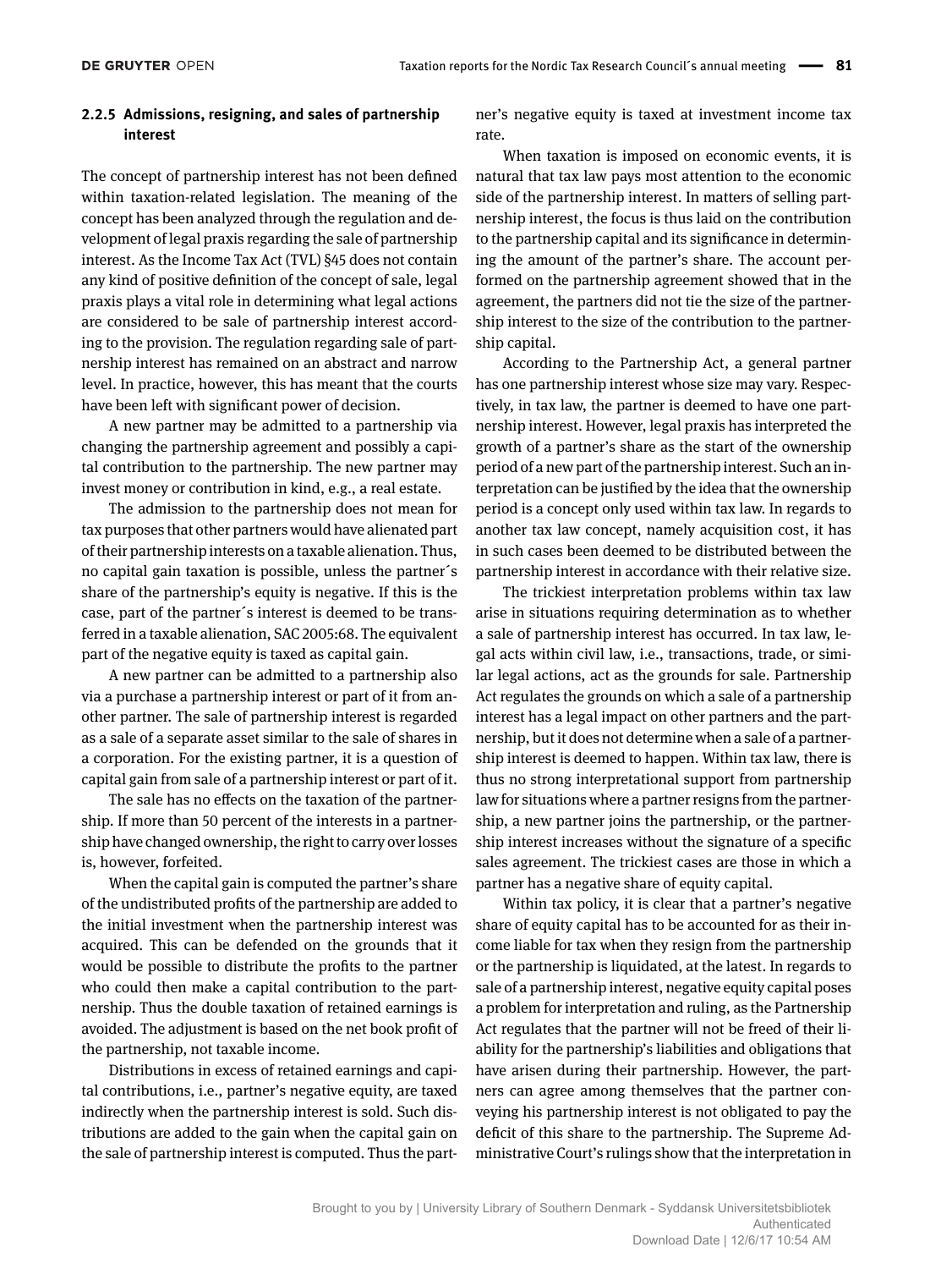### 2.2.5 Admissions, resigning, and sales of partnership interest

The concept of partnership interest has not been defined within taxation-related legislation. The meaning of the concept has been analyzed through the regulation and development of legal praxis regarding the sale of partnership interest. As the Income Tax Act (TVL) §45 does not contain any kind of positive definition of the concept of sale, legal praxis plays a vital role in determining what legal actions are considered to be sale of partnership interest according to the provision. The regulation regarding sale of partnership interest has remained on an abstract and narrow level. In practice, however, this has meant that the courts have been left with significant power of decision.

A new partner may be admitted to a partnership via changing the partnership agreement and possibly a capital contribution to the partnership. The new partner may invest money or contribution in kind, e.g., a real estate.

The admission to the partnership does not mean for tax purposes that other partners would have alienated part of their partnership interests on a taxable alienation. Thus, no capital gain taxation is possible, unless the partner´s share of the partnership's equity is negative. If this is the case, part of the partner´s interest is deemed to be transferred in a taxable alienation, SAC 2005:68. The equivalent part of the negative equity is taxed as capital gain.

A new partner can be admitted to a partnership also via a purchase a partnership interest or part of it from another partner. The sale of partnership interest is regarded as a sale of a separate asset similar to the sale of shares in a corporation. For the existing partner, it is a question of capital gain from sale of a partnership interest or part of it.

The sale has no effects on the taxation of the partnership. If more than 50 percent of the interests in a partnership have changed ownership, the right to carry over losses is, however, forfeited.

When the capital gain is computed the partner's share of the undistributed profits of the partnership are added to the initial investment when the partnership interest was acquired. This can be defended on the grounds that it would be possible to distribute the profits to the partner who could then make a capital contribution to the partnership. Thus the double taxation of retained earnings is avoided. The adjustment is based on the net book profit of the partnership, not taxable income.

Distributions in excess of retained earnings and capital contributions, i.e., partner's negative equity, are taxed indirectly when the partnership interest is sold. Such distributions are added to the gain when the capital gain on the sale of partnership interest is computed. Thus the partner's negative equity is taxed at investment income tax rate.

When taxation is imposed on economic events, it is natural that tax law pays most attention to the economic side of the partnership interest. In matters of selling partnership interest, the focus is thus laid on the contribution to the partnership capital and its significance in determining the amount of the partner's share. The account performed on the partnership agreement showed that in the agreement, the partners did not tie the size of the partnership interest to the size of the contribution to the partnership capital.

According to the Partnership Act, a general partner has one partnership interest whose size may vary. Respectively, in tax law, the partner is deemed to have one partnership interest. However, legal praxis has interpreted the growth of a partner's share as the start of the ownership period of a new part of the partnership interest. Such an interpretation can be justified by the idea that the ownership period is a concept only used within tax law. In regards to another tax law concept, namely acquisition cost, it has in such cases been deemed to be distributed between the partnership interest in accordance with their relative size.

The trickiest interpretation problems within tax law arise in situations requiring determination as to whether a sale of partnership interest has occurred. In tax law, legal acts within civil law, i.e., transactions, trade, or similar legal actions, act as the grounds for sale. Partnership Act regulates the grounds on which a sale of a partnership interest has a legal impact on other partners and the partnership, but it does not determine when a sale of a partnership interest is deemed to happen. Within tax law, there is thus no strong interpretational support from partnership law for situations where a partner resigns from the partnership, a new partner joins the partnership, or the partnership interest increases without the signature of a specific sales agreement. The trickiest cases are those in which a partner has a negative share of equity capital.

Within tax policy, it is clear that a partner's negative share of equity capital has to be accounted for as their income liable for tax when they resign from the partnership or the partnership is liquidated, at the latest. In regards to sale of a partnership interest, negative equity capital poses a problem for interpretation and ruling, as the Partnership Act regulates that the partner will not be freed of their liability for the partnership's liabilities and obligations that have arisen during their partnership. However, the partners can agree among themselves that the partner conveying his partnership interest is not obligated to pay the deficit of this share to the partnership. The Supreme Administrative Court's rulings show that the interpretation in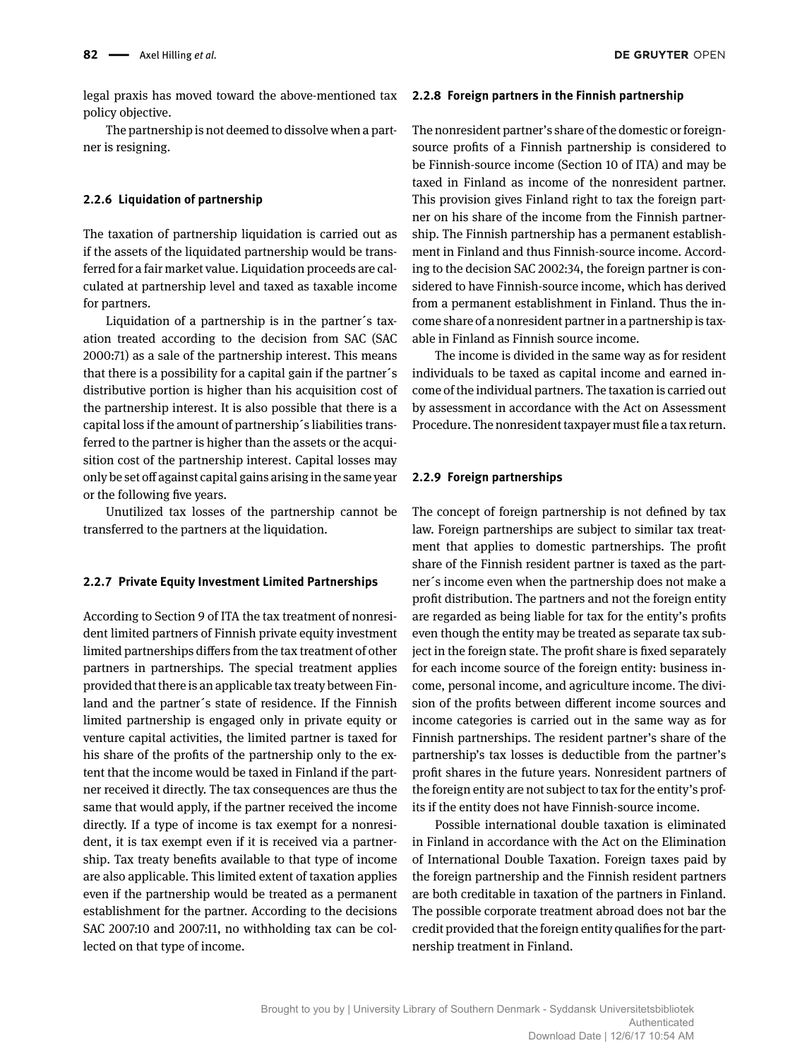legal praxis has moved toward the above-mentioned tax policy objective.

The partnership is not deemed to dissolve when a partner is resigning.

### 2.2.6 Liquidation of partnership

The taxation of partnership liquidation is carried out as if the assets of the liquidated partnership would be transferred for a fair market value. Liquidation proceeds are calculated at partnership level and taxed as taxable income for partners.

Liquidation of a partnership is in the partner´s taxation treated according to the decision from SAC (SAC 2000:71) as a sale of the partnership interest. This means that there is a possibility for a capital gain if the partner´s distributive portion is higher than his acquisition cost of the partnership interest. It is also possible that there is a capital loss if the amount of partnership´s liabilities transferred to the partner is higher than the assets or the acquisition cost of the partnership interest. Capital losses may only be set off against capital gains arising in the same year or the following five years.

Unutilized tax losses of the partnership cannot be transferred to the partners at the liquidation.

### 2.2.7 Private Equity Investment Limited Partnerships

According to Section 9 of ITA the tax treatment of nonresident limited partners of Finnish private equity investment limited partnerships differs from the tax treatment of other partners in partnerships. The special treatment applies provided that there is an applicable tax treaty between Finland and the partner´s state of residence. If the Finnish limited partnership is engaged only in private equity or venture capital activities, the limited partner is taxed for his share of the profits of the partnership only to the extent that the income would be taxed in Finland if the partner received it directly. The tax consequences are thus the same that would apply, if the partner received the income directly. If a type of income is tax exempt for a nonresident, it is tax exempt even if it is received via a partnership. Tax treaty benefits available to that type of income are also applicable. This limited extent of taxation applies even if the partnership would be treated as a permanent establishment for the partner. According to the decisions SAC 2007:10 and 2007:11, no withholding tax can be collected on that type of income.

### 2.2.8 Foreign partners in the Finnish partnership

The nonresident partner's share of the domestic or foreign-source profits of a Finnish partnership is considered to be Finnish-source income (Section 10 of ITA) and may be taxed in Finland as income of the nonresident partner. This provision gives Finland right to tax the foreign partner on his share of the income from the Finnish partnership. The Finnish partnership has a permanent establishment in Finland and thus Finnish-source income. According to the decision SAC 2002:34, the foreign partner is considered to have Finnish-source income, which has derived from a permanent establishment in Finland. Thus the income share of a nonresident partner in a partnership is taxable in Finland as Finnish source income.

The income is divided in the same way as for resident individuals to be taxed as capital income and earned income of the individual partners. The taxation is carried out by assessment in accordance with the Act on Assessment Procedure. The nonresident taxpayer must file a tax return.

### 2.2.9 Foreign partnerships

The concept of foreign partnership is not defined by tax law. Foreign partnerships are subject to similar tax treatment that applies to domestic partnerships. The profit share of the Finnish resident partner is taxed as the partner´s income even when the partnership does not make a profit distribution. The partners and not the foreign entity are regarded as being liable for tax for the entity's profits even though the entity may be treated as separate tax subject in the foreign state. The profit share is fixed separately for each income source of the foreign entity: business income, personal income, and agriculture income. The division of the profits between different income sources and income categories is carried out in the same way as for Finnish partnerships. The resident partner's share of the partnership's tax losses is deductible from the partner's profit shares in the future years. Nonresident partners of the foreign entity are not subject to tax for the entity's profits if the entity does not have Finnish-source income.

Possible international double taxation is eliminated in Finland in accordance with the Act on the Elimination of International Double Taxation. Foreign taxes paid by the foreign partnership and the Finnish resident partners are both creditable in taxation of the partners in Finland. The possible corporate treatment abroad does not bar the credit provided that the foreign entity qualifies for the partnership treatment in Finland.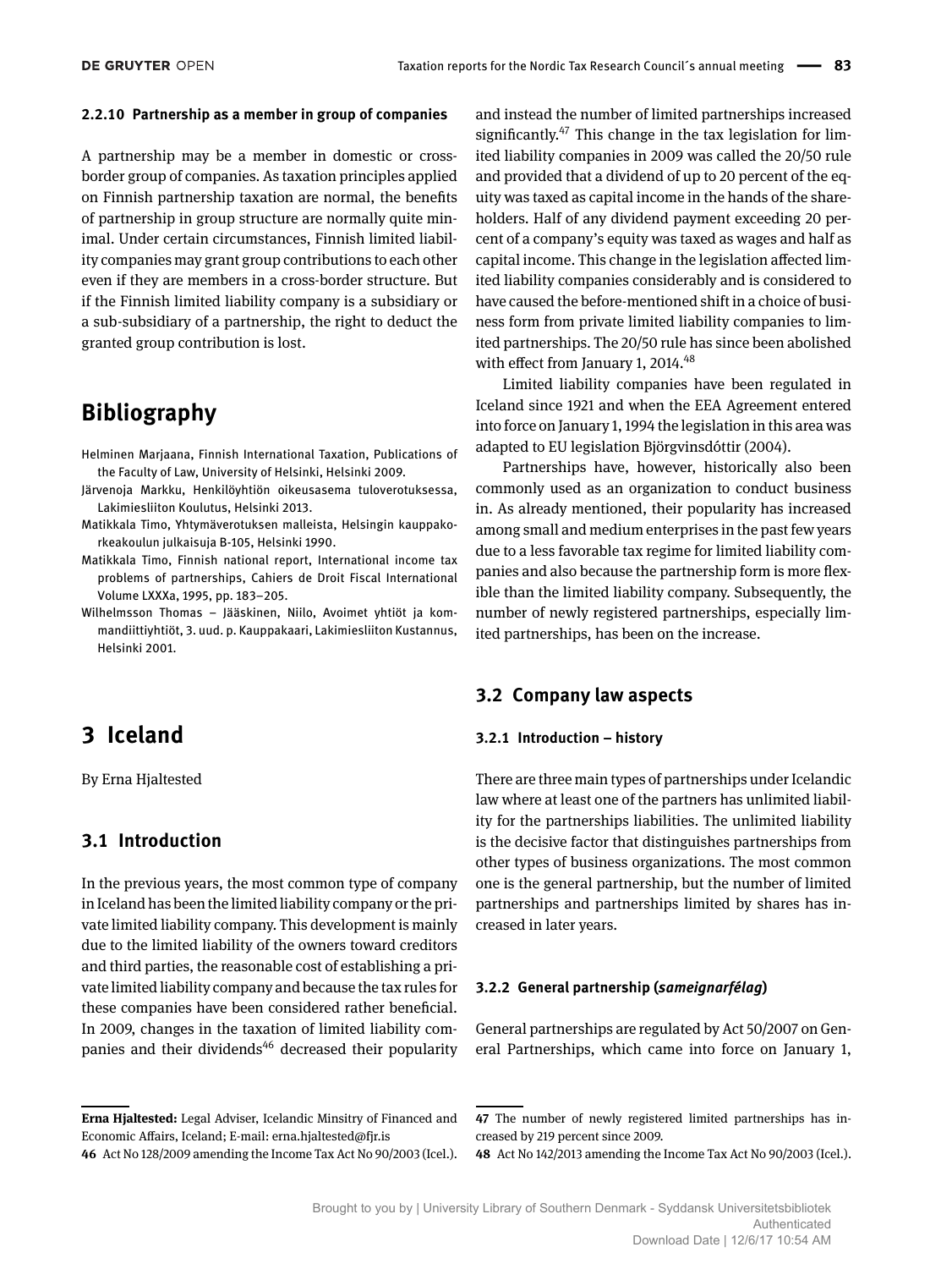#### 2.2.10 Partnership as a member in group of companies

A partnership may be a member in domestic or cross-border group of companies. As taxation principles applied on Finnish partnership taxation are normal, the benefits of partnership in group structure are normally quite minimal. Under certain circumstances, Finnish limited liability companies may grant group contributions to each other even if they are members in a cross-border structure. But if the Finnish limited liability company is a subsidiary or a sub-subsidiary of a partnership, the right to deduct the granted group contribution is lost.

## Bibliography

Helminen Marjaana, Finnish International Taxation, Publications of the Faculty of Law, University of Helsinki, Helsinki 2009.

Järvenoja Markku, Henkilöyhtiön oikeusasema tuloverotuksessa, Lakimiesliiton Koulutus, Helsinki 2013.

Matikkala Timo, Yhtymäverotuksen malleista, Helsingin kauppakorkeakoulun julkaisuja B-105, Helsinki 1990.

Matikkala Timo, Finnish national report, International income tax problems of partnerships, Cahiers de Droit Fiscal International Volume LXXXa, 1995, pp. 183–205.

Wilhelmsson Thomas – Jääskinen, Niilo, Avoimet yhtiöt ja kommandiittiyhtiöt, 3. uud. p. Kauppakaari, Lakimiesliiton Kustannus, Helsinki 2001.

# 3 Iceland

By Erna Hjaltested

## 3.1 Introduction

In the previous years, the most common type of company in Iceland has been the limited liability company or the private limited liability company. This development is mainly due to the limited liability of the owners toward creditors and third parties, the reasonable cost of establishing a private limited liability company and because the tax rules for these companies have been considered rather beneficial. In 2009, changes in the taxation of limited liability companies and their dividends[46] decreased their popularity and instead the number of limited partnerships increased significantly.[47] This change in the tax legislation for limited liability companies in 2009 was called the 20/50 rule and provided that a dividend of up to 20 percent of the equity was taxed as capital income in the hands of the shareholders. Half of any dividend payment exceeding 20 percent of a company's equity was taxed as wages and half as capital income. This change in the legislation affected limited liability companies considerably and is considered to have caused the before-mentioned shift in a choice of business form from private limited liability companies to limited partnerships. The 20/50 rule has since been abolished with effect from January 1, 2014.[48]

Limited liability companies have been regulated in Iceland since 1921 and when the EEA Agreement entered into force on January 1, 1994 the legislation in this area was adapted to EU legislation Björgvinsdóttir (2004).

Partnerships have, however, historically also been commonly used as an organization to conduct business in. As already mentioned, their popularity has increased among small and medium enterprises in the past few years due to a less favorable tax regime for limited liability companies and also because the partnership form is more flexible than the limited liability company. Subsequently, the number of newly registered partnerships, especially limited partnerships, has been on the increase.

## 3.2 Company law aspects

#### 3.2.1 Introduction – history

There are three main types of partnerships under Icelandic law where at least one of the partners has unlimited liability for the partnerships liabilities. The unlimited liability is the decisive factor that distinguishes partnerships from other types of business organizations. The most common one is the general partnership, but the number of limited partnerships and partnerships limited by shares has increased in later years.

#### 3.2.2 General partnership (*sameignarfélag*)

General partnerships are regulated by Act 50/2007 on General Partnerships, which came into force on January 1,

---

**Erna Hjaltested:** Legal Adviser, Icelandic Minsitry of Financed and Economic Affairs, Iceland; E-mail: erna.hjaltested@fjr.is

46 Act No 128/2009 amending the Income Tax Act No 90/2003 (Icel.).

47 The number of newly registered limited partnerships has increased by 219 percent since 2009.

48 Act No 142/2013 amending the Income Tax Act No 90/2003 (Icel.).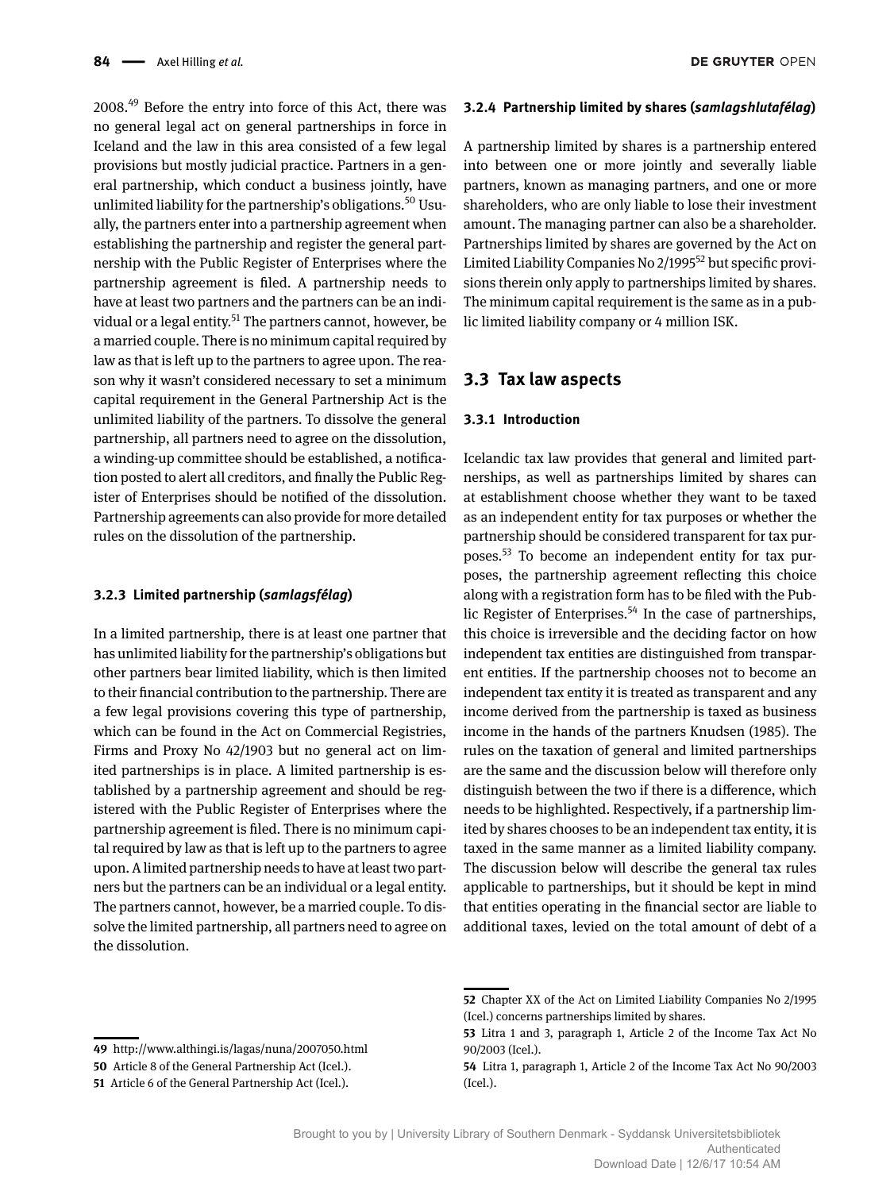2008.[49] Before the entry into force of this Act, there was no general legal act on general partnerships in force in Iceland and the law in this area consisted of a few legal provisions but mostly judicial practice. Partners in a general partnership, which conduct a business jointly, have unlimited liability for the partnership's obligations.[50] Usually, the partners enter into a partnership agreement when establishing the partnership and register the general partnership with the Public Register of Enterprises where the partnership agreement is filed. A partnership needs to have at least two partners and the partners can be an individual or a legal entity.[51] The partners cannot, however, be a married couple. There is no minimum capital required by law as that is left up to the partners to agree upon. The reason why it wasn't considered necessary to set a minimum capital requirement in the General Partnership Act is the unlimited liability of the partners. To dissolve the general partnership, all partners need to agree on the dissolution, a winding-up committee should be established, a notification posted to alert all creditors, and finally the Public Register of Enterprises should be notified of the dissolution. Partnership agreements can also provide for more detailed rules on the dissolution of the partnership.

#### 3.2.3 Limited partnership (*samlagsfélag*)

In a limited partnership, there is at least one partner that has unlimited liability for the partnership's obligations but other partners bear limited liability, which is then limited to their financial contribution to the partnership. There are a few legal provisions covering this type of partnership, which can be found in the Act on Commercial Registries, Firms and Proxy No 42/1903 but no general act on limited partnerships is in place. A limited partnership is established by a partnership agreement and should be registered with the Public Register of Enterprises where the partnership agreement is filed. There is no minimum capital required by law as that is left up to the partners to agree upon. A limited partnership needs to have at least two partners but the partners can be an individual or a legal entity. The partners cannot, however, be a married couple. To dissolve the limited partnership, all partners need to agree on the dissolution.

#### 3.2.4 Partnership limited by shares (*samlagshlutafélag*)

A partnership limited by shares is a partnership entered into between one or more jointly and severally liable partners, known as managing partners, and one or more shareholders, who are only liable to lose their investment amount. The managing partner can also be a shareholder. Partnerships limited by shares are governed by the Act on Limited Liability Companies No 2/1995[52] but specific provisions therein only apply to partnerships limited by shares. The minimum capital requirement is the same as in a public limited liability company or 4 million ISK.

### 3.3 Tax law aspects

#### 3.3.1 Introduction

Icelandic tax law provides that general and limited partnerships, as well as partnerships limited by shares can at establishment choose whether they want to be taxed as an independent entity for tax purposes or whether the partnership should be considered transparent for tax purposes.[53] To become an independent entity for tax purposes, the partnership agreement reflecting this choice along with a registration form has to be filed with the Public Register of Enterprises.[54] In the case of partnerships, this choice is irreversible and the deciding factor on how independent tax entities are distinguished from transparent entities. If the partnership chooses not to become an independent tax entity it is treated as transparent and any income derived from the partnership is taxed as business income in the hands of the partners Knudsen (1985). The rules on the taxation of general and limited partnerships are the same and the discussion below will therefore only distinguish between the two if there is a difference, which needs to be highlighted. Respectively, if a partnership limited by shares chooses to be an independent tax entity, it is taxed in the same manner as a limited liability company. The discussion below will describe the general tax rules applicable to partnerships, but it should be kept in mind that entities operating in the financial sector are liable to additional taxes, levied on the total amount of debt of a

---

49 http://www.althingi.is/lagas/nuna/2007050.html

50 Article 8 of the General Partnership Act (Icel.).

51 Article 6 of the General Partnership Act (Icel.).

52 Chapter XX of the Act on Limited Liability Companies No 2/1995 (Icel.) concerns partnerships limited by shares.

53 Litra 1 and 3, paragraph 1, Article 2 of the Income Tax Act No 90/2003 (Icel.).

54 Litra 1, paragraph 1, Article 2 of the Income Tax Act No 90/2003 (Icel.).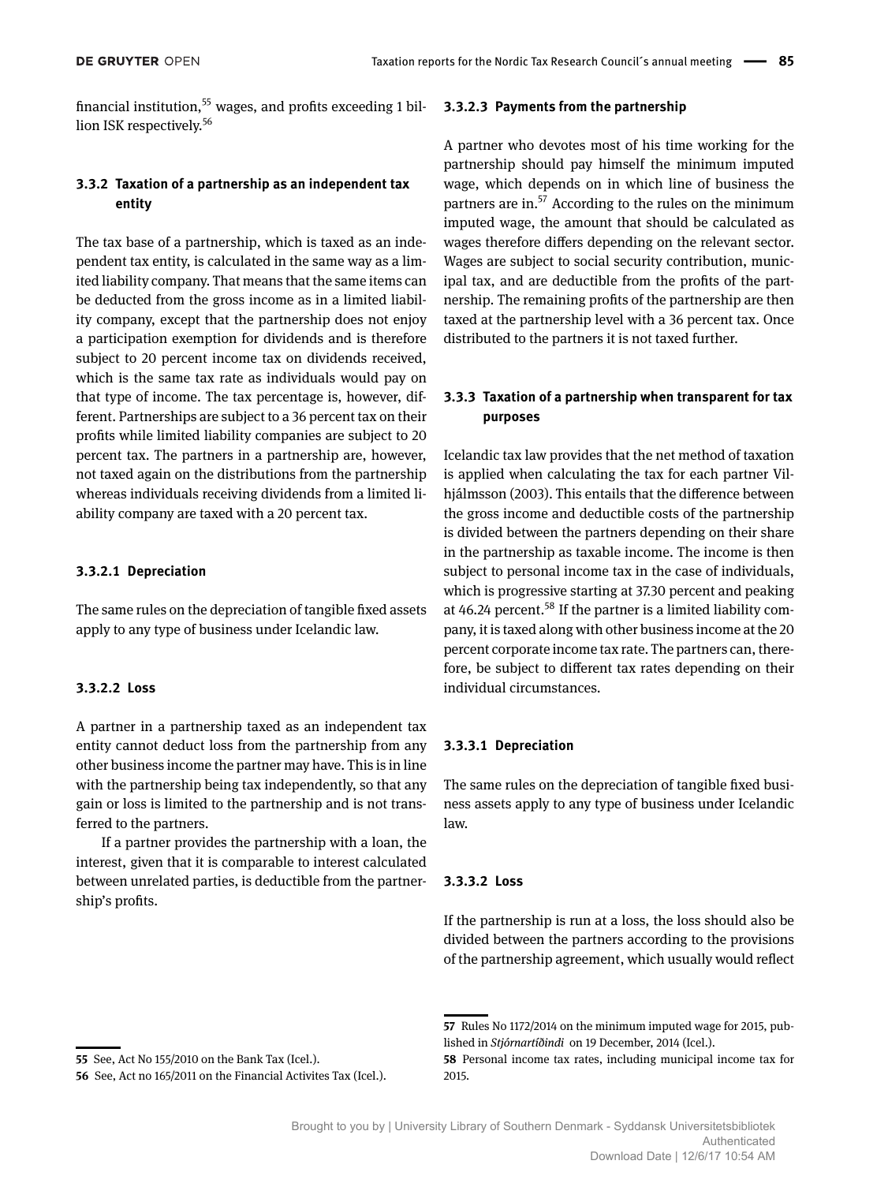financial institution,[55] wages, and profits exceeding 1 billion ISK respectively.[56]

### 3.3.2 Taxation of a partnership as an independent tax entity

The tax base of a partnership, which is taxed as an independent tax entity, is calculated in the same way as a limited liability company. That means that the same items can be deducted from the gross income as in a limited liability company, except that the partnership does not enjoy a participation exemption for dividends and is therefore subject to 20 percent income tax on dividends received, which is the same tax rate as individuals would pay on that type of income. The tax percentage is, however, different. Partnerships are subject to a 36 percent tax on their profits while limited liability companies are subject to 20 percent tax. The partners in a partnership are, however, not taxed again on the distributions from the partnership whereas individuals receiving dividends from a limited liability company are taxed with a 20 percent tax.

#### 3.3.2.1 Depreciation

The same rules on the depreciation of tangible fixed assets apply to any type of business under Icelandic law.

#### 3.3.2.2 Loss

A partner in a partnership taxed as an independent tax entity cannot deduct loss from the partnership from any other business income the partner may have. This is in line with the partnership being tax independently, so that any gain or loss is limited to the partnership and is not transferred to the partners.

If a partner provides the partnership with a loan, the interest, given that it is comparable to interest calculated between unrelated parties, is deductible from the partnership's profits.

#### 3.3.2.3 Payments from the partnership

A partner who devotes most of his time working for the partnership should pay himself the minimum imputed wage, which depends on in which line of business the partners are in.[57] According to the rules on the minimum imputed wage, the amount that should be calculated as wages therefore differs depending on the relevant sector. Wages are subject to social security contribution, municipal tax, and are deductible from the profits of the partnership. The remaining profits of the partnership are then taxed at the partnership level with a 36 percent tax. Once distributed to the partners it is not taxed further.

### 3.3.3 Taxation of a partnership when transparent for tax purposes

Icelandic tax law provides that the net method of taxation is applied when calculating the tax for each partner Vilhjálmsson (2003). This entails that the difference between the gross income and deductible costs of the partnership is divided between the partners depending on their share in the partnership as taxable income. The income is then subject to personal income tax in the case of individuals, which is progressive starting at 37.30 percent and peaking at 46.24 percent.[58] If the partner is a limited liability company, it is taxed along with other business income at the 20 percent corporate income tax rate. The partners can, therefore, be subject to different tax rates depending on their individual circumstances.

#### 3.3.3.1 Depreciation

The same rules on the depreciation of tangible fixed business assets apply to any type of business under Icelandic law.

#### 3.3.3.2 Loss

If the partnership is run at a loss, the loss should also be divided between the partners according to the provisions of the partnership agreement, which usually would reflect

---

55 See, Act No 155/2010 on the Bank Tax (Icel.).

56 See, Act no 165/2011 on the Financial Activites Tax (Icel.).

57 Rules No 1172/2014 on the minimum imputed wage for 2015, published in *Stjórnartíðindi* on 19 December, 2014 (Icel.).

58 Personal income tax rates, including municipal income tax for 2015.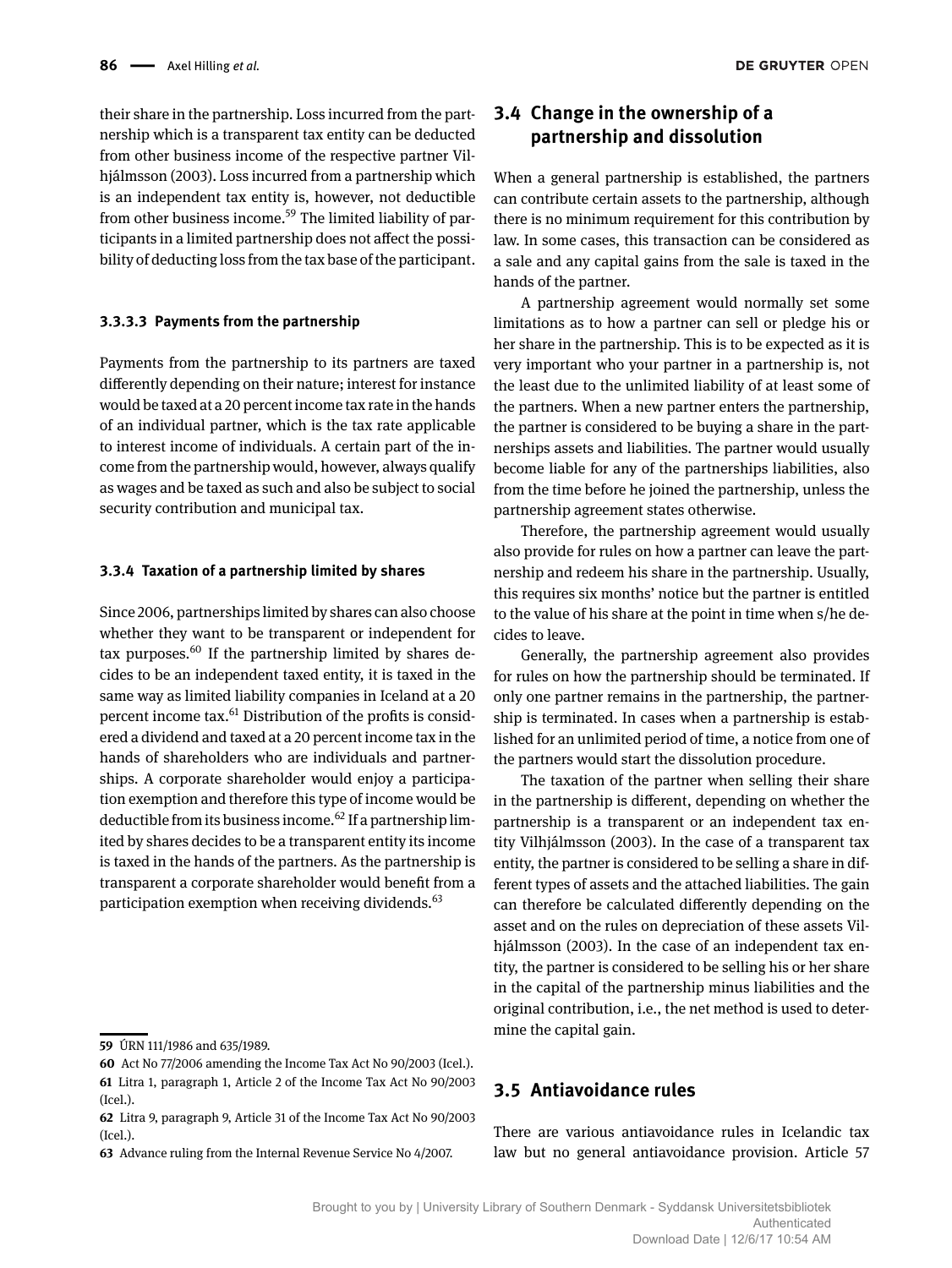their share in the partnership. Loss incurred from the partnership which is a transparent tax entity can be deducted from other business income of the respective partner Vilhjálmsson (2003). Loss incurred from a partnership which is an independent tax entity is, however, not deductible from other business income.[59] The limited liability of participants in a limited partnership does not affect the possibility of deducting loss from the tax base of the participant.

#### 3.3.3.3 Payments from the partnership

Payments from the partnership to its partners are taxed differently depending on their nature; interest for instance would be taxed at a 20 percent income tax rate in the hands of an individual partner, which is the tax rate applicable to interest income of individuals. A certain part of the income from the partnership would, however, always qualify as wages and be taxed as such and also be subject to social security contribution and municipal tax.

### 3.3.4 Taxation of a partnership limited by shares

Since 2006, partnerships limited by shares can also choose whether they want to be transparent or independent for tax purposes.[60] If the partnership limited by shares decides to be an independent taxed entity, it is taxed in the same way as limited liability companies in Iceland at a 20 percent income tax.[61] Distribution of the profits is considered a dividend and taxed at a 20 percent income tax in the hands of shareholders who are individuals and partnerships. A corporate shareholder would enjoy a participation exemption and therefore this type of income would be deductible from its business income.[62] If a partnership limited by shares decides to be a transparent entity its income is taxed in the hands of the partners. As the partnership is transparent a corporate shareholder would benefit from a participation exemption when receiving dividends.[63]

## 3.4 Change in the ownership of a partnership and dissolution

When a general partnership is established, the partners can contribute certain assets to the partnership, although there is no minimum requirement for this contribution by law. In some cases, this transaction can be considered as a sale and any capital gains from the sale is taxed in the hands of the partner.

A partnership agreement would normally set some limitations as to how a partner can sell or pledge his or her share in the partnership. This is to be expected as it is very important who your partner in a partnership is, not the least due to the unlimited liability of at least some of the partners. When a new partner enters the partnership, the partner is considered to be buying a share in the partnerships assets and liabilities. The partner would usually become liable for any of the partnerships liabilities, also from the time before he joined the partnership, unless the partnership agreement states otherwise.

Therefore, the partnership agreement would usually also provide for rules on how a partner can leave the partnership and redeem his share in the partnership. Usually, this requires six months' notice but the partner is entitled to the value of his share at the point in time when s/he decides to leave.

Generally, the partnership agreement also provides for rules on how the partnership should be terminated. If only one partner remains in the partnership, the partnership is terminated. In cases when a partnership is established for an unlimited period of time, a notice from one of the partners would start the dissolution procedure.

The taxation of the partner when selling their share in the partnership is different, depending on whether the partnership is a transparent or an independent tax entity Vilhjálmsson (2003). In the case of a transparent tax entity, the partner is considered to be selling a share in different types of assets and the attached liabilities. The gain can therefore be calculated differently depending on the asset and on the rules on depreciation of these assets Vilhjálmsson (2003). In the case of an independent tax entity, the partner is considered to be selling his or her share in the capital of the partnership minus liabilities and the original contribution, i.e., the net method is used to determine the capital gain.

## 3.5 Antiavoidance rules

There are various antiavoidance rules in Icelandic tax law but no general antiavoidance provision. Article 57

---

[59] ÚRN 111/1986 and 635/1989.

[60] Act No 77/2006 amending the Income Tax Act No 90/2003 (Icel.).

[61] Litra 1, paragraph 1, Article 2 of the Income Tax Act No 90/2003 (Icel.).

[62] Litra 9, paragraph 9, Article 31 of the Income Tax Act No 90/2003 (Icel.).

[63] Advance ruling from the Internal Revenue Service No 4/2007.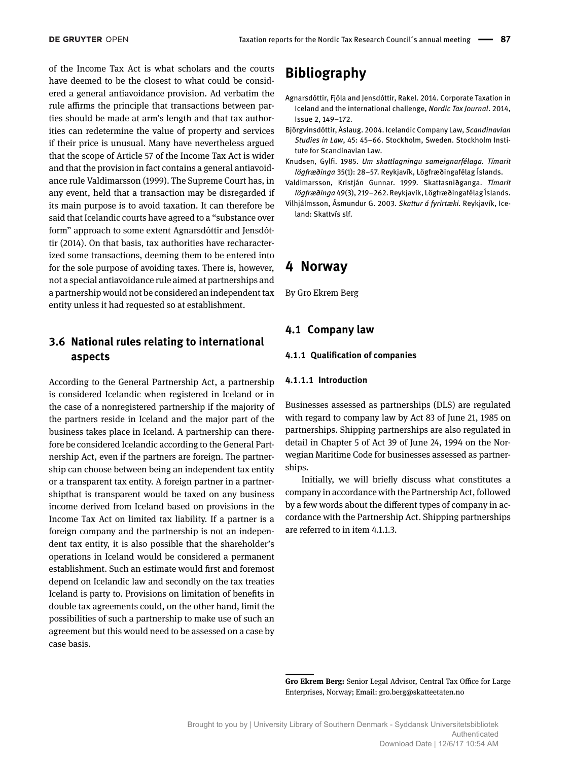of the Income Tax Act is what scholars and the courts have deemed to be the closest to what could be considered a general antiavoidance provision. Ad verbatim the rule affirms the principle that transactions between parties should be made at arm's length and that tax authorities can redetermine the value of property and services if their price is unusual. Many have nevertheless argued that the scope of Article 57 of the Income Tax Act is wider and that the provision in fact contains a general antiavoidance rule Valdimarsson (1999). The Supreme Court has, in any event, held that a transaction may be disregarded if its main purpose is to avoid taxation. It can therefore be said that Icelandic courts have agreed to a "substance over form" approach to some extent Agnarsdóttir and Jensdóttir (2014). On that basis, tax authorities have recharacterized some transactions, deeming them to be entered into for the sole purpose of avoiding taxes. There is, however, not a special antiavoidance rule aimed at partnerships and a partnership would not be considered an independent tax entity unless it had requested so at establishment.

## 3.6 National rules relating to international aspects

According to the General Partnership Act, a partnership is considered Icelandic when registered in Iceland or in the case of a nonregistered partnership if the majority of the partners reside in Iceland and the major part of the business takes place in Iceland. A partnership can therefore be considered Icelandic according to the General Partnership Act, even if the partners are foreign. The partnership can choose between being an independent tax entity or a transparent tax entity. A foreign partner in a partnershipthat is transparent would be taxed on any business income derived from Iceland based on provisions in the Income Tax Act on limited tax liability. If a partner is a foreign company and the partnership is not an independent tax entity, it is also possible that the shareholder's operations in Iceland would be considered a permanent establishment. Such an estimate would first and foremost depend on Icelandic law and secondly on the tax treaties Iceland is party to. Provisions on limitation of benefits in double tax agreements could, on the other hand, limit the possibilities of such a partnership to make use of such an agreement but this would need to be assessed on a case by case basis.

## Bibliography

Agnarsdóttir, Fjóla and Jensdóttir, Rakel. 2014. Corporate Taxation in Iceland and the international challenge, *Nordic Tax Journal*. 2014, Issue 2, 149–172.

Björgvinsdóttir, Áslaug. 2004. Icelandic Company Law, *Scandinavian Studies in Law*, 45: 45–66. Stockholm, Sweden. Stockholm Institute for Scandinavian Law.

Knudsen, Gylfi. 1985. *Um skattlagningu sameignarfélaga. Tímarit lögfræðinga* 35(1): 28–57. Reykjavík, Lögfræðingafélag Íslands.

Valdimarsson, Kristján Gunnar. 1999. Skattasniðganga. *Tímarit lögfræðinga* 49(3), 219–262. Reykjavík, Lögfræðingafélag Íslands.

Vilhjálmsson, Ásmundur G. 2003. *Skattur á fyrirtæki*. Reykjavík, Iceland: Skattvís slf.

# 4 Norway

By Gro Ekrem Berg

## 4.1 Company law

### 4.1.1 Qualification of companies

#### 4.1.1.1 Introduction

Businesses assessed as partnerships (DLS) are regulated with regard to company law by Act 83 of June 21, 1985 on partnerships. Shipping partnerships are also regulated in detail in Chapter 5 of Act 39 of June 24, 1994 on the Norwegian Maritime Code for businesses assessed as partnerships.

Initially, we will briefly discuss what constitutes a company in accordance with the Partnership Act, followed by a few words about the different types of company in accordance with the Partnership Act. Shipping partnerships are referred to in item 4.1.1.3.

**Gro Ekrem Berg:** Senior Legal Advisor, Central Tax Office for Large Enterprises, Norway; Email: gro.berg@skatteetaten.no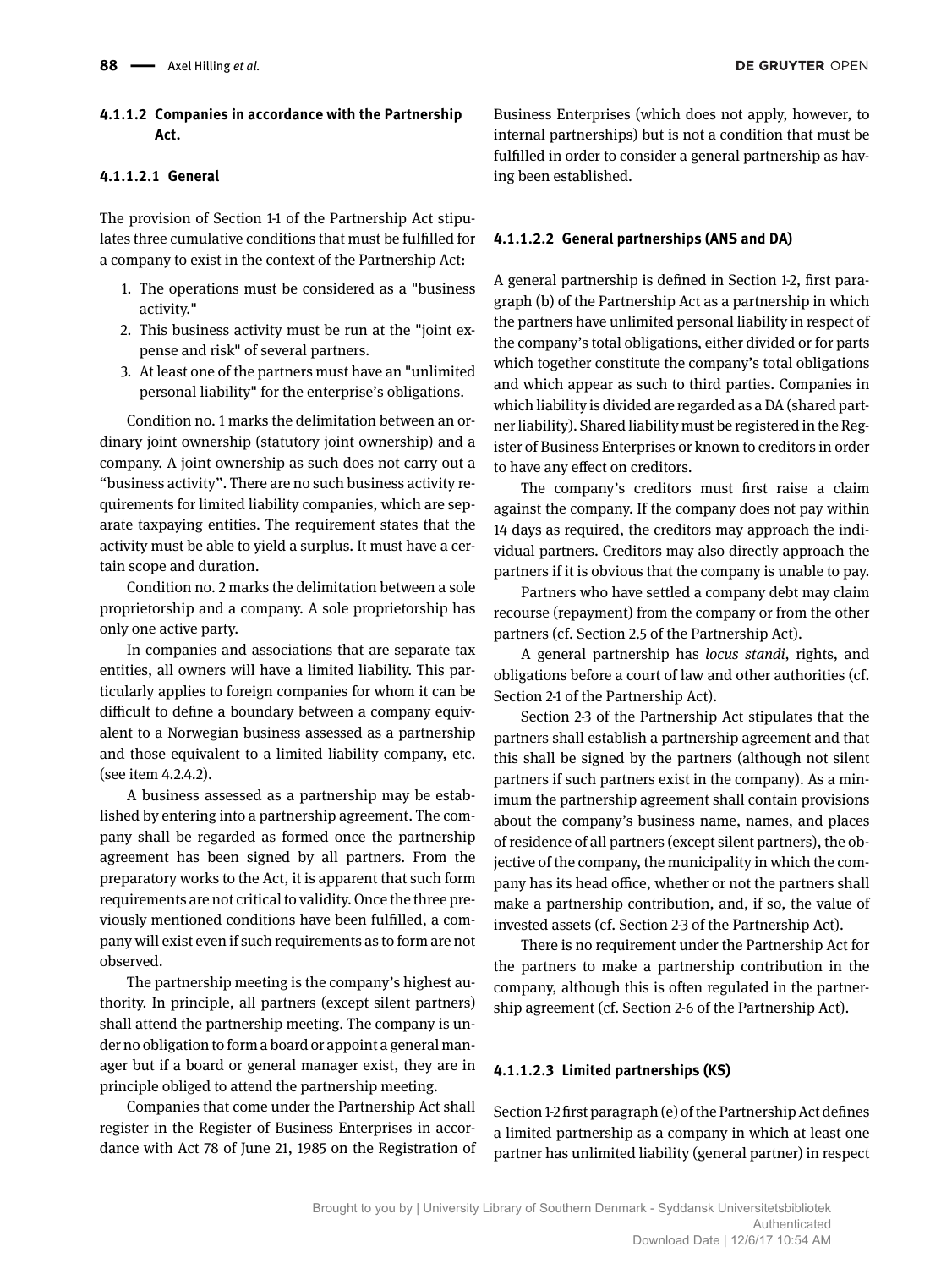#### 4.1.1.2 Companies in accordance with the Partnership Act.

##### 4.1.1.2.1 General

The provision of Section 1-1 of the Partnership Act stipulates three cumulative conditions that must be fulfilled for a company to exist in the context of the Partnership Act:

1. The operations must be considered as a "business activity."
2. This business activity must be run at the "joint expense and risk" of several partners.
3. At least one of the partners must have an "unlimited personal liability" for the enterprise's obligations.

Condition no. 1 marks the delimitation between an ordinary joint ownership (statutory joint ownership) and a company. A joint ownership as such does not carry out a "business activity". There are no such business activity requirements for limited liability companies, which are separate taxpaying entities. The requirement states that the activity must be able to yield a surplus. It must have a certain scope and duration.

Condition no. 2 marks the delimitation between a sole proprietorship and a company. A sole proprietorship has only one active party.

In companies and associations that are separate tax entities, all owners will have a limited liability. This particularly applies to foreign companies for whom it can be difficult to define a boundary between a company equivalent to a Norwegian business assessed as a partnership and those equivalent to a limited liability company, etc. (see item 4.2.4.2).

A business assessed as a partnership may be established by entering into a partnership agreement. The company shall be regarded as formed once the partnership agreement has been signed by all partners. From the preparatory works to the Act, it is apparent that such form requirements are not critical to validity. Once the three previously mentioned conditions have been fulfilled, a company will exist even if such requirements as to form are not observed.

The partnership meeting is the company's highest authority. In principle, all partners (except silent partners) shall attend the partnership meeting. The company is under no obligation to form a board or appoint a general manager but if a board or general manager exist, they are in principle obliged to attend the partnership meeting.

Companies that come under the Partnership Act shall register in the Register of Business Enterprises in accordance with Act 78 of June 21, 1985 on the Registration of Business Enterprises (which does not apply, however, to internal partnerships) but is not a condition that must be fulfilled in order to consider a general partnership as having been established.

##### 4.1.1.2.2 General partnerships (ANS and DA)

A general partnership is defined in Section 1-2, first paragraph (b) of the Partnership Act as a partnership in which the partners have unlimited personal liability in respect of the company's total obligations, either divided or for parts which together constitute the company's total obligations and which appear as such to third parties. Companies in which liability is divided are regarded as a DA (shared partner liability). Shared liability must be registered in the Register of Business Enterprises or known to creditors in order to have any effect on creditors.

The company's creditors must first raise a claim against the company. If the company does not pay within 14 days as required, the creditors may approach the individual partners. Creditors may also directly approach the partners if it is obvious that the company is unable to pay.

Partners who have settled a company debt may claim recourse (repayment) from the company or from the other partners (cf. Section 2.5 of the Partnership Act).

A general partnership has *locus standi*, rights, and obligations before a court of law and other authorities (cf. Section 2-1 of the Partnership Act).

Section 2-3 of the Partnership Act stipulates that the partners shall establish a partnership agreement and that this shall be signed by the partners (although not silent partners if such partners exist in the company). As a minimum the partnership agreement shall contain provisions about the company's business name, names, and places of residence of all partners (except silent partners), the objective of the company, the municipality in which the company has its head office, whether or not the partners shall make a partnership contribution, and, if so, the value of invested assets (cf. Section 2-3 of the Partnership Act).

There is no requirement under the Partnership Act for the partners to make a partnership contribution in the company, although this is often regulated in the partnership agreement (cf. Section 2-6 of the Partnership Act).

##### 4.1.1.2.3 Limited partnerships (KS)

Section 1-2 first paragraph (e) of the Partnership Act defines a limited partnership as a company in which at least one partner has unlimited liability (general partner) in respect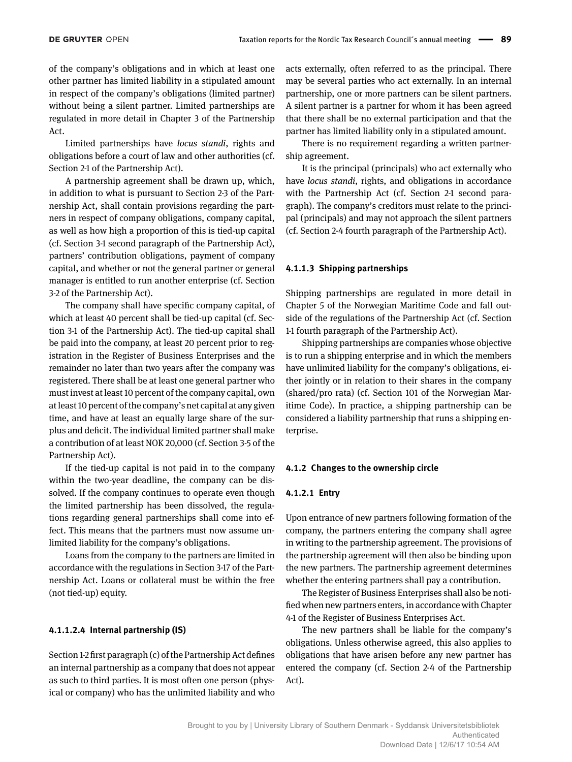of the company's obligations and in which at least one other partner has limited liability in a stipulated amount in respect of the company's obligations (limited partner) without being a silent partner. Limited partnerships are regulated in more detail in Chapter 3 of the Partnership Act.

Limited partnerships have *locus standi*, rights and obligations before a court of law and other authorities (cf. Section 2-1 of the Partnership Act).

A partnership agreement shall be drawn up, which, in addition to what is pursuant to Section 2-3 of the Partnership Act, shall contain provisions regarding the partners in respect of company obligations, company capital, as well as how high a proportion of this is tied-up capital (cf. Section 3-1 second paragraph of the Partnership Act), partners' contribution obligations, payment of company capital, and whether or not the general partner or general manager is entitled to run another enterprise (cf. Section 3-2 of the Partnership Act).

The company shall have specific company capital, of which at least 40 percent shall be tied-up capital (cf. Section 3-1 of the Partnership Act). The tied-up capital shall be paid into the company, at least 20 percent prior to registration in the Register of Business Enterprises and the remainder no later than two years after the company was registered. There shall be at least one general partner who must invest at least 10 percent of the company capital, own at least 10 percent of the company's net capital at any given time, and have at least an equally large share of the surplus and deficit. The individual limited partner shall make a contribution of at least NOK 20,000 (cf. Section 3-5 of the Partnership Act).

If the tied-up capital is not paid in to the company within the two-year deadline, the company can be dissolved. If the company continues to operate even though the limited partnership has been dissolved, the regulations regarding general partnerships shall come into effect. This means that the partners must now assume unlimited liability for the company's obligations.

Loans from the company to the partners are limited in accordance with the regulations in Section 3-17 of the Partnership Act. Loans or collateral must be within the free (not tied-up) equity.

##### 4.1.1.2.4 Internal partnership (IS)

Section 1-2 first paragraph (c) of the Partnership Act defines an internal partnership as a company that does not appear as such to third parties. It is most often one person (physical or company) who has the unlimited liability and who acts externally, often referred to as the principal. There may be several parties who act externally. In an internal partnership, one or more partners can be silent partners. A silent partner is a partner for whom it has been agreed that there shall be no external participation and that the partner has limited liability only in a stipulated amount.

There is no requirement regarding a written partnership agreement.

It is the principal (principals) who act externally who have *locus standi*, rights, and obligations in accordance with the Partnership Act (cf. Section 2-1 second paragraph). The company's creditors must relate to the principal (principals) and may not approach the silent partners (cf. Section 2-4 fourth paragraph of the Partnership Act).

#### 4.1.1.3 Shipping partnerships

Shipping partnerships are regulated in more detail in Chapter 5 of the Norwegian Maritime Code and fall outside of the regulations of the Partnership Act (cf. Section 1-1 fourth paragraph of the Partnership Act).

Shipping partnerships are companies whose objective is to run a shipping enterprise and in which the members have unlimited liability for the company's obligations, either jointly or in relation to their shares in the company (shared/pro rata) (cf. Section 101 of the Norwegian Maritime Code). In practice, a shipping partnership can be considered a liability partnership that runs a shipping enterprise.

### 4.1.2 Changes to the ownership circle

#### 4.1.2.1 Entry

Upon entrance of new partners following formation of the company, the partners entering the company shall agree in writing to the partnership agreement. The provisions of the partnership agreement will then also be binding upon the new partners. The partnership agreement determines whether the entering partners shall pay a contribution.

The Register of Business Enterprises shall also be notified when new partners enters, in accordance with Chapter 4-1 of the Register of Business Enterprises Act.

The new partners shall be liable for the company's obligations. Unless otherwise agreed, this also applies to obligations that have arisen before any new partner has entered the company (cf. Section 2-4 of the Partnership Act).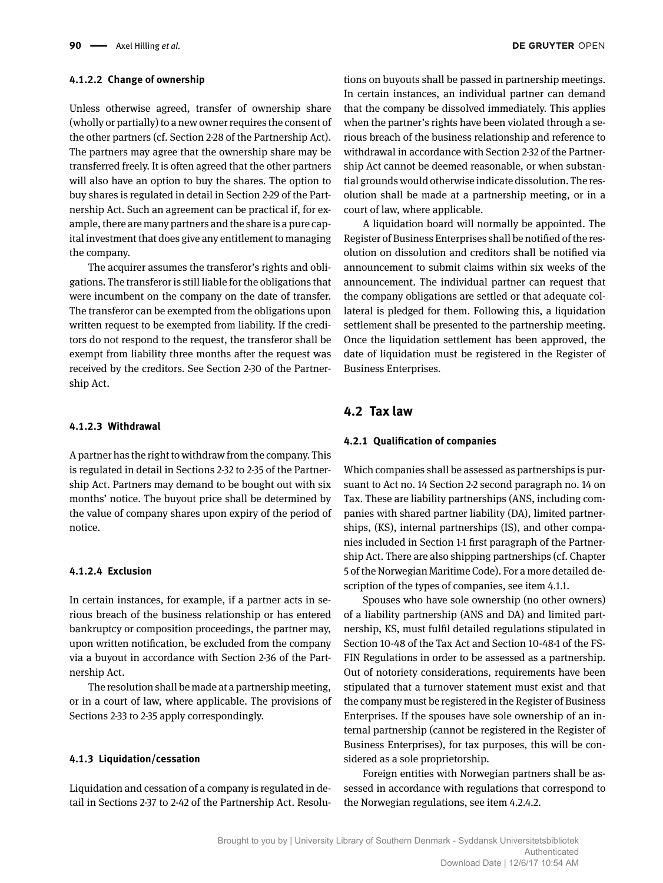#### 4.1.2.2 Change of ownership

Unless otherwise agreed, transfer of ownership share (wholly or partially) to a new owner requires the consent of the other partners (cf. Section 2-28 of the Partnership Act). The partners may agree that the ownership share may be transferred freely. It is often agreed that the other partners will also have an option to buy the shares. The option to buy shares is regulated in detail in Section 2-29 of the Partnership Act. Such an agreement can be practical if, for example, there are many partners and the share is a pure capital investment that does give any entitlement to managing the company.

The acquirer assumes the transferor's rights and obligations. The transferor is still liable for the obligations that were incumbent on the company on the date of transfer. The transferor can be exempted from the obligations upon written request to be exempted from liability. If the creditors do not respond to the request, the transferor shall be exempt from liability three months after the request was received by the creditors. See Section 2-30 of the Partnership Act.

#### 4.1.2.3 Withdrawal

A partner has the right to withdraw from the company. This is regulated in detail in Sections 2-32 to 2-35 of the Partnership Act. Partners may demand to be bought out with six months' notice. The buyout price shall be determined by the value of company shares upon expiry of the period of notice.

#### 4.1.2.4 Exclusion

In certain instances, for example, if a partner acts in serious breach of the business relationship or has entered bankruptcy or composition proceedings, the partner may, upon written notification, be excluded from the company via a buyout in accordance with Section 2-36 of the Partnership Act.

The resolution shall be made at a partnership meeting, or in a court of law, where applicable. The provisions of Sections 2-33 to 2-35 apply correspondingly.

### 4.1.3 Liquidation/cessation

Liquidation and cessation of a company is regulated in detail in Sections 2-37 to 2-42 of the Partnership Act. Resolutions on buyouts shall be passed in partnership meetings. In certain instances, an individual partner can demand that the company be dissolved immediately. This applies when the partner's rights have been violated through a serious breach of the business relationship and reference to withdrawal in accordance with Section 2-32 of the Partnership Act cannot be deemed reasonable, or when substantial grounds would otherwise indicate dissolution. The resolution shall be made at a partnership meeting, or in a court of law, where applicable.

A liquidation board will normally be appointed. The Register of Business Enterprises shall be notified of the resolution on dissolution and creditors shall be notified via announcement to submit claims within six weeks of the announcement. The individual partner can request that the company obligations are settled or that adequate collateral is pledged for them. Following this, a liquidation settlement shall be presented to the partnership meeting. Once the liquidation settlement has been approved, the date of liquidation must be registered in the Register of Business Enterprises.

## 4.2 Tax law

### 4.2.1 Qualification of companies

Which companies shall be assessed as partnerships is pursuant to Act no. 14 Section 2-2 second paragraph no. 14 on Tax. These are liability partnerships (ANS, including companies with shared partner liability (DA), limited partnerships, (KS), internal partnerships (IS), and other companies included in Section 1-1 first paragraph of the Partnership Act. There are also shipping partnerships (cf. Chapter 5 of the Norwegian Maritime Code). For a more detailed description of the types of companies, see item 4.1.1.

Spouses who have sole ownership (no other owners) of a liability partnership (ANS and DA) and limited partnership, KS, must fulfil detailed regulations stipulated in Section 10-48 of the Tax Act and Section 10-48-1 of the FSFIN Regulations in order to be assessed as a partnership. Out of notoriety considerations, requirements have been stipulated that a turnover statement must exist and that the company must be registered in the Register of Business Enterprises. If the spouses have sole ownership of an internal partnership (cannot be registered in the Register of Business Enterprises), for tax purposes, this will be considered as a sole proprietorship.

Foreign entities with Norwegian partners shall be assessed in accordance with regulations that correspond to the Norwegian regulations, see item 4.2.4.2.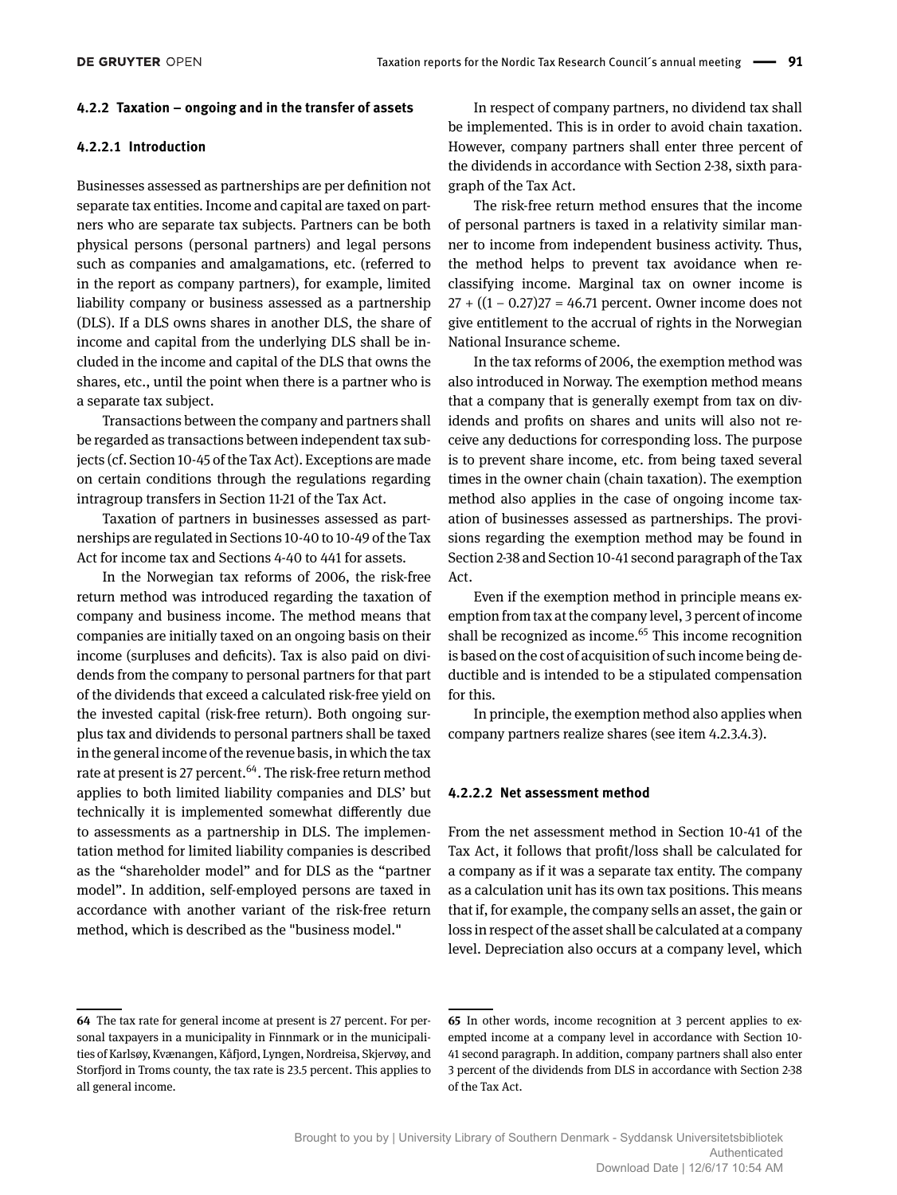### 4.2.2 Taxation – ongoing and in the transfer of assets

#### 4.2.2.1 Introduction

Businesses assessed as partnerships are per definition not separate tax entities. Income and capital are taxed on partners who are separate tax subjects. Partners can be both physical persons (personal partners) and legal persons such as companies and amalgamations, etc. (referred to in the report as company partners), for example, limited liability company or business assessed as a partnership (DLS). If a DLS owns shares in another DLS, the share of income and capital from the underlying DLS shall be included in the income and capital of the DLS that owns the shares, etc., until the point when there is a partner who is a separate tax subject.

Transactions between the company and partners shall be regarded as transactions between independent tax subjects (cf. Section 10-45 of the Tax Act). Exceptions are made on certain conditions through the regulations regarding intragroup transfers in Section 11-21 of the Tax Act.

Taxation of partners in businesses assessed as partnerships are regulated in Sections 10-40 to 10-49 of the Tax Act for income tax and Sections 4-40 to 441 for assets.

In the Norwegian tax reforms of 2006, the risk-free return method was introduced regarding the taxation of company and business income. The method means that companies are initially taxed on an ongoing basis on their income (surpluses and deficits). Tax is also paid on dividends from the company to personal partners for that part of the dividends that exceed a calculated risk-free yield on the invested capital (risk-free return). Both ongoing surplus tax and dividends to personal partners shall be taxed in the general income of the revenue basis, in which the tax rate at present is 27 percent.[64]. The risk-free return method applies to both limited liability companies and DLS' but technically it is implemented somewhat differently due to assessments as a partnership in DLS. The implementation method for limited liability companies is described as the "shareholder model" and for DLS as the "partner model". In addition, self-employed persons are taxed in accordance with another variant of the risk-free return method, which is described as the "business model."

In respect of company partners, no dividend tax shall be implemented. This is in order to avoid chain taxation. However, company partners shall enter three percent of the dividends in accordance with Section 2-38, sixth paragraph of the Tax Act.

The risk-free return method ensures that the income of personal partners is taxed in a relativity similar manner to income from independent business activity. Thus, the method helps to prevent tax avoidance when reclassifying income. Marginal tax on owner income is $27 + ((1 - 0.27)27 = 46.71$ percent. Owner income does not give entitlement to the accrual of rights in the Norwegian National Insurance scheme.

In the tax reforms of 2006, the exemption method was also introduced in Norway. The exemption method means that a company that is generally exempt from tax on dividends and profits on shares and units will also not receive any deductions for corresponding loss. The purpose is to prevent share income, etc. from being taxed several times in the owner chain (chain taxation). The exemption method also applies in the case of ongoing income taxation of businesses assessed as partnerships. The provisions regarding the exemption method may be found in Section 2-38 and Section 10-41 second paragraph of the Tax Act.

Even if the exemption method in principle means exemption from tax at the company level, 3 percent of income shall be recognized as income.[65] This income recognition is based on the cost of acquisition of such income being deductible and is intended to be a stipulated compensation for this.

In principle, the exemption method also applies when company partners realize shares (see item 4.2.3.4.3).

#### 4.2.2.2 Net assessment method

From the net assessment method in Section 10-41 of the Tax Act, it follows that profit/loss shall be calculated for a company as if it was a separate tax entity. The company as a calculation unit has its own tax positions. This means that if, for example, the company sells an asset, the gain or loss in respect of the asset shall be calculated at a company level. Depreciation also occurs at a company level, which

---

64 The tax rate for general income at present is 27 percent. For personal taxpayers in a municipality in Finnmark or in the municipalities of Karlsøy, Kvænangen, Kåfjord, Lyngen, Nordreisa, Skjervøy, and Storfjord in Troms county, the tax rate is 23.5 percent. This applies to all general income.

65 In other words, income recognition at 3 percent applies to exempted income at a company level in accordance with Section 10-41 second paragraph. In addition, company partners shall also enter 3 percent of the dividends from DLS in accordance with Section 2-38 of the Tax Act.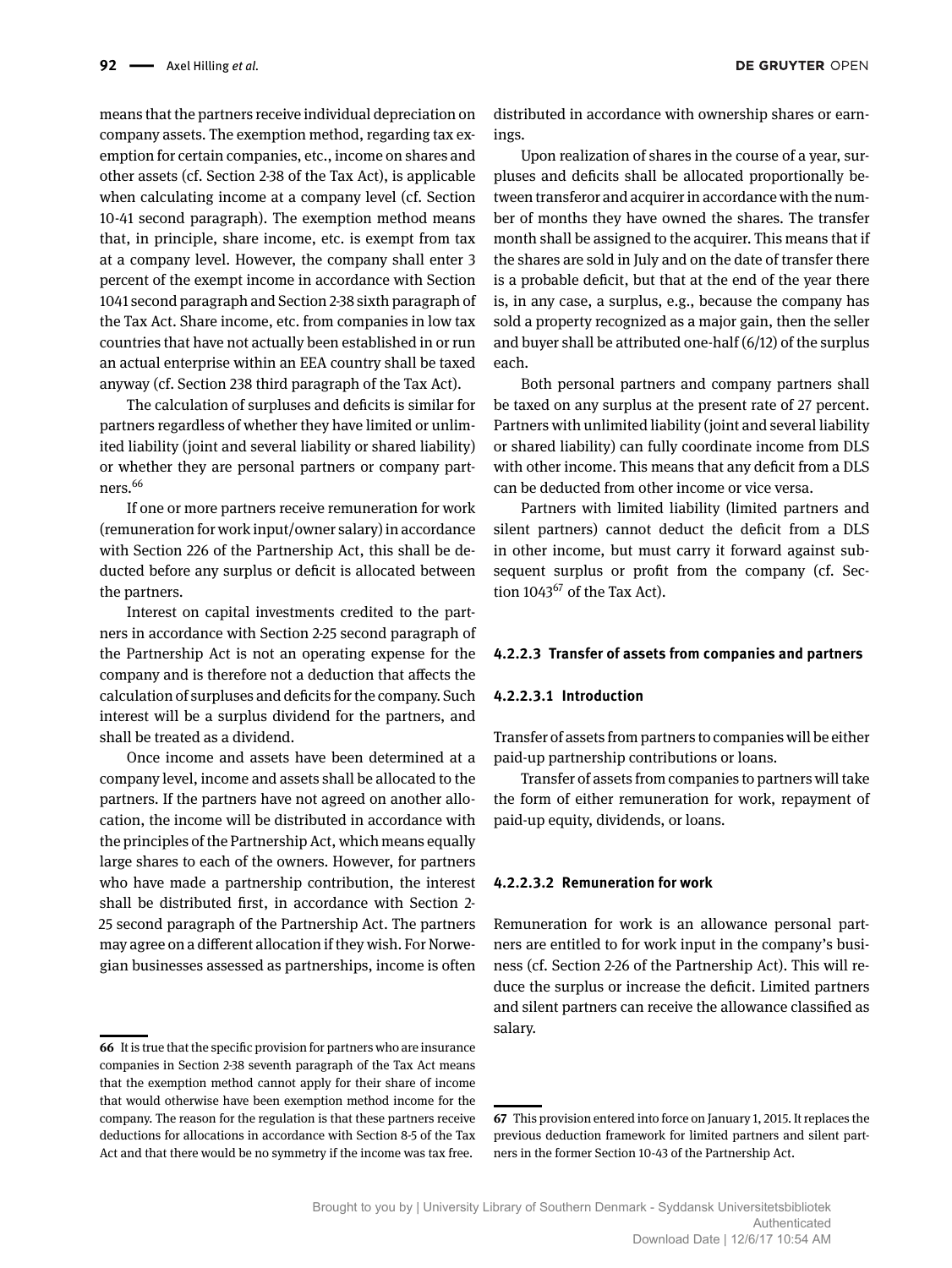means that the partners receive individual depreciation on company assets. The exemption method, regarding tax exemption for certain companies, etc., income on shares and other assets (cf. Section 2-38 of the Tax Act), is applicable when calculating income at a company level (cf. Section 10-41 second paragraph). The exemption method means that, in principle, share income, etc. is exempt from tax at a company level. However, the company shall enter 3 percent of the exempt income in accordance with Section 1041 second paragraph and Section 2-38 sixth paragraph of the Tax Act. Share income, etc. from companies in low tax countries that have not actually been established in or run an actual enterprise within an EEA country shall be taxed anyway (cf. Section 238 third paragraph of the Tax Act).

The calculation of surpluses and deficits is similar for partners regardless of whether they have limited or unlimited liability (joint and several liability or shared liability) or whether they are personal partners or company partners.[66]

If one or more partners receive remuneration for work (remuneration for work input/owner salary) in accordance with Section 226 of the Partnership Act, this shall be deducted before any surplus or deficit is allocated between the partners.

Interest on capital investments credited to the partners in accordance with Section 2-25 second paragraph of the Partnership Act is not an operating expense for the company and is therefore not a deduction that affects the calculation of surpluses and deficits for the company. Such interest will be a surplus dividend for the partners, and shall be treated as a dividend.

Once income and assets have been determined at a company level, income and assets shall be allocated to the partners. If the partners have not agreed on another allocation, the income will be distributed in accordance with the principles of the Partnership Act, which means equally large shares to each of the owners. However, for partners who have made a partnership contribution, the interest shall be distributed first, in accordance with Section 2-25 second paragraph of the Partnership Act. The partners may agree on a different allocation if they wish. For Norwegian businesses assessed as partnerships, income is often distributed in accordance with ownership shares or earnings.

Upon realization of shares in the course of a year, surpluses and deficits shall be allocated proportionally between transferor and acquirer in accordance with the number of months they have owned the shares. The transfer month shall be assigned to the acquirer. This means that if the shares are sold in July and on the date of transfer there is a probable deficit, but that at the end of the year there is, in any case, a surplus, e.g., because the company has sold a property recognized as a major gain, then the seller and buyer shall be attributed one-half (6/12) of the surplus each.

Both personal partners and company partners shall be taxed on any surplus at the present rate of 27 percent. Partners with unlimited liability (joint and several liability or shared liability) can fully coordinate income from DLS with other income. This means that any deficit from a DLS can be deducted from other income or vice versa.

Partners with limited liability (limited partners and silent partners) cannot deduct the deficit from a DLS in other income, but must carry it forward against subsequent surplus or profit from the company (cf. Section 1043[67] of the Tax Act).

#### 4.2.2.3 Transfer of assets from companies and partners

##### 4.2.2.3.1 Introduction

Transfer of assets from partners to companies will be either paid-up partnership contributions or loans.

Transfer of assets from companies to partners will take the form of either remuneration for work, repayment of paid-up equity, dividends, or loans.

##### 4.2.2.3.2 Remuneration for work

Remuneration for work is an allowance personal partners are entitled to for work input in the company's business (cf. Section 2-26 of the Partnership Act). This will reduce the surplus or increase the deficit. Limited partners and silent partners can receive the allowance classified as salary.

---

66 It is true that the specific provision for partners who are insurance companies in Section 2-38 seventh paragraph of the Tax Act means that the exemption method cannot apply for their share of income that would otherwise have been exemption method income for the company. The reason for the regulation is that these partners receive deductions for allocations in accordance with Section 8-5 of the Tax Act and that there would be no symmetry if the income was tax free.

67 This provision entered into force on January 1, 2015. It replaces the previous deduction framework for limited partners and silent partners in the former Section 10-43 of the Partnership Act.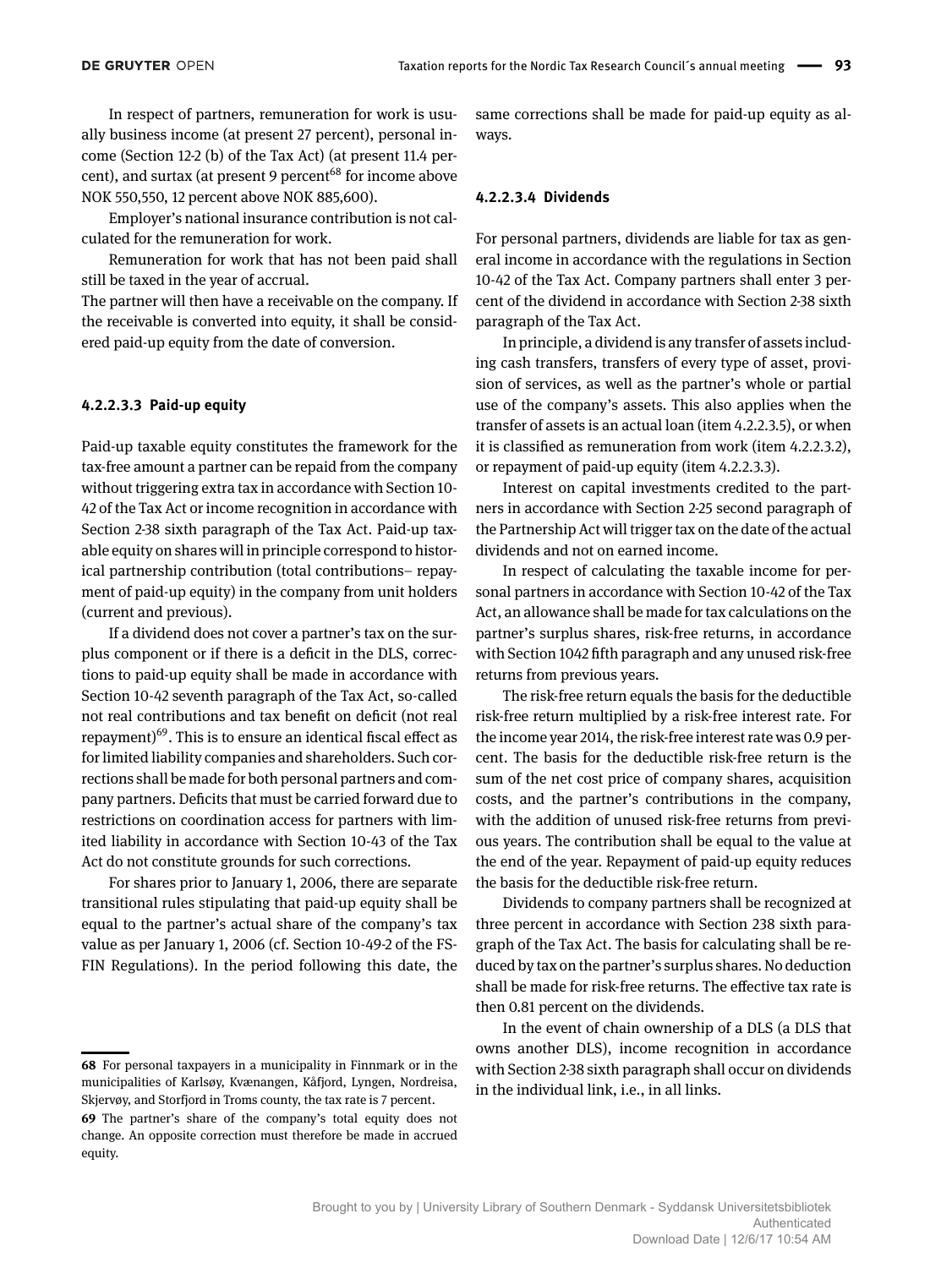In respect of partners, remuneration for work is usually business income (at present 27 percent), personal income (Section 12-2 (b) of the Tax Act) (at present 11.4 percent), and surtax (at present 9 percent[68] for income above NOK 550,550, 12 percent above NOK 885,600).

Employer's national insurance contribution is not calculated for the remuneration for work.

Remuneration for work that has not been paid shall still be taxed in the year of accrual.
The partner will then have a receivable on the company. If the receivable is converted into equity, it shall be considered paid-up equity from the date of conversion.

#### 4.2.2.3.3 Paid-up equity

Paid-up taxable equity constitutes the framework for the tax-free amount a partner can be repaid from the company without triggering extra tax in accordance with Section 10-42 of the Tax Act or income recognition in accordance with Section 2-38 sixth paragraph of the Tax Act. Paid-up taxable equity on shares will in principle correspond to historical partnership contribution (total contributions– repayment of paid-up equity) in the company from unit holders (current and previous).

If a dividend does not cover a partner's tax on the surplus component or if there is a deficit in the DLS, corrections to paid-up equity shall be made in accordance with Section 10-42 seventh paragraph of the Tax Act, so-called not real contributions and tax benefit on deficit (not real repayment)[69]. This is to ensure an identical fiscal effect as for limited liability companies and shareholders. Such corrections shall be made for both personal partners and company partners. Deficits that must be carried forward due to restrictions on coordination access for partners with limited liability in accordance with Section 10-43 of the Tax Act do not constitute grounds for such corrections.

For shares prior to January 1, 2006, there are separate transitional rules stipulating that paid-up equity shall be equal to the partner's actual share of the company's tax value as per January 1, 2006 (cf. Section 10-49-2 of the FSFIN Regulations). In the period following this date, the same corrections shall be made for paid-up equity as always.

#### 4.2.2.3.4 Dividends

For personal partners, dividends are liable for tax as general income in accordance with the regulations in Section 10-42 of the Tax Act. Company partners shall enter 3 percent of the dividend in accordance with Section 2-38 sixth paragraph of the Tax Act.

In principle, a dividend is any transfer of assets including cash transfers, transfers of every type of asset, provision of services, as well as the partner's whole or partial use of the company's assets. This also applies when the transfer of assets is an actual loan (item 4.2.2.3.5), or when it is classified as remuneration from work (item 4.2.2.3.2), or repayment of paid-up equity (item 4.2.2.3.3).

Interest on capital investments credited to the partners in accordance with Section 2-25 second paragraph of the Partnership Act will trigger tax on the date of the actual dividends and not on earned income.

In respect of calculating the taxable income for personal partners in accordance with Section 10-42 of the Tax Act, an allowance shall be made for tax calculations on the partner's surplus shares, risk-free returns, in accordance with Section 1042 fifth paragraph and any unused risk-free returns from previous years.

The risk-free return equals the basis for the deductible risk-free return multiplied by a risk-free interest rate. For the income year 2014, the risk-free interest rate was 0.9 percent. The basis for the deductible risk-free return is the sum of the net cost price of company shares, acquisition costs, and the partner's contributions in the company, with the addition of unused risk-free returns from previous years. The contribution shall be equal to the value at the end of the year. Repayment of paid-up equity reduces the basis for the deductible risk-free return.

Dividends to company partners shall be recognized at three percent in accordance with Section 238 sixth paragraph of the Tax Act. The basis for calculating shall be reduced by tax on the partner's surplus shares. No deduction shall be made for risk-free returns. The effective tax rate is then 0.81 percent on the dividends.

In the event of chain ownership of a DLS (a DLS that owns another DLS), income recognition in accordance with Section 2-38 sixth paragraph shall occur on dividends in the individual link, i.e., in all links.

---

68 For personal taxpayers in a municipality in Finnmark or in the municipalities of Karlsøy, Kvænangen, Kåfjord, Lyngen, Nordreisa, Skjervøy, and Storfjord in Troms county, the tax rate is 7 percent.

69 The partner's share of the company's total equity does not change. An opposite correction must therefore be made in accrued equity.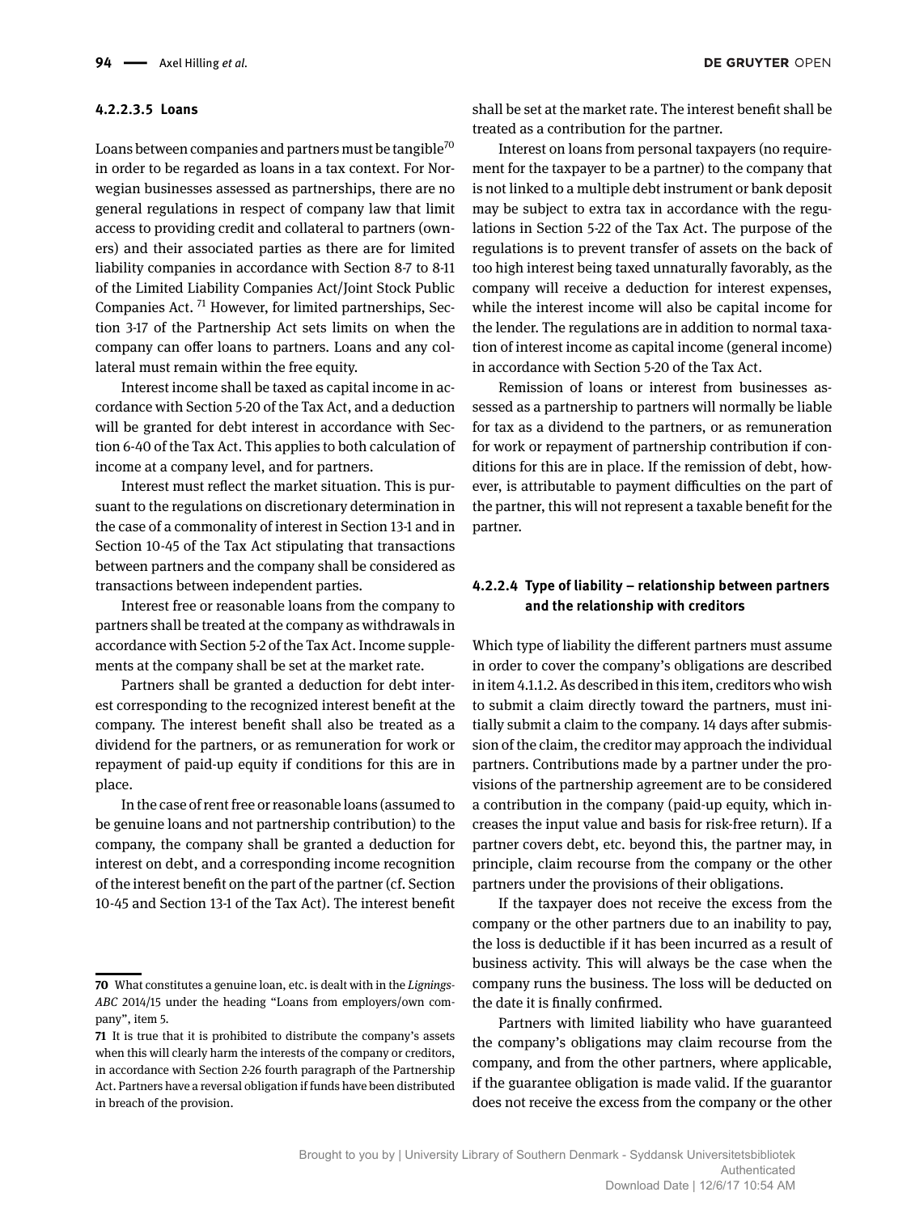#### 4.2.2.3.5 Loans

Loans between companies and partners must be tangible[70] in order to be regarded as loans in a tax context. For Norwegian businesses assessed as partnerships, there are no general regulations in respect of company law that limit access to providing credit and collateral to partners (owners) and their associated parties as there are for limited liability companies in accordance with Section 8-7 to 8-11 of the Limited Liability Companies Act/Joint Stock Public Companies Act. [71] However, for limited partnerships, Section 3-17 of the Partnership Act sets limits on when the company can offer loans to partners. Loans and any collateral must remain within the free equity.

Interest income shall be taxed as capital income in accordance with Section 5-20 of the Tax Act, and a deduction will be granted for debt interest in accordance with Section 6-40 of the Tax Act. This applies to both calculation of income at a company level, and for partners.

Interest must reflect the market situation. This is pursuant to the regulations on discretionary determination in the case of a commonality of interest in Section 13-1 and in Section 10-45 of the Tax Act stipulating that transactions between partners and the company shall be considered as transactions between independent parties.

Interest free or reasonable loans from the company to partners shall be treated at the company as withdrawals in accordance with Section 5-2 of the Tax Act. Income supplements at the company shall be set at the market rate.

Partners shall be granted a deduction for debt interest corresponding to the recognized interest benefit at the company. The interest benefit shall also be treated as a dividend for the partners, or as remuneration for work or repayment of paid-up equity if conditions for this are in place.

In the case of rent free or reasonable loans (assumed to be genuine loans and not partnership contribution) to the company, the company shall be granted a deduction for interest on debt, and a corresponding income recognition of the interest benefit on the part of the partner (cf. Section 10-45 and Section 13-1 of the Tax Act). The interest benefit shall be set at the market rate. The interest benefit shall be treated as a contribution for the partner.

Interest on loans from personal taxpayers (no requirement for the taxpayer to be a partner) to the company that is not linked to a multiple debt instrument or bank deposit may be subject to extra tax in accordance with the regulations in Section 5-22 of the Tax Act. The purpose of the regulations is to prevent transfer of assets on the back of too high interest being taxed unnaturally favorably, as the company will receive a deduction for interest expenses, while the interest income will also be capital income for the lender. The regulations are in addition to normal taxation of interest income as capital income (general income) in accordance with Section 5-20 of the Tax Act.

Remission of loans or interest from businesses assessed as a partnership to partners will normally be liable for tax as a dividend to the partners, or as remuneration for work or repayment of partnership contribution if conditions for this are in place. If the remission of debt, however, is attributable to payment difficulties on the part of the partner, this will not represent a taxable benefit for the partner.

### 4.2.2.4 Type of liability – relationship between partners and the relationship with creditors

Which type of liability the different partners must assume in order to cover the company's obligations are described in item 4.1.1.2. As described in this item, creditors who wish to submit a claim directly toward the partners, must initially submit a claim to the company. 14 days after submission of the claim, the creditor may approach the individual partners. Contributions made by a partner under the provisions of the partnership agreement are to be considered a contribution in the company (paid-up equity, which increases the input value and basis for risk-free return). If a partner covers debt, etc. beyond this, the partner may, in principle, claim recourse from the company or the other partners under the provisions of their obligations.

If the taxpayer does not receive the excess from the company or the other partners due to an inability to pay, the loss is deductible if it has been incurred as a result of business activity. This will always be the case when the company runs the business. The loss will be deducted on the date it is finally confirmed.

Partners with limited liability who have guaranteed the company's obligations may claim recourse from the company, and from the other partners, where applicable, if the guarantee obligation is made valid. If the guarantor does not receive the excess from the company or the other

---

[70] What constitutes a genuine loan, etc. is dealt with in the *Lignings-ABC* 2014/15 under the heading "Loans from employers/own company", item 5.

[71] It is true that it is prohibited to distribute the company's assets when this will clearly harm the interests of the company or creditors, in accordance with Section 2-26 fourth paragraph of the Partnership Act. Partners have a reversal obligation if funds have been distributed in breach of the provision.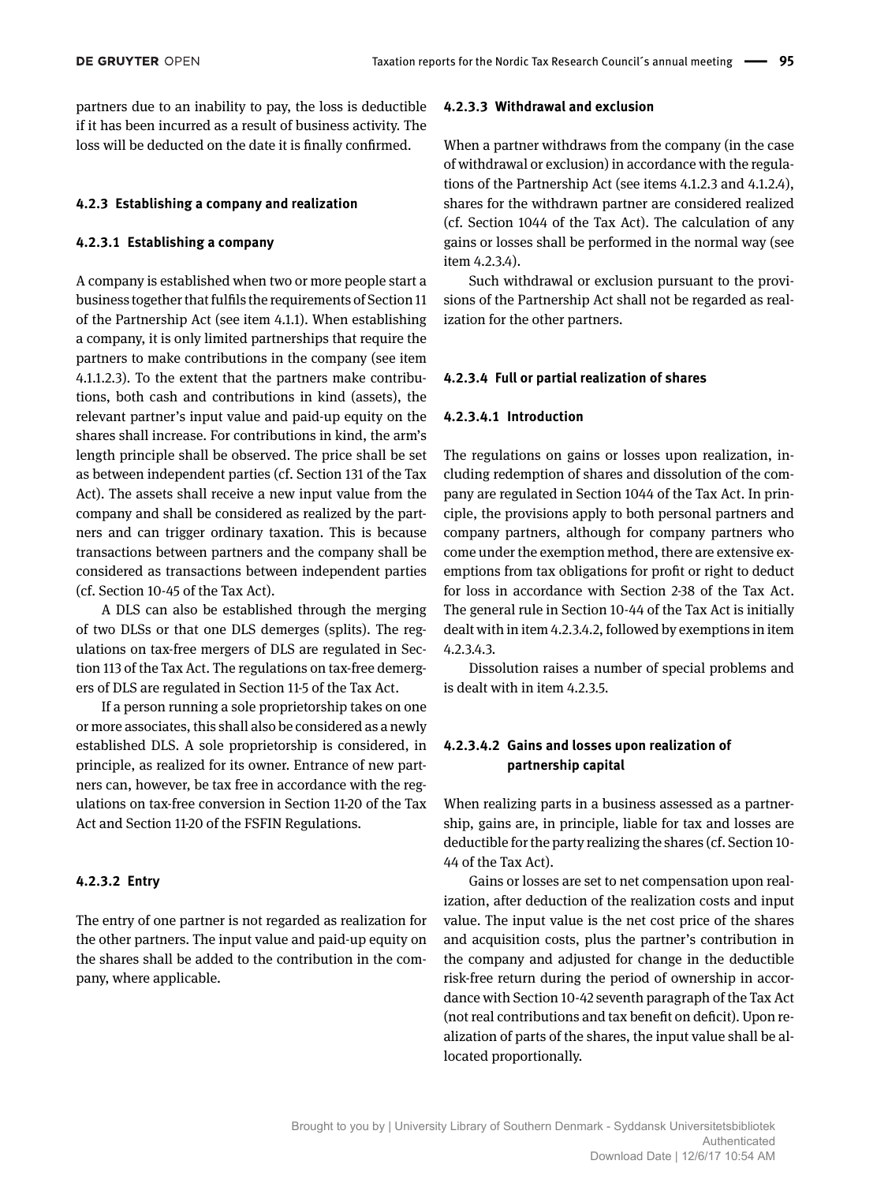partners due to an inability to pay, the loss is deductible if it has been incurred as a result of business activity. The loss will be deducted on the date it is finally confirmed.

### 4.2.3 Establishing a company and realization

#### 4.2.3.1 Establishing a company

A company is established when two or more people start a business together that fulfils the requirements of Section 11 of the Partnership Act (see item 4.1.1). When establishing a company, it is only limited partnerships that require the partners to make contributions in the company (see item 4.1.1.2.3). To the extent that the partners make contributions, both cash and contributions in kind (assets), the relevant partner's input value and paid-up equity on the shares shall increase. For contributions in kind, the arm's length principle shall be observed. The price shall be set as between independent parties (cf. Section 131 of the Tax Act). The assets shall receive a new input value from the company and shall be considered as realized by the partners and can trigger ordinary taxation. This is because transactions between partners and the company shall be considered as transactions between independent parties (cf. Section 10-45 of the Tax Act).

A DLS can also be established through the merging of two DLSs or that one DLS demerges (splits). The regulations on tax-free mergers of DLS are regulated in Section 113 of the Tax Act. The regulations on tax-free demergers of DLS are regulated in Section 11-5 of the Tax Act.

If a person running a sole proprietorship takes on one or more associates, this shall also be considered as a newly established DLS. A sole proprietorship is considered, in principle, as realized for its owner. Entrance of new partners can, however, be tax free in accordance with the regulations on tax-free conversion in Section 11-20 of the Tax Act and Section 11-20 of the FSFIN Regulations.

#### 4.2.3.2 Entry

The entry of one partner is not regarded as realization for the other partners. The input value and paid-up equity on the shares shall be added to the contribution in the company, where applicable.

#### 4.2.3.3 Withdrawal and exclusion

When a partner withdraws from the company (in the case of withdrawal or exclusion) in accordance with the regulations of the Partnership Act (see items 4.1.2.3 and 4.1.2.4), shares for the withdrawn partner are considered realized (cf. Section 1044 of the Tax Act). The calculation of any gains or losses shall be performed in the normal way (see item 4.2.3.4).

Such withdrawal or exclusion pursuant to the provisions of the Partnership Act shall not be regarded as realization for the other partners.

#### 4.2.3.4 Full or partial realization of shares

##### 4.2.3.4.1 Introduction

The regulations on gains or losses upon realization, including redemption of shares and dissolution of the company are regulated in Section 1044 of the Tax Act. In principle, the provisions apply to both personal partners and company partners, although for company partners who come under the exemption method, there are extensive exemptions from tax obligations for profit or right to deduct for loss in accordance with Section 2-38 of the Tax Act. The general rule in Section 10-44 of the Tax Act is initially dealt with in item 4.2.3.4.2, followed by exemptions in item 4.2.3.4.3.

Dissolution raises a number of special problems and is dealt with in item 4.2.3.5.

##### 4.2.3.4.2 Gains and losses upon realization of partnership capital

When realizing parts in a business assessed as a partnership, gains are, in principle, liable for tax and losses are deductible for the party realizing the shares (cf. Section 10-44 of the Tax Act).

Gains or losses are set to net compensation upon realization, after deduction of the realization costs and input value. The input value is the net cost price of the shares and acquisition costs, plus the partner's contribution in the company and adjusted for change in the deductible risk-free return during the period of ownership in accordance with Section 10-42 seventh paragraph of the Tax Act (not real contributions and tax benefit on deficit). Upon realization of parts of the shares, the input value shall be allocated proportionally.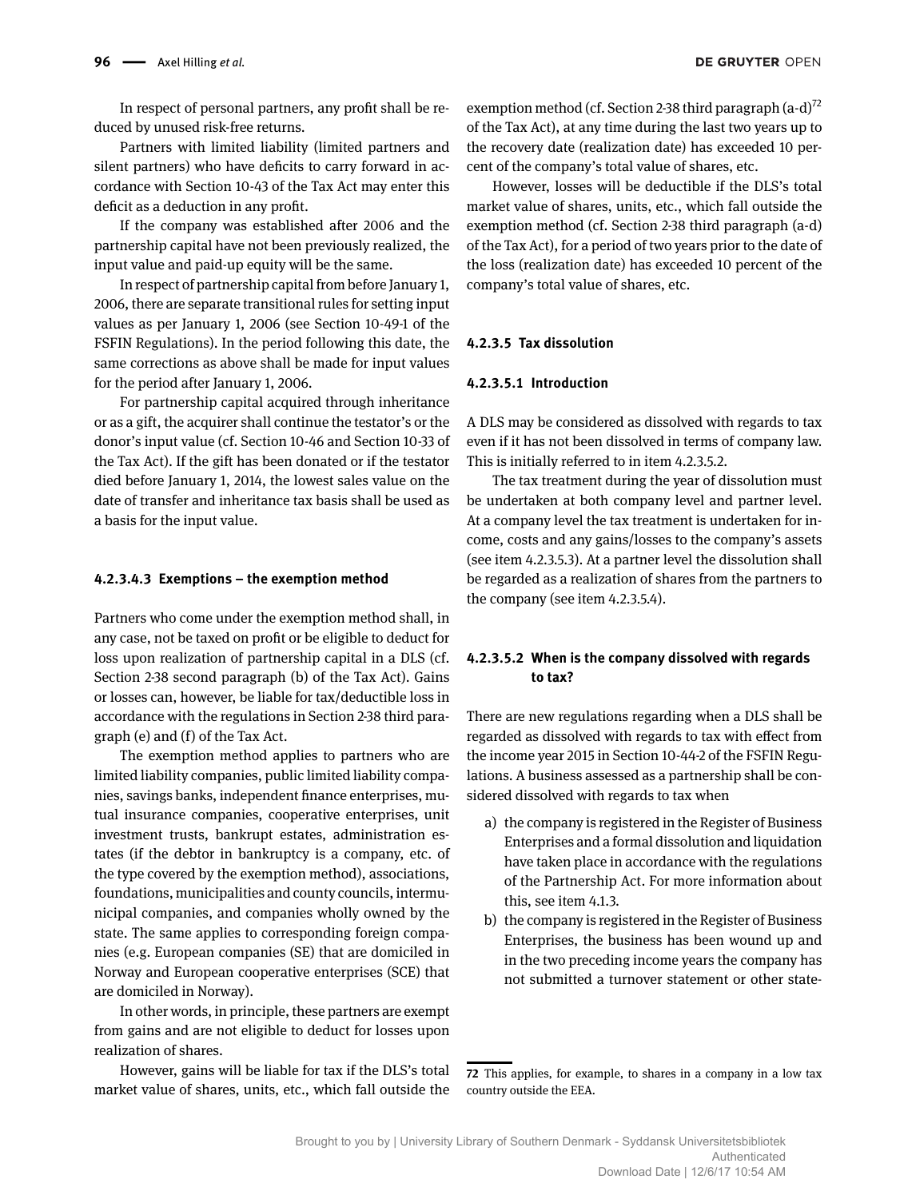In respect of personal partners, any profit shall be reduced by unused risk-free returns.

Partners with limited liability (limited partners and silent partners) who have deficits to carry forward in accordance with Section 10-43 of the Tax Act may enter this deficit as a deduction in any profit.

If the company was established after 2006 and the partnership capital have not been previously realized, the input value and paid-up equity will be the same.

In respect of partnership capital from before January 1, 2006, there are separate transitional rules for setting input values as per January 1, 2006 (see Section 10-49-1 of the FSFIN Regulations). In the period following this date, the same corrections as above shall be made for input values for the period after January 1, 2006.

For partnership capital acquired through inheritance or as a gift, the acquirer shall continue the testator's or the donor's input value (cf. Section 10-46 and Section 10-33 of the Tax Act). If the gift has been donated or if the testator died before January 1, 2014, the lowest sales value on the date of transfer and inheritance tax basis shall be used as a basis for the input value.

#### 4.2.3.4.3 Exemptions – the exemption method

Partners who come under the exemption method shall, in any case, not be taxed on profit or be eligible to deduct for loss upon realization of partnership capital in a DLS (cf. Section 2-38 second paragraph (b) of the Tax Act). Gains or losses can, however, be liable for tax/deductible loss in accordance with the regulations in Section 2-38 third paragraph (e) and (f) of the Tax Act.

The exemption method applies to partners who are limited liability companies, public limited liability companies, savings banks, independent finance enterprises, mutual insurance companies, cooperative enterprises, unit investment trusts, bankrupt estates, administration estates (if the debtor in bankruptcy is a company, etc. of the type covered by the exemption method), associations, foundations, municipalities and county councils, intermunicipal companies, and companies wholly owned by the state. The same applies to corresponding foreign companies (e.g. European companies (SE) that are domiciled in Norway and European cooperative enterprises (SCE) that are domiciled in Norway).

In other words, in principle, these partners are exempt from gains and are not eligible to deduct for losses upon realization of shares.

However, gains will be liable for tax if the DLS's total market value of shares, units, etc., which fall outside the exemption method (cf. Section 2-38 third paragraph (a-d)[72] of the Tax Act), at any time during the last two years up to the recovery date (realization date) has exceeded 10 percent of the company's total value of shares, etc.

However, losses will be deductible if the DLS's total market value of shares, units, etc., which fall outside the exemption method (cf. Section 2-38 third paragraph (a-d) of the Tax Act), for a period of two years prior to the date of the loss (realization date) has exceeded 10 percent of the company's total value of shares, etc.

### 4.2.3.5 Tax dissolution

#### 4.2.3.5.1 Introduction

A DLS may be considered as dissolved with regards to tax even if it has not been dissolved in terms of company law. This is initially referred to in item 4.2.3.5.2.

The tax treatment during the year of dissolution must be undertaken at both company level and partner level. At a company level the tax treatment is undertaken for income, costs and any gains/losses to the company's assets (see item 4.2.3.5.3). At a partner level the dissolution shall be regarded as a realization of shares from the partners to the company (see item 4.2.3.5.4).

#### 4.2.3.5.2 When is the company dissolved with regards to tax?

There are new regulations regarding when a DLS shall be regarded as dissolved with regards to tax with effect from the income year 2015 in Section 10-44-2 of the FSFIN Regulations. A business assessed as a partnership shall be considered dissolved with regards to tax when

a) the company is registered in the Register of Business Enterprises and a formal dissolution and liquidation have taken place in accordance with the regulations of the Partnership Act. For more information about this, see item 4.1.3.
b) the company is registered in the Register of Business Enterprises, the business has been wound up and in the two preceding income years the company has not submitted a turnover statement or other state-

---

72 This applies, for example, to shares in a company in a low tax country outside the EEA.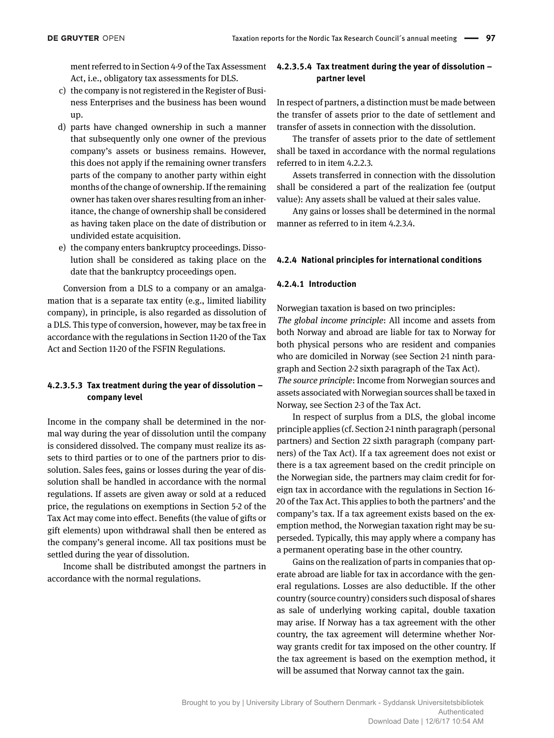ment referred to in Section 4-9 of the Tax Assessment Act, i.e., obligatory tax assessments for DLS.

c) the company is not registered in the Register of Business Enterprises and the business has been wound up.
d) parts have changed ownership in such a manner that subsequently only one owner of the previous company's assets or business remains. However, this does not apply if the remaining owner transfers parts of the company to another party within eight months of the change of ownership. If the remaining owner has taken over shares resulting from an inheritance, the change of ownership shall be considered as having taken place on the date of distribution or undivided estate acquisition.
e) the company enters bankruptcy proceedings. Dissolution shall be considered as taking place on the date that the bankruptcy proceedings open.

Conversion from a DLS to a company or an amalgamation that is a separate tax entity (e.g., limited liability company), in principle, is also regarded as dissolution of a DLS. This type of conversion, however, may be tax free in accordance with the regulations in Section 11-20 of the Tax Act and Section 11-20 of the FSFIN Regulations.

#### 4.2.3.5.3 Tax treatment during the year of dissolution – company level

Income in the company shall be determined in the normal way during the year of dissolution until the company is considered dissolved. The company must realize its assets to third parties or to one of the partners prior to dissolution. Sales fees, gains or losses during the year of dissolution shall be handled in accordance with the normal regulations. If assets are given away or sold at a reduced price, the regulations on exemptions in Section 5-2 of the Tax Act may come into effect. Benefits (the value of gifts or gift elements) upon withdrawal shall then be entered as the company's general income. All tax positions must be settled during the year of dissolution.

Income shall be distributed amongst the partners in accordance with the normal regulations.

#### 4.2.3.5.4 Tax treatment during the year of dissolution – partner level

In respect of partners, a distinction must be made between the transfer of assets prior to the date of settlement and transfer of assets in connection with the dissolution.

The transfer of assets prior to the date of settlement shall be taxed in accordance with the normal regulations referred to in item 4.2.2.3.

Assets transferred in connection with the dissolution shall be considered a part of the realization fee (output value): Any assets shall be valued at their sales value.

Any gains or losses shall be determined in the normal manner as referred to in item 4.2.3.4.

### 4.2.4 National principles for international conditions

#### 4.2.4.1 Introduction

Norwegian taxation is based on two principles:
*The global income principle*: All income and assets from both Norway and abroad are liable for tax to Norway for both physical persons who are resident and companies who are domiciled in Norway (see Section 2-1 ninth paragraph and Section 2-2 sixth paragraph of the Tax Act).
*The source principle*: Income from Norwegian sources and assets associated with Norwegian sources shall be taxed in Norway, see Section 2-3 of the Tax Act.

In respect of surplus from a DLS, the global income principle applies (cf. Section 2-1 ninth paragraph (personal partners) and Section 22 sixth paragraph (company partners) of the Tax Act). If a tax agreement does not exist or there is a tax agreement based on the credit principle on the Norwegian side, the partners may claim credit for foreign tax in accordance with the regulations in Section 16-20 of the Tax Act. This applies to both the partners' and the company's tax. If a tax agreement exists based on the exemption method, the Norwegian taxation right may be superseded. Typically, this may apply where a company has a permanent operating base in the other country.

Gains on the realization of parts in companies that operate abroad are liable for tax in accordance with the general regulations. Losses are also deductible. If the other country (source country) considers such disposal of shares as sale of underlying working capital, double taxation may arise. If Norway has a tax agreement with the other country, the tax agreement will determine whether Norway grants credit for tax imposed on the other country. If the tax agreement is based on the exemption method, it will be assumed that Norway cannot tax the gain.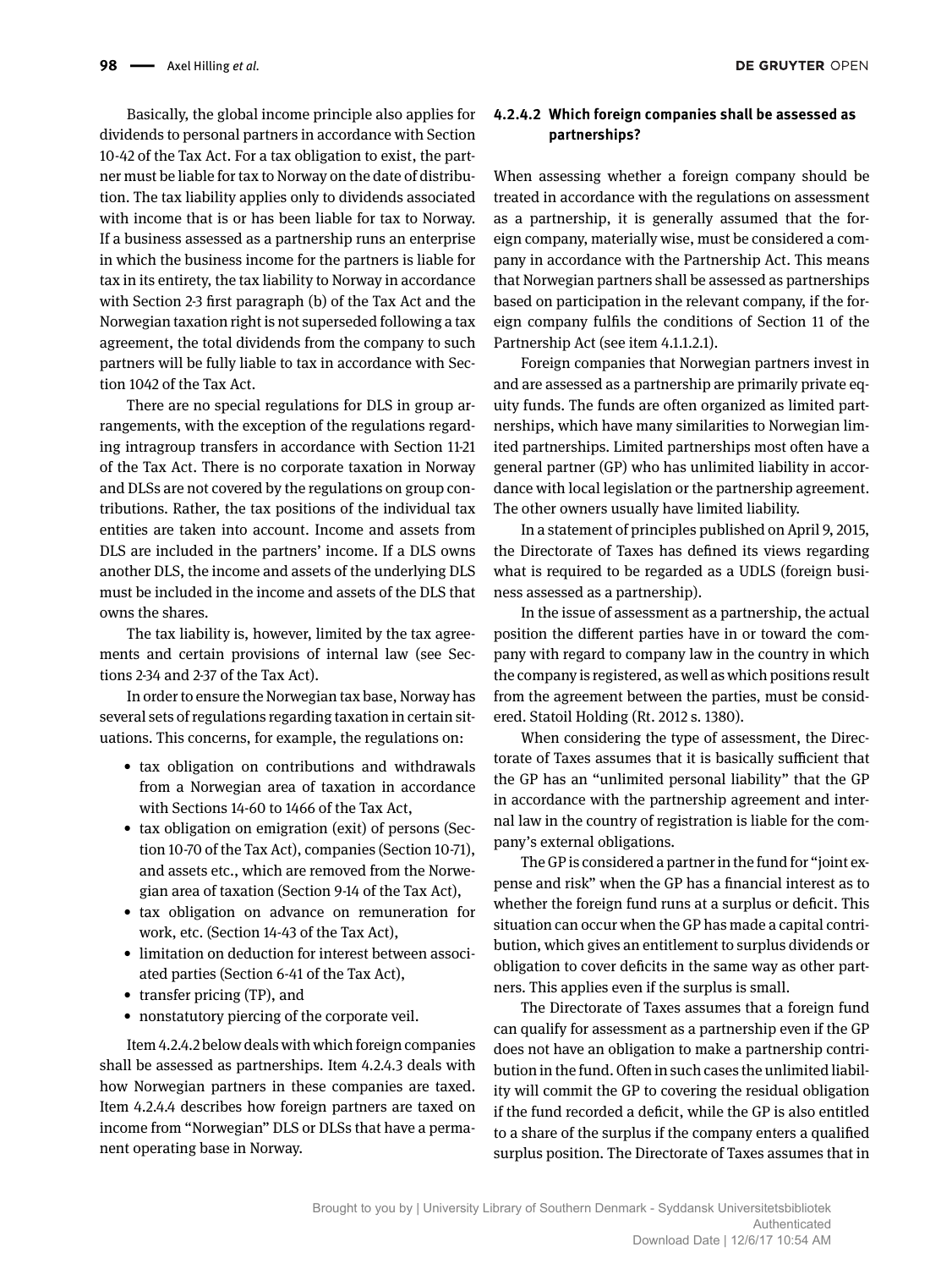Basically, the global income principle also applies for dividends to personal partners in accordance with Section 10-42 of the Tax Act. For a tax obligation to exist, the partner must be liable for tax to Norway on the date of distribution. The tax liability applies only to dividends associated with income that is or has been liable for tax to Norway. If a business assessed as a partnership runs an enterprise in which the business income for the partners is liable for tax in its entirety, the tax liability to Norway in accordance with Section 2-3 first paragraph (b) of the Tax Act and the Norwegian taxation right is not superseded following a tax agreement, the total dividends from the company to such partners will be fully liable to tax in accordance with Section 1042 of the Tax Act.

There are no special regulations for DLS in group arrangements, with the exception of the regulations regarding intragroup transfers in accordance with Section 11-21 of the Tax Act. There is no corporate taxation in Norway and DLSs are not covered by the regulations on group contributions. Rather, the tax positions of the individual tax entities are taken into account. Income and assets from DLS are included in the partners' income. If a DLS owns another DLS, the income and assets of the underlying DLS must be included in the income and assets of the DLS that owns the shares.

The tax liability is, however, limited by the tax agreements and certain provisions of internal law (see Sections 2-34 and 2-37 of the Tax Act).

In order to ensure the Norwegian tax base, Norway has several sets of regulations regarding taxation in certain situations. This concerns, for example, the regulations on:

- tax obligation on contributions and withdrawals from a Norwegian area of taxation in accordance with Sections 14-60 to 1466 of the Tax Act,
- tax obligation on emigration (exit) of persons (Section 10-70 of the Tax Act), companies (Section 10-71), and assets etc., which are removed from the Norwegian area of taxation (Section 9-14 of the Tax Act),
- tax obligation on advance on remuneration for work, etc. (Section 14-43 of the Tax Act),
- limitation on deduction for interest between associated parties (Section 6-41 of the Tax Act),
- transfer pricing (TP), and
- nonstatutory piercing of the corporate veil.

Item 4.2.4.2 below deals with which foreign companies shall be assessed as partnerships. Item 4.2.4.3 deals with how Norwegian partners in these companies are taxed. Item 4.2.4.4 describes how foreign partners are taxed on income from "Norwegian" DLS or DLSs that have a permanent operating base in Norway.

#### 4.2.4.2 Which foreign companies shall be assessed as partnerships?

When assessing whether a foreign company should be treated in accordance with the regulations on assessment as a partnership, it is generally assumed that the foreign company, materially wise, must be considered a company in accordance with the Partnership Act. This means that Norwegian partners shall be assessed as partnerships based on participation in the relevant company, if the foreign company fulfils the conditions of Section 11 of the Partnership Act (see item 4.1.1.2.1).

Foreign companies that Norwegian partners invest in and are assessed as a partnership are primarily private equity funds. The funds are often organized as limited partnerships, which have many similarities to Norwegian limited partnerships. Limited partnerships most often have a general partner (GP) who has unlimited liability in accordance with local legislation or the partnership agreement. The other owners usually have limited liability.

In a statement of principles published on April 9, 2015, the Directorate of Taxes has defined its views regarding what is required to be regarded as a UDLS (foreign business assessed as a partnership).

In the issue of assessment as a partnership, the actual position the different parties have in or toward the company with regard to company law in the country in which the company is registered, as well as which positions result from the agreement between the parties, must be considered. Statoil Holding (Rt. 2012 s. 1380).

When considering the type of assessment, the Directorate of Taxes assumes that it is basically sufficient that the GP has an "unlimited personal liability" that the GP in accordance with the partnership agreement and internal law in the country of registration is liable for the company's external obligations.

The GP is considered a partner in the fund for "joint expense and risk" when the GP has a financial interest as to whether the foreign fund runs at a surplus or deficit. This situation can occur when the GP has made a capital contribution, which gives an entitlement to surplus dividends or obligation to cover deficits in the same way as other partners. This applies even if the surplus is small.

The Directorate of Taxes assumes that a foreign fund can qualify for assessment as a partnership even if the GP does not have an obligation to make a partnership contribution in the fund. Often in such cases the unlimited liability will commit the GP to covering the residual obligation if the fund recorded a deficit, while the GP is also entitled to a share of the surplus if the company enters a qualified surplus position. The Directorate of Taxes assumes that in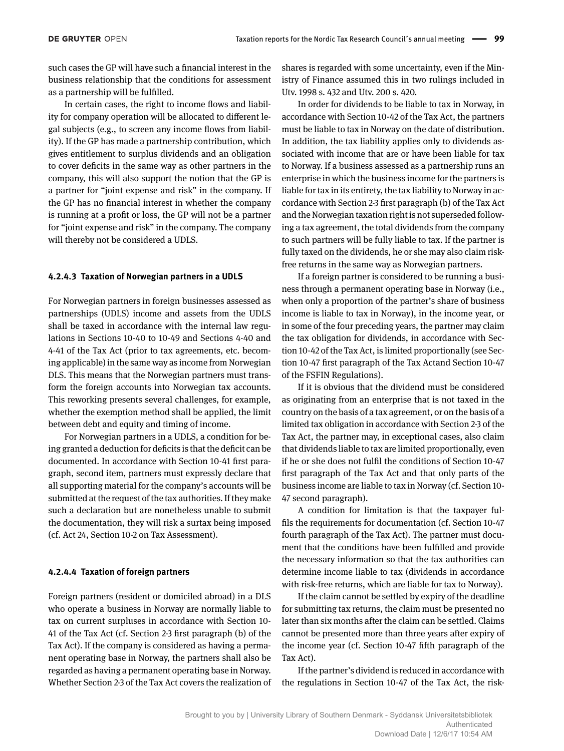such cases the GP will have such a financial interest in the business relationship that the conditions for assessment as a partnership will be fulfilled.

In certain cases, the right to income flows and liability for company operation will be allocated to different legal subjects (e.g., to screen any income flows from liability). If the GP has made a partnership contribution, which gives entitlement to surplus dividends and an obligation to cover deficits in the same way as other partners in the company, this will also support the notion that the GP is a partner for "joint expense and risk" in the company. If the GP has no financial interest in whether the company is running at a profit or loss, the GP will not be a partner for "joint expense and risk" in the company. The company will thereby not be considered a UDLS.

#### 4.2.4.3 Taxation of Norwegian partners in a UDLS

For Norwegian partners in foreign businesses assessed as partnerships (UDLS) income and assets from the UDLS shall be taxed in accordance with the internal law regulations in Sections 10-40 to 10-49 and Sections 4-40 and 4-41 of the Tax Act (prior to tax agreements, etc. becoming applicable) in the same way as income from Norwegian DLS. This means that the Norwegian partners must transform the foreign accounts into Norwegian tax accounts. This reworking presents several challenges, for example, whether the exemption method shall be applied, the limit between debt and equity and timing of income.

For Norwegian partners in a UDLS, a condition for being granted a deduction for deficits is that the deficit can be documented. In accordance with Section 10-41 first paragraph, second item, partners must expressly declare that all supporting material for the company's accounts will be submitted at the request of the tax authorities. If they make such a declaration but are nonetheless unable to submit the documentation, they will risk a surtax being imposed (cf. Act 24, Section 10-2 on Tax Assessment).

#### 4.2.4.4 Taxation of foreign partners

Foreign partners (resident or domiciled abroad) in a DLS who operate a business in Norway are normally liable to tax on current surpluses in accordance with Section 10-41 of the Tax Act (cf. Section 2-3 first paragraph (b) of the Tax Act). If the company is considered as having a permanent operating base in Norway, the partners shall also be regarded as having a permanent operating base in Norway. Whether Section 2-3 of the Tax Act covers the realization of shares is regarded with some uncertainty, even if the Ministry of Finance assumed this in two rulings included in Utv. 1998 s. 432 and Utv. 200 s. 420.

In order for dividends to be liable to tax in Norway, in accordance with Section 10-42 of the Tax Act, the partners must be liable to tax in Norway on the date of distribution. In addition, the tax liability applies only to dividends associated with income that are or have been liable for tax to Norway. If a business assessed as a partnership runs an enterprise in which the business income for the partners is liable for tax in its entirety, the tax liability to Norway in accordance with Section 2-3 first paragraph (b) of the Tax Act and the Norwegian taxation right is not superseded following a tax agreement, the total dividends from the company to such partners will be fully liable to tax. If the partner is fully taxed on the dividends, he or she may also claim risk-free returns in the same way as Norwegian partners.

If a foreign partner is considered to be running a business through a permanent operating base in Norway (i.e., when only a proportion of the partner's share of business income is liable to tax in Norway), in the income year, or in some of the four preceding years, the partner may claim the tax obligation for dividends, in accordance with Section 10-42 of the Tax Act, is limited proportionally (see Section 10-47 first paragraph of the Tax Actand Section 10-47 of the FSFIN Regulations).

If it is obvious that the dividend must be considered as originating from an enterprise that is not taxed in the country on the basis of a tax agreement, or on the basis of a limited tax obligation in accordance with Section 2-3 of the Tax Act, the partner may, in exceptional cases, also claim that dividends liable to tax are limited proportionally, even if he or she does not fulfil the conditions of Section 10-47 first paragraph of the Tax Act and that only parts of the business income are liable to tax in Norway (cf. Section 10-47 second paragraph).

A condition for limitation is that the taxpayer fulfils the requirements for documentation (cf. Section 10-47 fourth paragraph of the Tax Act). The partner must document that the conditions have been fulfilled and provide the necessary information so that the tax authorities can determine income liable to tax (dividends in accordance with risk-free returns, which are liable for tax to Norway).

If the claim cannot be settled by expiry of the deadline for submitting tax returns, the claim must be presented no later than six months after the claim can be settled. Claims cannot be presented more than three years after expiry of the income year (cf. Section 10-47 fifth paragraph of the Tax Act).

If the partner's dividend is reduced in accordance with the regulations in Section 10-47 of the Tax Act, the risk-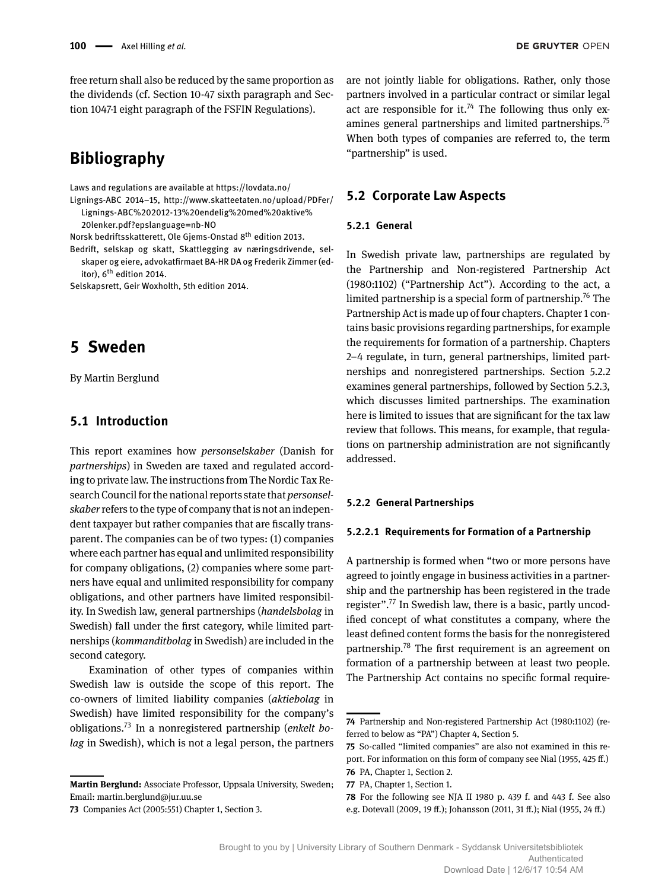free return shall also be reduced by the same proportion as the dividends (cf. Section 10-47 sixth paragraph and Section 1047-1 eight paragraph of the FSFIN Regulations).

## Bibliography

Laws and regulations are available at https://lovdata.no/

Lignings-ABC 2014–15, http://www.skatteetaten.no/upload/PDFer/Lignings-ABC%202012-13%20endelig%20med%20aktive%20lenker.pdf?epslanguage=nb-NO

Norsk bedriftsskatterett, Ole Gjems-Onstad 8th edition 2013.

Bedrift, selskap og skatt, Skattlegging av næringsdrivende, selskaper og eiere, advokatfirmaet BA-HR DA og Frederik Zimmer (editor), 6th edition 2014.

Selskapsrett, Geir Woxholth, 5th edition 2014.

# 5 Sweden

By Martin Berglund

## 5.1 Introduction

This report examines how *personselskaber* (Danish for *partnerships*) in Sweden are taxed and regulated according to private law. The instructions from The Nordic Tax Research Council for the national reports state that *personselskaber* refers to the type of company that is not an independent taxpayer but rather companies that are fiscally transparent. The companies can be of two types: (1) companies where each partner has equal and unlimited responsibility for company obligations, (2) companies where some partners have equal and unlimited responsibility for company obligations, and other partners have limited responsibility. In Swedish law, general partnerships (*handelsbolag* in Swedish) fall under the first category, while limited partnerships (*kommanditbolag* in Swedish) are included in the second category.

Examination of other types of companies within Swedish law is outside the scope of this report. The co-owners of limited liability companies (*aktiebolag* in Swedish) have limited responsibility for the company's obligations.[73] In a nonregistered partnership (*enkelt bolag* in Swedish), which is not a legal person, the partners are not jointly liable for obligations. Rather, only those partners involved in a particular contract or similar legal act are responsible for it.[74] The following thus only examines general partnerships and limited partnerships.[75] When both types of companies are referred to, the term "partnership" is used.

## 5.2 Corporate Law Aspects

### 5.2.1 General

In Swedish private law, partnerships are regulated by the Partnership and Non-registered Partnership Act (1980:1102) ("Partnership Act"). According to the act, a limited partnership is a special form of partnership.[76] The Partnership Act is made up of four chapters. Chapter 1 contains basic provisions regarding partnerships, for example the requirements for formation of a partnership. Chapters 2–4 regulate, in turn, general partnerships, limited partnerships and nonregistered partnerships. Section 5.2.2 examines general partnerships, followed by Section 5.2.3, which discusses limited partnerships. The examination here is limited to issues that are significant for the tax law review that follows. This means, for example, that regulations on partnership administration are not significantly addressed.

### 5.2.2 General Partnerships

#### 5.2.2.1 Requirements for Formation of a Partnership

A partnership is formed when "two or more persons have agreed to jointly engage in business activities in a partnership and the partnership has been registered in the trade register".[77] In Swedish law, there is a basic, partly uncodified concept of what constitutes a company, where the least defined content forms the basis for the nonregistered partnership.[78] The first requirement is an agreement on formation of a partnership between at least two people. The Partnership Act contains no specific formal require-

---

**Martin Berglund:** Associate Professor, Uppsala University, Sweden; Email: martin.berglund@jur.uu.se

73 Companies Act (2005:551) Chapter 1, Section 3.

74 Partnership and Non-registered Partnership Act (1980:1102) (referred to below as "PA") Chapter 4, Section 5.

75 So-called "limited companies" are also not examined in this report. For information on this form of company see Nial (1955, 425 ff.)

76 PA, Chapter 1, Section 2.

77 PA, Chapter 1, Section 1.

78 For the following see NJA II 1980 p. 439 f. and 443 f. See also e.g. Dotevall (2009, 19 ff.); Johansson (2011, 31 ff.); Nial (1955, 24 ff.)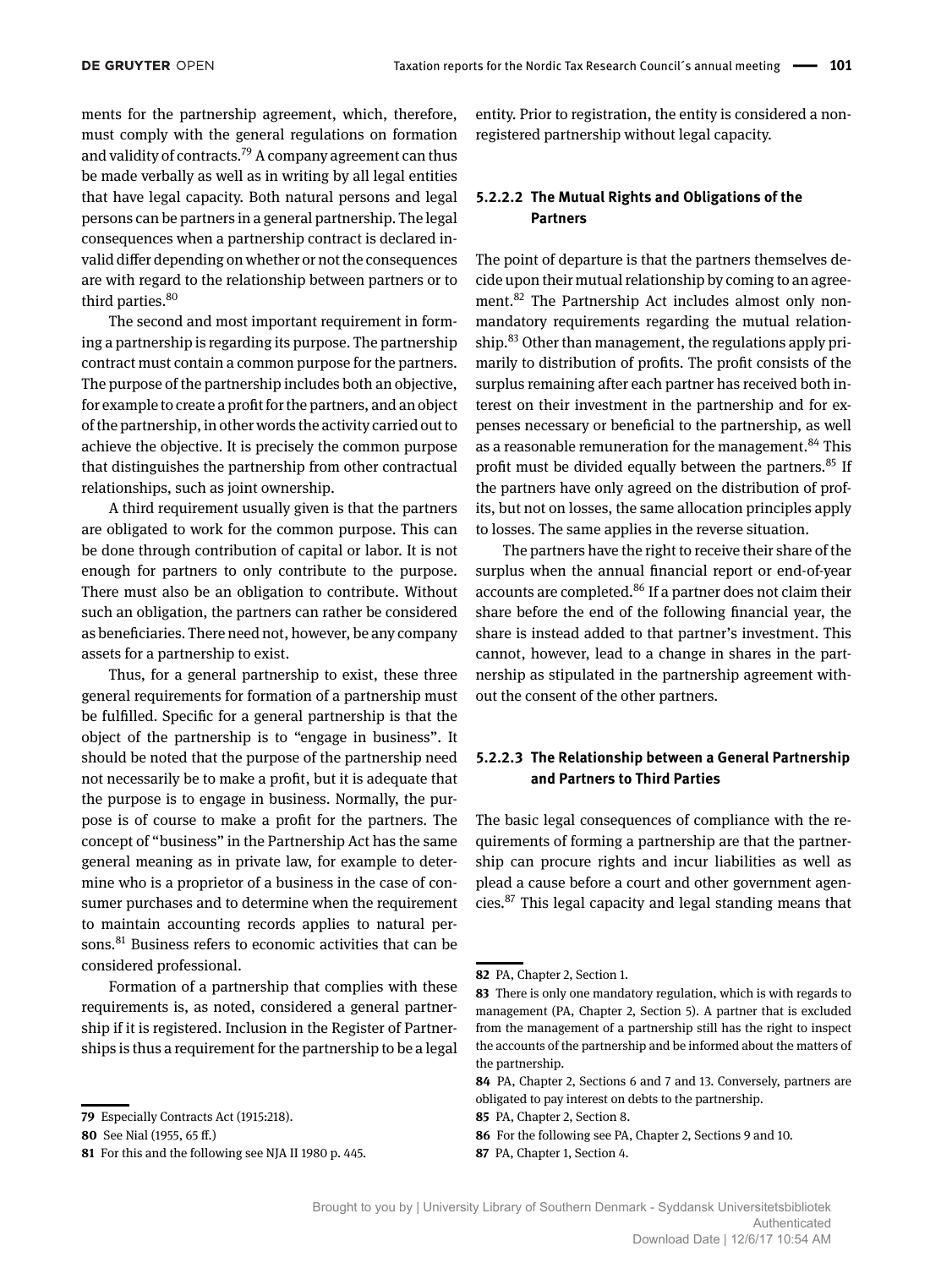ments for the partnership agreement, which, therefore, must comply with the general regulations on formation and validity of contracts.[79] A company agreement can thus be made verbally as well as in writing by all legal entities that have legal capacity. Both natural persons and legal persons can be partners in a general partnership. The legal consequences when a partnership contract is declared invalid differ depending on whether or not the consequences are with regard to the relationship between partners or to third parties.[80]

The second and most important requirement in forming a partnership is regarding its purpose. The partnership contract must contain a common purpose for the partners. The purpose of the partnership includes both an objective, for example to create a profit for the partners, and an object of the partnership, in other words the activity carried out to achieve the objective. It is precisely the common purpose that distinguishes the partnership from other contractual relationships, such as joint ownership.

A third requirement usually given is that the partners are obligated to work for the common purpose. This can be done through contribution of capital or labor. It is not enough for partners to only contribute to the purpose. There must also be an obligation to contribute. Without such an obligation, the partners can rather be considered as beneficiaries. There need not, however, be any company assets for a partnership to exist.

Thus, for a general partnership to exist, these three general requirements for formation of a partnership must be fulfilled. Specific for a general partnership is that the object of the partnership is to "engage in business". It should be noted that the purpose of the partnership need not necessarily be to make a profit, but it is adequate that the purpose is to engage in business. Normally, the purpose is of course to make a profit for the partners. The concept of "business" in the Partnership Act has the same general meaning as in private law, for example to determine who is a proprietor of a business in the case of consumer purchases and to determine when the requirement to maintain accounting records applies to natural persons.[81] Business refers to economic activities that can be considered professional.

Formation of a partnership that complies with these requirements is, as noted, considered a general partnership if it is registered. Inclusion in the Register of Partnerships is thus a requirement for the partnership to be a legal entity. Prior to registration, the entity is considered a non-registered partnership without legal capacity.

#### 5.2.2.2 The Mutual Rights and Obligations of the Partners

The point of departure is that the partners themselves decide upon their mutual relationship by coming to an agreement.[82] The Partnership Act includes almost only non-mandatory requirements regarding the mutual relationship.[83] Other than management, the regulations apply primarily to distribution of profits. The profit consists of the surplus remaining after each partner has received both interest on their investment in the partnership and for expenses necessary or beneficial to the partnership, as well as a reasonable remuneration for the management.[84] This profit must be divided equally between the partners.[85] If the partners have only agreed on the distribution of profits, but not on losses, the same allocation principles apply to losses. The same applies in the reverse situation.

The partners have the right to receive their share of the surplus when the annual financial report or end-of-year accounts are completed.[86] If a partner does not claim their share before the end of the following financial year, the share is instead added to that partner's investment. This cannot, however, lead to a change in shares in the partnership as stipulated in the partnership agreement without the consent of the other partners.

#### 5.2.2.3 The Relationship between a General Partnership and Partners to Third Parties

The basic legal consequences of compliance with the requirements of forming a partnership are that the partnership can procure rights and incur liabilities as well as plead a cause before a court and other government agencies.[87] This legal capacity and legal standing means that

---

79 Especially Contracts Act (1915:218).

80 See Nial (1955, 65 ff.)

81 For this and the following see NJA II 1980 p. 445.

82 PA, Chapter 2, Section 1.

83 There is only one mandatory regulation, which is with regards to management (PA, Chapter 2, Section 5). A partner that is excluded from the management of a partnership still has the right to inspect the accounts of the partnership and be informed about the matters of the partnership.

84 PA, Chapter 2, Sections 6 and 7 and 13. Conversely, partners are obligated to pay interest on debts to the partnership.

85 PA, Chapter 2, Section 8.

86 For the following see PA, Chapter 2, Sections 9 and 10.

87 PA, Chapter 1, Section 4.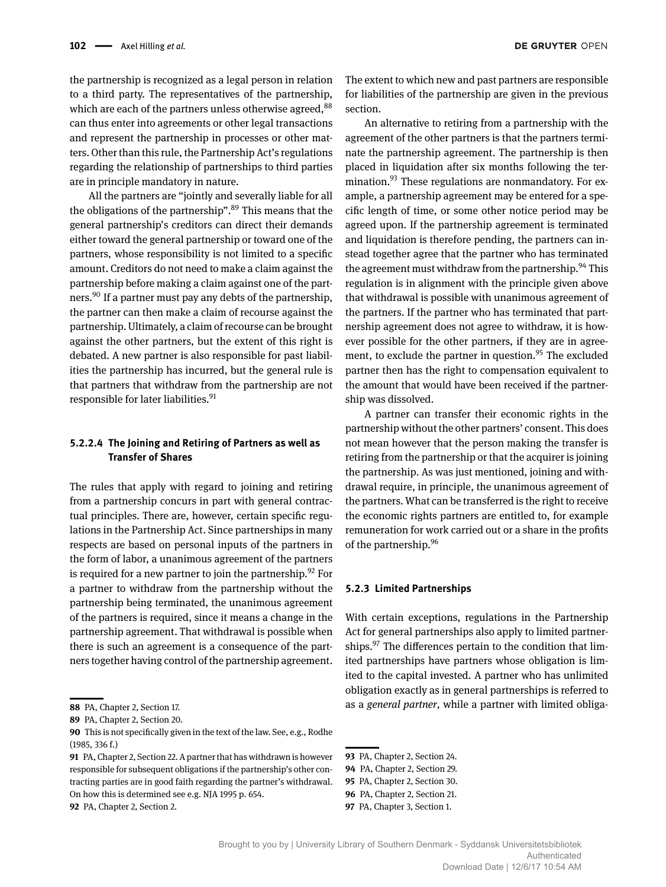the partnership is recognized as a legal person in relation to a third party. The representatives of the partnership, which are each of the partners unless otherwise agreed,[88] can thus enter into agreements or other legal transactions and represent the partnership in processes or other matters. Other than this rule, the Partnership Act's regulations regarding the relationship of partnerships to third parties are in principle mandatory in nature.

All the partners are "jointly and severally liable for all the obligations of the partnership".[89] This means that the general partnership's creditors can direct their demands either toward the general partnership or toward one of the partners, whose responsibility is not limited to a specific amount. Creditors do not need to make a claim against the partnership before making a claim against one of the partners.[90] If a partner must pay any debts of the partnership, the partner can then make a claim of recourse against the partnership. Ultimately, a claim of recourse can be brought against the other partners, but the extent of this right is debated. A new partner is also responsible for past liabilities the partnership has incurred, but the general rule is that partners that withdraw from the partnership are not responsible for later liabilities.[91]

#### 5.2.2.4 The Joining and Retiring of Partners as well as Transfer of Shares

The rules that apply with regard to joining and retiring from a partnership concurs in part with general contractual principles. There are, however, certain specific regulations in the Partnership Act. Since partnerships in many respects are based on personal inputs of the partners in the form of labor, a unanimous agreement of the partners is required for a new partner to join the partnership.[92] For a partner to withdraw from the partnership without the partnership being terminated, the unanimous agreement of the partners is required, since it means a change in the partnership agreement. That withdrawal is possible when there is such an agreement is a consequence of the partners together having control of the partnership agreement. The extent to which new and past partners are responsible for liabilities of the partnership are given in the previous section.

An alternative to retiring from a partnership with the agreement of the other partners is that the partners terminate the partnership agreement. The partnership is then placed in liquidation after six months following the termination.[93] These regulations are nonmandatory. For example, a partnership agreement may be entered for a specific length of time, or some other notice period may be agreed upon. If the partnership agreement is terminated and liquidation is therefore pending, the partners can instead together agree that the partner who has terminated the agreement must withdraw from the partnership.[94] This regulation is in alignment with the principle given above that withdrawal is possible with unanimous agreement of the partners. If the partner who has terminated that partnership agreement does not agree to withdraw, it is however possible for the other partners, if they are in agreement, to exclude the partner in question.[95] The excluded partner then has the right to compensation equivalent to the amount that would have been received if the partnership was dissolved.

A partner can transfer their economic rights in the partnership without the other partners' consent. This does not mean however that the person making the transfer is retiring from the partnership or that the acquirer is joining the partnership. As was just mentioned, joining and withdrawal require, in principle, the unanimous agreement of the partners. What can be transferred is the right to receive the economic rights partners are entitled to, for example remuneration for work carried out or a share in the profits of the partnership.[96]

### 5.2.3 Limited Partnerships

With certain exceptions, regulations in the Partnership Act for general partnerships also apply to limited partnerships.[97] The differences pertain to the condition that limited partnerships have partners whose obligation is limited to the capital invested. A partner who has unlimited obligation exactly as in general partnerships is referred to as a *general partner*, while a partner with limited obliga-

---

88 PA, Chapter 2, Section 17.

89 PA, Chapter 2, Section 20.

90 This is not specifically given in the text of the law. See, e.g., Rodhe (1985, 336 f.)

91 PA, Chapter 2, Section 22. A partner that has withdrawn is however responsible for subsequent obligations if the partnership's other contracting parties are in good faith regarding the partner's withdrawal. On how this is determined see e.g. NJA 1995 p. 654.

92 PA, Chapter 2, Section 2.

93 PA, Chapter 2, Section 24.

94 PA, Chapter 2, Section 29.

95 PA, Chapter 2, Section 30.

96 PA, Chapter 2, Section 21.

97 PA, Chapter 3, Section 1.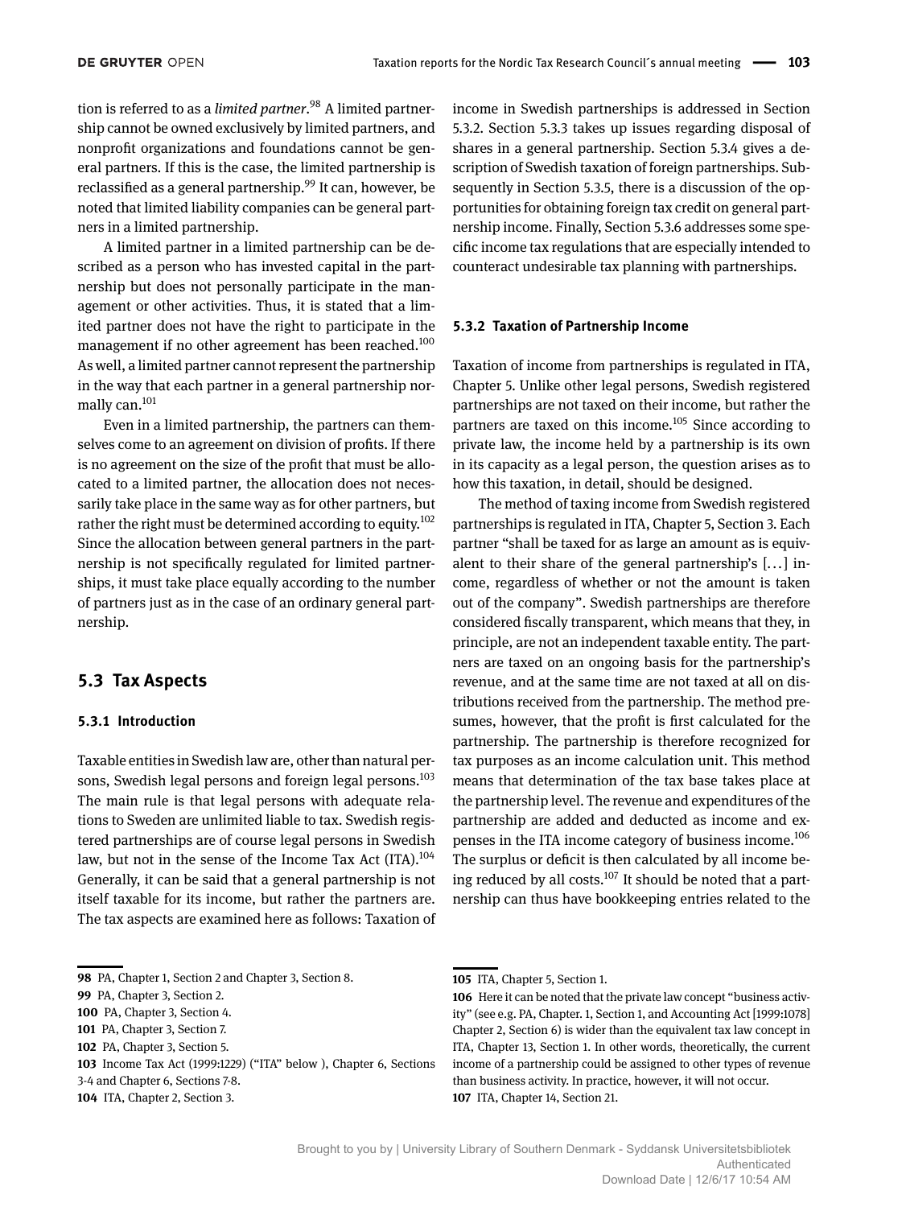tion is referred to as a *limited partner*.[98] A limited partnership cannot be owned exclusively by limited partners, and nonprofit organizations and foundations cannot be general partners. If this is the case, the limited partnership is reclassified as a general partnership.[99] It can, however, be noted that limited liability companies can be general partners in a limited partnership.

A limited partner in a limited partnership can be described as a person who has invested capital in the partnership but does not personally participate in the management or other activities. Thus, it is stated that a limited partner does not have the right to participate in the management if no other agreement has been reached.[100] As well, a limited partner cannot represent the partnership in the way that each partner in a general partnership normally can.[101]

Even in a limited partnership, the partners can themselves come to an agreement on division of profits. If there is no agreement on the size of the profit that must be allocated to a limited partner, the allocation does not necessarily take place in the same way as for other partners, but rather the right must be determined according to equity.[102] Since the allocation between general partners in the partnership is not specifically regulated for limited partnerships, it must take place equally according to the number of partners just as in the case of an ordinary general partnership.

## 5.3 Tax Aspects

### 5.3.1 Introduction

Taxable entities in Swedish law are, other than natural persons, Swedish legal persons and foreign legal persons.[103] The main rule is that legal persons with adequate relations to Sweden are unlimited liable to tax. Swedish registered partnerships are of course legal persons in Swedish law, but not in the sense of the Income Tax Act (ITA).[104] Generally, it can be said that a general partnership is not itself taxable for its income, but rather the partners are. The tax aspects are examined here as follows: Taxation of income in Swedish partnerships is addressed in Section 5.3.2. Section 5.3.3 takes up issues regarding disposal of shares in a general partnership. Section 5.3.4 gives a description of Swedish taxation of foreign partnerships. Subsequently in Section 5.3.5, there is a discussion of the opportunities for obtaining foreign tax credit on general partnership income. Finally, Section 5.3.6 addresses some specific income tax regulations that are especially intended to counteract undesirable tax planning with partnerships.

### 5.3.2 Taxation of Partnership Income

Taxation of income from partnerships is regulated in ITA, Chapter 5. Unlike other legal persons, Swedish registered partnerships are not taxed on their income, but rather the partners are taxed on this income.[105] Since according to private law, the income held by a partnership is its own in its capacity as a legal person, the question arises as to how this taxation, in detail, should be designed.

The method of taxing income from Swedish registered partnerships is regulated in ITA, Chapter 5, Section 3. Each partner "shall be taxed for as large an amount as is equivalent to their share of the general partnership's [...] income, regardless of whether or not the amount is taken out of the company". Swedish partnerships are therefore considered fiscally transparent, which means that they, in principle, are not an independent taxable entity. The partners are taxed on an ongoing basis for the partnership's revenue, and at the same time are not taxed at all on distributions received from the partnership. The method presumes, however, that the profit is first calculated for the partnership. The partnership is therefore recognized for tax purposes as an income calculation unit. This method means that determination of the tax base takes place at the partnership level. The revenue and expenditures of the partnership are added and deducted as income and expenses in the ITA income category of business income.[106] The surplus or deficit is then calculated by all income being reduced by all costs.[107] It should be noted that a partnership can thus have bookkeeping entries related to the

---

98 PA, Chapter 1, Section 2 and Chapter 3, Section 8.

99 PA, Chapter 3, Section 2.

100 PA, Chapter 3, Section 4.

101 PA, Chapter 3, Section 7.

102 PA, Chapter 3, Section 5.

103 Income Tax Act (1999:1229) ("ITA" below ), Chapter 6, Sections 3-4 and Chapter 6, Sections 7-8.

104 ITA, Chapter 2, Section 3.

105 ITA, Chapter 5, Section 1.

106 Here it can be noted that the private law concept "business activity" (see e.g. PA, Chapter. 1, Section 1, and Accounting Act [1999:1078] Chapter 2, Section 6) is wider than the equivalent tax law concept in ITA, Chapter 13, Section 1. In other words, theoretically, the current income of a partnership could be assigned to other types of revenue than business activity. In practice, however, it will not occur.

107 ITA, Chapter 14, Section 21.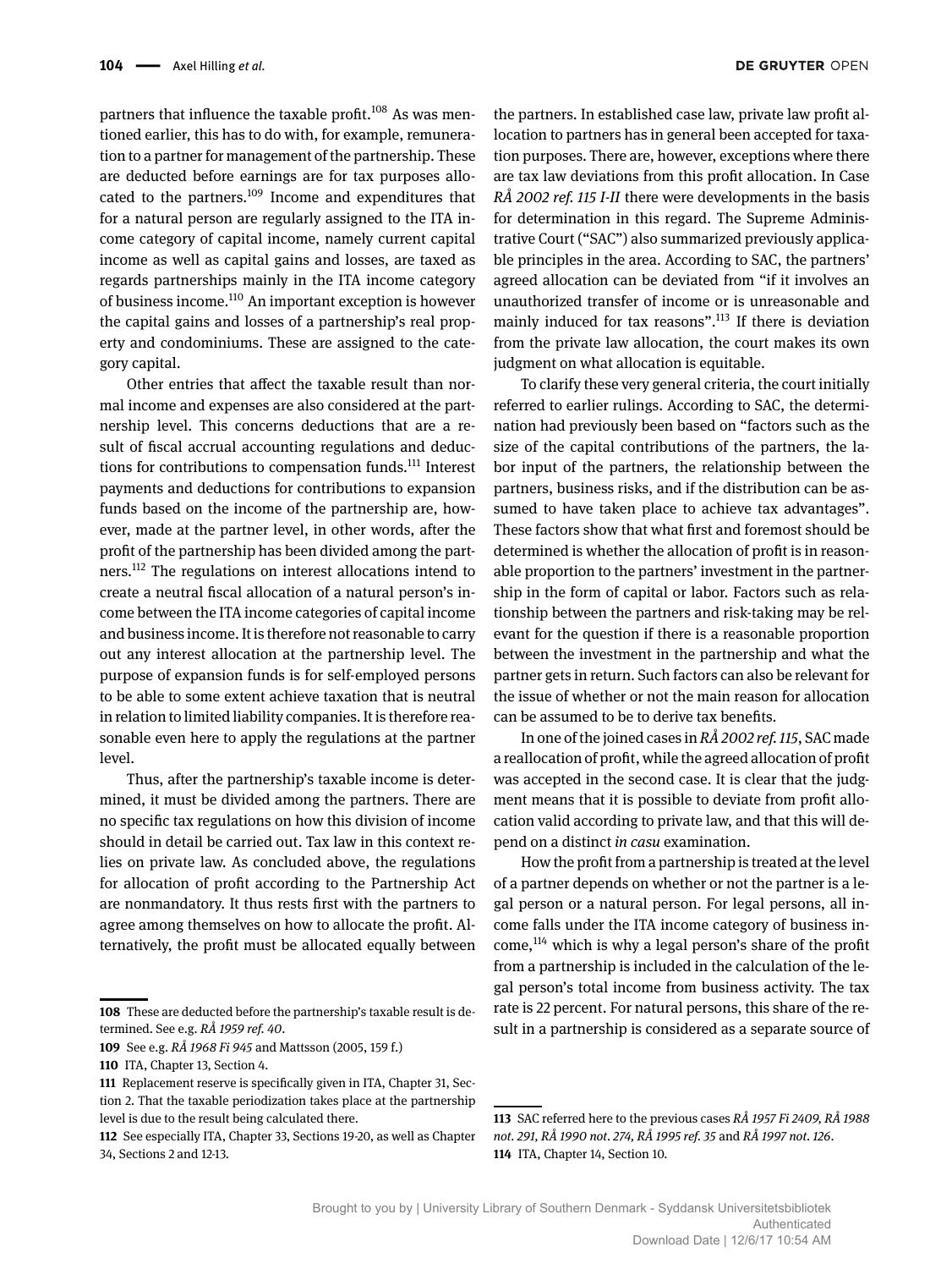partners that influence the taxable profit.[108] As was mentioned earlier, this has to do with, for example, remuneration to a partner for management of the partnership. These are deducted before earnings are for tax purposes allocated to the partners.[109] Income and expenditures that for a natural person are regularly assigned to the ITA income category of capital income, namely current capital income as well as capital gains and losses, are taxed as regards partnerships mainly in the ITA income category of business income.[110] An important exception is however the capital gains and losses of a partnership's real property and condominiums. These are assigned to the category capital.

Other entries that affect the taxable result than normal income and expenses are also considered at the partnership level. This concerns deductions that are a result of fiscal accrual accounting regulations and deductions for contributions to compensation funds.[111] Interest payments and deductions for contributions to expansion funds based on the income of the partnership are, however, made at the partner level, in other words, after the profit of the partnership has been divided among the partners.[112] The regulations on interest allocations intend to create a neutral fiscal allocation of a natural person's income between the ITA income categories of capital income and business income. It is therefore not reasonable to carry out any interest allocation at the partnership level. The purpose of expansion funds is for self-employed persons to be able to some extent achieve taxation that is neutral in relation to limited liability companies. It is therefore reasonable even here to apply the regulations at the partner level.

Thus, after the partnership's taxable income is determined, it must be divided among the partners. There are no specific tax regulations on how this division of income should in detail be carried out. Tax law in this context relies on private law. As concluded above, the regulations for allocation of profit according to the Partnership Act are nonmandatory. It thus rests first with the partners to agree among themselves on how to allocate the profit. Alternatively, the profit must be allocated equally between the partners. In established case law, private law profit allocation to partners has in general been accepted for taxation purposes. There are, however, exceptions where there are tax law deviations from this profit allocation. In Case *RÅ 2002 ref. 115 I-II* there were developments in the basis for determination in this regard. The Supreme Administrative Court ("SAC") also summarized previously applicable principles in the area. According to SAC, the partners' agreed allocation can be deviated from "if it involves an unauthorized transfer of income or is unreasonable and mainly induced for tax reasons".[113] If there is deviation from the private law allocation, the court makes its own judgment on what allocation is equitable.

To clarify these very general criteria, the court initially referred to earlier rulings. According to SAC, the determination had previously been based on "factors such as the size of the capital contributions of the partners, the labor input of the partners, the relationship between the partners, business risks, and if the distribution can be assumed to have taken place to achieve tax advantages". These factors show that what first and foremost should be determined is whether the allocation of profit is in reasonable proportion to the partners' investment in the partnership in the form of capital or labor. Factors such as relationship between the partners and risk-taking may be relevant for the question if there is a reasonable proportion between the investment in the partnership and what the partner gets in return. Such factors can also be relevant for the issue of whether or not the main reason for allocation can be assumed to be to derive tax benefits.

In one of the joined cases in *RÅ 2002 ref. 115*, SAC made a reallocation of profit, while the agreed allocation of profit was accepted in the second case. It is clear that the judgment means that it is possible to deviate from profit allocation valid according to private law, and that this will depend on a distinct *in casu* examination.

How the profit from a partnership is treated at the level of a partner depends on whether or not the partner is a legal person or a natural person. For legal persons, all income falls under the ITA income category of business income,[114] which is why a legal person's share of the profit from a partnership is included in the calculation of the legal person's total income from business activity. The tax rate is 22 percent. For natural persons, this share of the result in a partnership is considered as a separate source of

---

108 These are deducted before the partnership's taxable result is determined. See e.g. *RÅ 1959 ref. 40*.

109 See e.g. *RÅ 1968 Fi 945* and Mattsson (2005, 159 f.)

110 ITA, Chapter 13, Section 4.

111 Replacement reserve is specifically given in ITA, Chapter 31, Section 2. That the taxable periodization takes place at the partnership level is due to the result being calculated there.

112 See especially ITA, Chapter 33, Sections 19-20, as well as Chapter 34, Sections 2 and 12-13.

113 SAC referred here to the previous cases *RÅ 1957 Fi 2409, RÅ 1988 not. 291, RÅ 1990 not. 274, RÅ 1995 ref. 35* and *RÅ 1997 not. 126*.

114 ITA, Chapter 14, Section 10.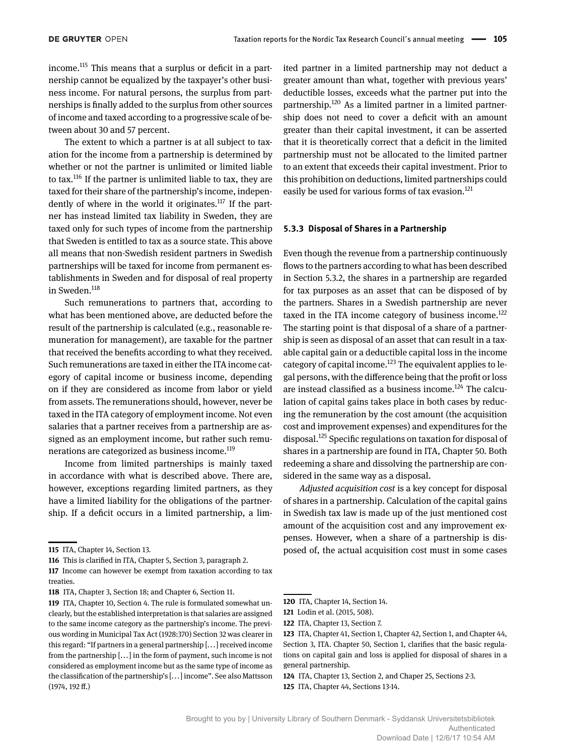income.[115] This means that a surplus or deficit in a partnership cannot be equalized by the taxpayer's other business income. For natural persons, the surplus from partnerships is finally added to the surplus from other sources of income and taxed according to a progressive scale of between about 30 and 57 percent.

The extent to which a partner is at all subject to taxation for the income from a partnership is determined by whether or not the partner is unlimited or limited liable to tax.[116] If the partner is unlimited liable to tax, they are taxed for their share of the partnership's income, independently of where in the world it originates.[117] If the partner has instead limited tax liability in Sweden, they are taxed only for such types of income from the partnership that Sweden is entitled to tax as a source state. This above all means that non-Swedish resident partners in Swedish partnerships will be taxed for income from permanent establishments in Sweden and for disposal of real property in Sweden.[118]

Such remunerations to partners that, according to what has been mentioned above, are deducted before the result of the partnership is calculated (e.g., reasonable remuneration for management), are taxable for the partner that received the benefits according to what they received. Such remunerations are taxed in either the ITA income category of capital income or business income, depending on if they are considered as income from labor or yield from assets. The remunerations should, however, never be taxed in the ITA category of employment income. Not even salaries that a partner receives from a partnership are assigned as an employment income, but rather such remunerations are categorized as business income.[119]

Income from limited partnerships is mainly taxed in accordance with what is described above. There are, however, exceptions regarding limited partners, as they have a limited liability for the obligations of the partnership. If a deficit occurs in a limited partnership, a limited partner in a limited partnership may not deduct a greater amount than what, together with previous years' deductible losses, exceeds what the partner put into the partnership.[120] As a limited partner in a limited partnership does not need to cover a deficit with an amount greater than their capital investment, it can be asserted that it is theoretically correct that a deficit in the limited partnership must not be allocated to the limited partner to an extent that exceeds their capital investment. Prior to this prohibition on deductions, limited partnerships could easily be used for various forms of tax evasion.[121]

### 5.3.3 Disposal of Shares in a Partnership

Even though the revenue from a partnership continuously flows to the partners according to what has been described in Section 5.3.2, the shares in a partnership are regarded for tax purposes as an asset that can be disposed of by the partners. Shares in a Swedish partnership are never taxed in the ITA income category of business income.[122] The starting point is that disposal of a share of a partnership is seen as disposal of an asset that can result in a taxable capital gain or a deductible capital loss in the income category of capital income.[123] The equivalent applies to legal persons, with the difference being that the profit or loss are instead classified as a business income.[124] The calculation of capital gains takes place in both cases by reducing the remuneration by the cost amount (the acquisition cost and improvement expenses) and expenditures for the disposal.[125] Specific regulations on taxation for disposal of shares in a partnership are found in ITA, Chapter 50. Both redeeming a share and dissolving the partnership are considered in the same way as a disposal.

*Adjusted acquisition cost* is a key concept for disposal of shares in a partnership. Calculation of the capital gains in Swedish tax law is made up of the just mentioned cost amount of the acquisition cost and any improvement expenses. However, when a share of a partnership is disposed of, the actual acquisition cost must in some cases

---

115 ITA, Chapter 14, Section 13.

116 This is clarified in ITA, Chapter 5, Section 3, paragraph 2.

117 Income can however be exempt from taxation according to tax treaties.

118 ITA, Chapter 3, Section 18; and Chapter 6, Section 11.

119 ITA, Chapter 10, Section 4. The rule is formulated somewhat unclearly, but the established interpretation is that salaries are assigned to the same income category as the partnership's income. The previous wording in Municipal Tax Act (1928:370) Section 32 was clearer in this regard: "If partners in a general partnership […] received income from the partnership […] in the form of payment, such income is not considered as employment income but as the same type of income as the classification of the partnership's […] income". See also Mattsson (1974, 192 ff.)

120 ITA, Chapter 14, Section 14.

121 Lodin et al. (2015, 508).

122 ITA, Chapter 13, Section 7.

123 ITA, Chapter 41, Section 1, Chapter 42, Section 1, and Chapter 44, Section 3, ITA. Chapter 50, Section 1, clarifies that the basic regulations on capital gain and loss is applied for disposal of shares in a general partnership.

124 ITA, Chapter 13, Section 2, and Chaper 25, Sections 2-3.

125 ITA, Chapter 44, Sections 13-14.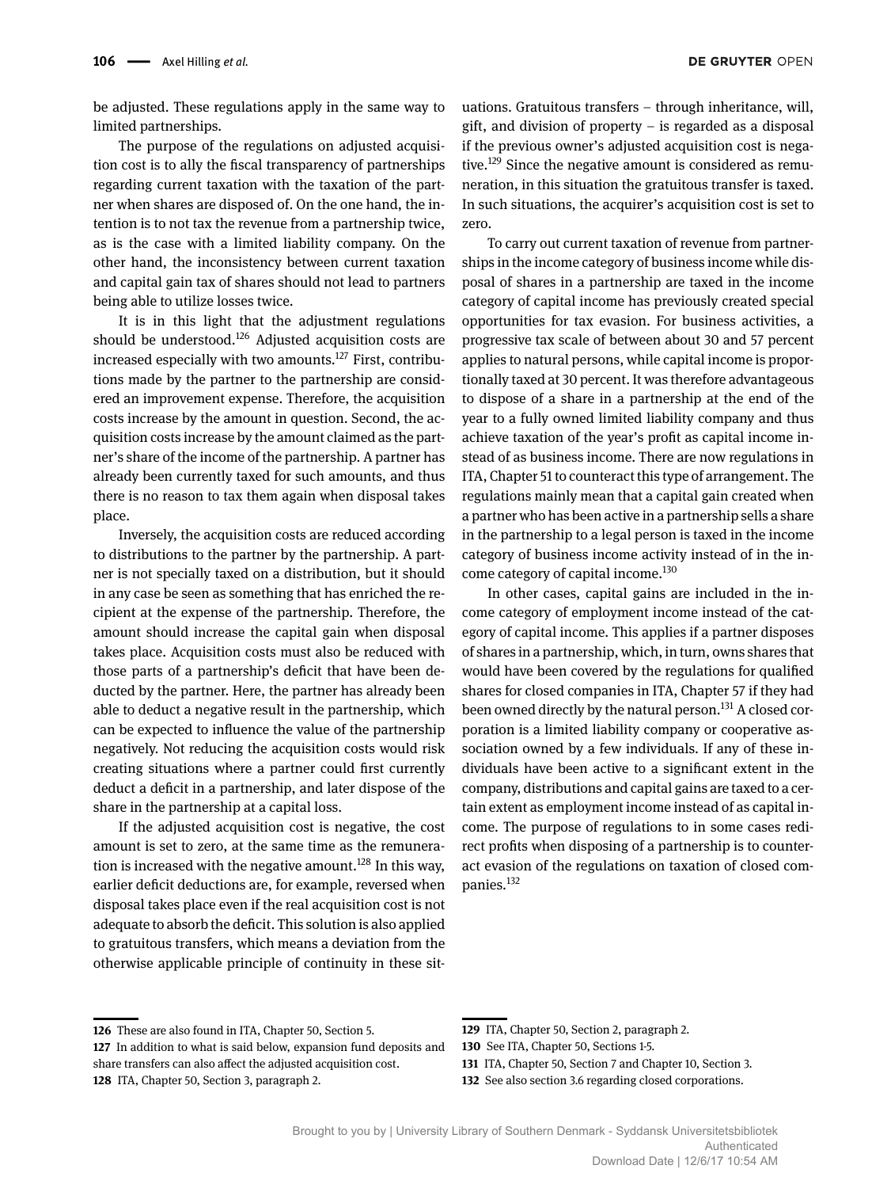be adjusted. These regulations apply in the same way to limited partnerships.

The purpose of the regulations on adjusted acquisition cost is to ally the fiscal transparency of partnerships regarding current taxation with the taxation of the partner when shares are disposed of. On the one hand, the intention is to not tax the revenue from a partnership twice, as is the case with a limited liability company. On the other hand, the inconsistency between current taxation and capital gain tax of shares should not lead to partners being able to utilize losses twice.

It is in this light that the adjustment regulations should be understood.[126] Adjusted acquisition costs are increased especially with two amounts.[127] First, contributions made by the partner to the partnership are considered an improvement expense. Therefore, the acquisition costs increase by the amount in question. Second, the acquisition costs increase by the amount claimed as the partner's share of the income of the partnership. A partner has already been currently taxed for such amounts, and thus there is no reason to tax them again when disposal takes place.

Inversely, the acquisition costs are reduced according to distributions to the partner by the partnership. A partner is not specially taxed on a distribution, but it should in any case be seen as something that has enriched the recipient at the expense of the partnership. Therefore, the amount should increase the capital gain when disposal takes place. Acquisition costs must also be reduced with those parts of a partnership's deficit that have been deducted by the partner. Here, the partner has already been able to deduct a negative result in the partnership, which can be expected to influence the value of the partnership negatively. Not reducing the acquisition costs would risk creating situations where a partner could first currently deduct a deficit in a partnership, and later dispose of the share in the partnership at a capital loss.

If the adjusted acquisition cost is negative, the cost amount is set to zero, at the same time as the remuneration is increased with the negative amount.[128] In this way, earlier deficit deductions are, for example, reversed when disposal takes place even if the real acquisition cost is not adequate to absorb the deficit. This solution is also applied to gratuitous transfers, which means a deviation from the otherwise applicable principle of continuity in these situations. Gratuitous transfers – through inheritance, will, gift, and division of property – is regarded as a disposal if the previous owner's adjusted acquisition cost is negative.[129] Since the negative amount is considered as remuneration, in this situation the gratuitous transfer is taxed. In such situations, the acquirer's acquisition cost is set to zero.

To carry out current taxation of revenue from partnerships in the income category of business income while disposal of shares in a partnership are taxed in the income category of capital income has previously created special opportunities for tax evasion. For business activities, a progressive tax scale of between about 30 and 57 percent applies to natural persons, while capital income is proportionally taxed at 30 percent. It was therefore advantageous to dispose of a share in a partnership at the end of the year to a fully owned limited liability company and thus achieve taxation of the year's profit as capital income instead of as business income. There are now regulations in ITA, Chapter 51 to counteract this type of arrangement. The regulations mainly mean that a capital gain created when a partner who has been active in a partnership sells a share in the partnership to a legal person is taxed in the income category of business income activity instead of in the income category of capital income.[130]

In other cases, capital gains are included in the income category of employment income instead of the category of capital income. This applies if a partner disposes of shares in a partnership, which, in turn, owns shares that would have been covered by the regulations for qualified shares for closed companies in ITA, Chapter 57 if they had been owned directly by the natural person.[131] A closed corporation is a limited liability company or cooperative association owned by a few individuals. If any of these individuals have been active to a significant extent in the company, distributions and capital gains are taxed to a certain extent as employment income instead of as capital income. The purpose of regulations to in some cases redirect profits when disposing of a partnership is to counteract evasion of the regulations on taxation of closed companies.[132]

---

126 These are also found in ITA, Chapter 50, Section 5.

127 In addition to what is said below, expansion fund deposits and share transfers can also affect the adjusted acquisition cost.

128 ITA, Chapter 50, Section 3, paragraph 2.

129 ITA, Chapter 50, Section 2, paragraph 2.

130 See ITA, Chapter 50, Sections 1-5.

131 ITA, Chapter 50, Section 7 and Chapter 10, Section 3.

132 See also section 3.6 regarding closed corporations.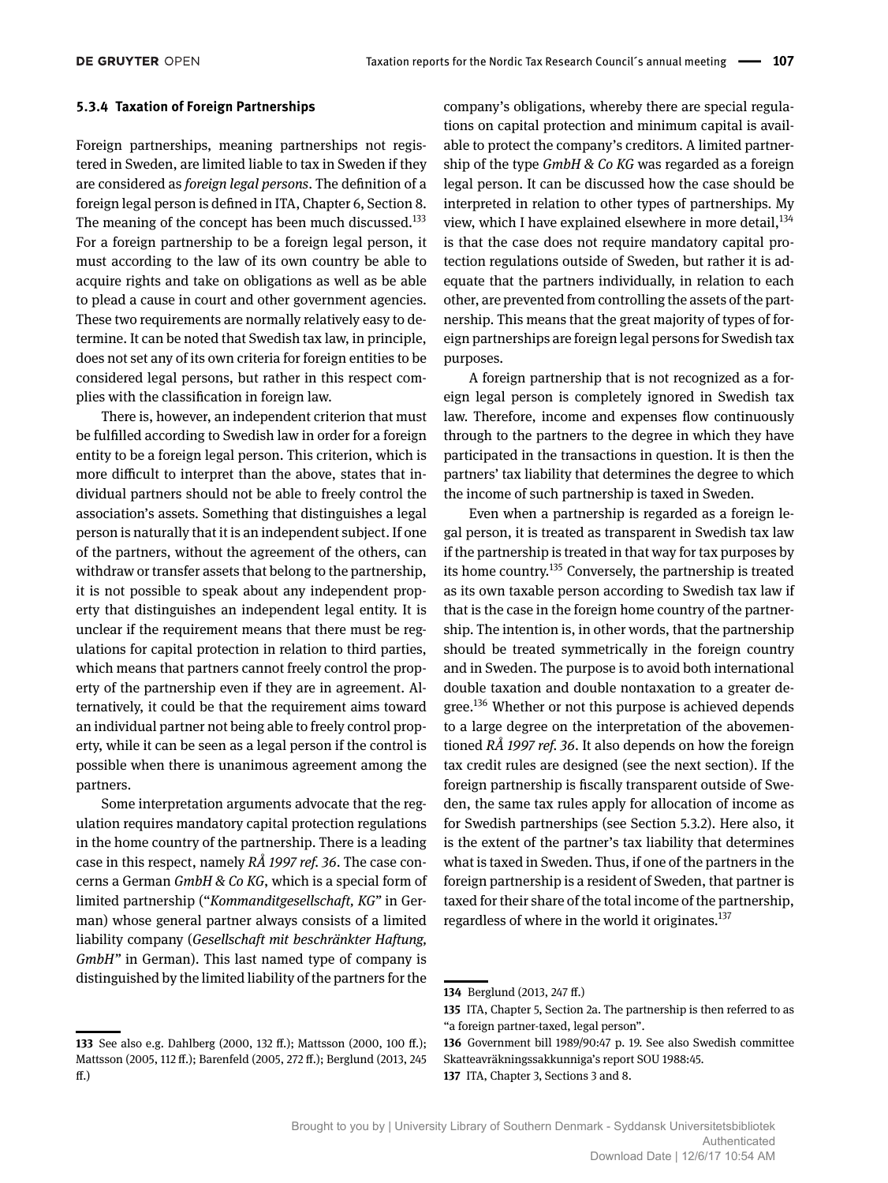### 5.3.4 Taxation of Foreign Partnerships

Foreign partnerships, meaning partnerships not registered in Sweden, are limited liable to tax in Sweden if they are considered as *foreign legal persons*. The definition of a foreign legal person is defined in ITA, Chapter 6, Section 8. The meaning of the concept has been much discussed.[133] For a foreign partnership to be a foreign legal person, it must according to the law of its own country be able to acquire rights and take on obligations as well as be able to plead a cause in court and other government agencies. These two requirements are normally relatively easy to determine. It can be noted that Swedish tax law, in principle, does not set any of its own criteria for foreign entities to be considered legal persons, but rather in this respect complies with the classification in foreign law.

There is, however, an independent criterion that must be fulfilled according to Swedish law in order for a foreign entity to be a foreign legal person. This criterion, which is more difficult to interpret than the above, states that individual partners should not be able to freely control the association's assets. Something that distinguishes a legal person is naturally that it is an independent subject. If one of the partners, without the agreement of the others, can withdraw or transfer assets that belong to the partnership, it is not possible to speak about any independent property that distinguishes an independent legal entity. It is unclear if the requirement means that there must be regulations for capital protection in relation to third parties, which means that partners cannot freely control the property of the partnership even if they are in agreement. Alternatively, it could be that the requirement aims toward an individual partner not being able to freely control property, while it can be seen as a legal person if the control is possible when there is unanimous agreement among the partners.

Some interpretation arguments advocate that the regulation requires mandatory capital protection regulations in the home country of the partnership. There is a leading case in this respect, namely *RÅ 1997 ref. 36*. The case concerns a German *GmbH & Co KG*, which is a special form of limited partnership ("*Kommanditgesellschaft, KG*" in German) whose general partner always consists of a limited liability company (*Gesellschaft mit beschränkter Haftung, GmbH*" in German). This last named type of company is distinguished by the limited liability of the partners for the company's obligations, whereby there are special regulations on capital protection and minimum capital is available to protect the company's creditors. A limited partnership of the type *GmbH & Co KG* was regarded as a foreign legal person. It can be discussed how the case should be interpreted in relation to other types of partnerships. My view, which I have explained elsewhere in more detail,[134] is that the case does not require mandatory capital protection regulations outside of Sweden, but rather it is adequate that the partners individually, in relation to each other, are prevented from controlling the assets of the partnership. This means that the great majority of types of foreign partnerships are foreign legal persons for Swedish tax purposes.

A foreign partnership that is not recognized as a foreign legal person is completely ignored in Swedish tax law. Therefore, income and expenses flow continuously through to the partners to the degree in which they have participated in the transactions in question. It is then the partners' tax liability that determines the degree to which the income of such partnership is taxed in Sweden.

Even when a partnership is regarded as a foreign legal person, it is treated as transparent in Swedish tax law if the partnership is treated in that way for tax purposes by its home country.[135] Conversely, the partnership is treated as its own taxable person according to Swedish tax law if that is the case in the foreign home country of the partnership. The intention is, in other words, that the partnership should be treated symmetrically in the foreign country and in Sweden. The purpose is to avoid both international double taxation and double nontaxation to a greater degree.[136] Whether or not this purpose is achieved depends to a large degree on the interpretation of the abovementioned *RÅ 1997 ref. 36*. It also depends on how the foreign tax credit rules are designed (see the next section). If the foreign partnership is fiscally transparent outside of Sweden, the same tax rules apply for allocation of income as for Swedish partnerships (see Section 5.3.2). Here also, it is the extent of the partner's tax liability that determines what is taxed in Sweden. Thus, if one of the partners in the foreign partnership is a resident of Sweden, that partner is taxed for their share of the total income of the partnership, regardless of where in the world it originates.[137]

---

133 See also e.g. Dahlberg (2000, 132 ff.); Mattsson (2000, 100 ff.); Mattsson (2005, 112 ff.); Barenfeld (2005, 272 ff.); Berglund (2013, 245 ff.)

134 Berglund (2013, 247 ff.)

135 ITA, Chapter 5, Section 2a. The partnership is then referred to as "a foreign partner-taxed, legal person".

136 Government bill 1989/90:47 p. 19. See also Swedish committee Skatteavräkningssakkunniga's report SOU 1988:45.

137 ITA, Chapter 3, Sections 3 and 8.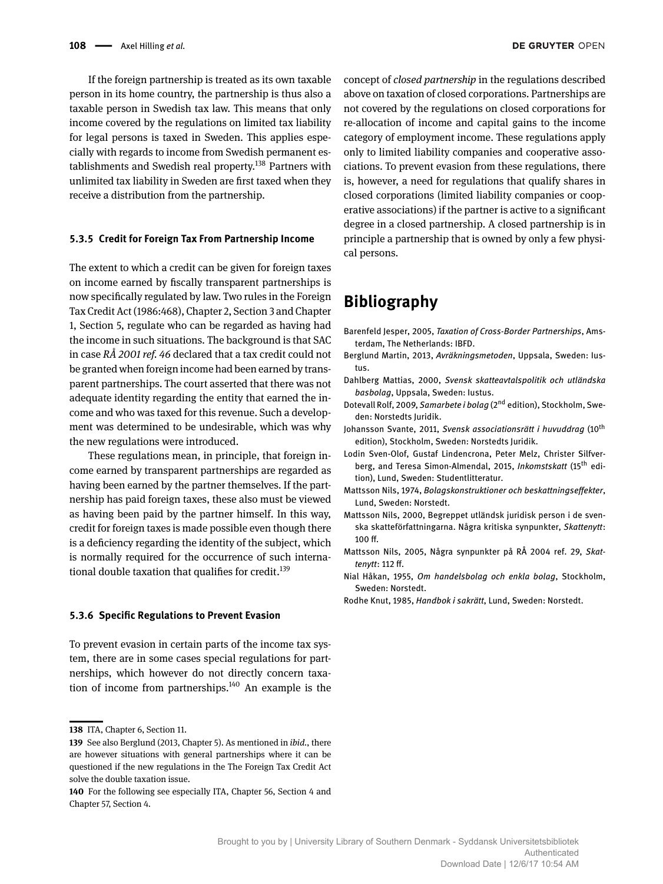If the foreign partnership is treated as its own taxable person in its home country, the partnership is thus also a taxable person in Swedish tax law. This means that only income covered by the regulations on limited tax liability for legal persons is taxed in Sweden. This applies especially with regards to income from Swedish permanent establishments and Swedish real property.[138] Partners with unlimited tax liability in Sweden are first taxed when they receive a distribution from the partnership.

#### 5.3.5 Credit for Foreign Tax From Partnership Income

The extent to which a credit can be given for foreign taxes on income earned by fiscally transparent partnerships is now specifically regulated by law. Two rules in the Foreign Tax Credit Act (1986:468), Chapter 2, Section 3 and Chapter 1, Section 5, regulate who can be regarded as having had the income in such situations. The background is that SAC in case *RÅ 2001 ref. 46* declared that a tax credit could not be granted when foreign income had been earned by transparent partnerships. The court asserted that there was not adequate identity regarding the entity that earned the income and who was taxed for this revenue. Such a development was determined to be undesirable, which was why the new regulations were introduced.

These regulations mean, in principle, that foreign income earned by transparent partnerships are regarded as having been earned by the partner themselves. If the partnership has paid foreign taxes, these also must be viewed as having been paid by the partner himself. In this way, credit for foreign taxes is made possible even though there is a deficiency regarding the identity of the subject, which is normally required for the occurrence of such international double taxation that qualifies for credit.[139]

#### 5.3.6 Specific Regulations to Prevent Evasion

To prevent evasion in certain parts of the income tax system, there are in some cases special regulations for partnerships, which however do not directly concern taxation of income from partnerships.[140] An example is the concept of *closed partnership* in the regulations described above on taxation of closed corporations. Partnerships are not covered by the regulations on closed corporations for re-allocation of income and capital gains to the income category of employment income. These regulations apply only to limited liability companies and cooperative associations. To prevent evasion from these regulations, there is, however, a need for regulations that qualify shares in closed corporations (limited liability companies or cooperative associations) if the partner is active to a significant degree in a closed partnership. A closed partnership is in principle a partnership that is owned by only a few physical persons.

---

138 ITA, Chapter 6, Section 11.

139 See also Berglund (2013, Chapter 5). As mentioned in *ibid.*, there are however situations with general partnerships where it can be questioned if the new regulations in the The Foreign Tax Credit Act solve the double taxation issue.

140 For the following see especially ITA, Chapter 56, Section 4 and Chapter 57, Section 4.

## Bibliography

Barenfeld Jesper, 2005, *Taxation of Cross-Border Partnerships*, Amsterdam, The Netherlands: IBFD.

Berglund Martin, 2013, *Avräkningsmetoden*, Uppsala, Sweden: Iustus.

Dahlberg Mattias, 2000, *Svensk skatteavtalspolitik och utländska basbolag*, Uppsala, Sweden: Iustus.

Dotevall Rolf, 2009, *Samarbete i bolag* (2nd edition), Stockholm, Sweden: Norstedts Juridik.

Johansson Svante, 2011, *Svensk associationsrätt i huvuddrag* (10th edition), Stockholm, Sweden: Norstedts Juridik.

Lodin Sven-Olof, Gustaf Lindencrona, Peter Melz, Christer Silfverberg, and Teresa Simon-Almendal, 2015, *Inkomstskatt* (15th edition), Lund, Sweden: Studentlitteratur.

Mattsson Nils, 1974, *Bolagskonstruktioner och beskattningseffekter*, Lund, Sweden: Norstedt.

Mattsson Nils, 2000, Begreppet utländsk juridisk person i de svenska skatteförfattningarna. Några kritiska synpunkter, *Skattenytt*: 100 ff.

Mattsson Nils, 2005, Några synpunkter på RÅ 2004 ref. 29, *Skattenytt*: 112 ff.

Nial Håkan, 1955, *Om handelsbolag och enkla bolag*, Stockholm, Sweden: Norstedt.

Rodhe Knut, 1985, *Handbok i sakrätt*, Lund, Sweden: Norstedt.